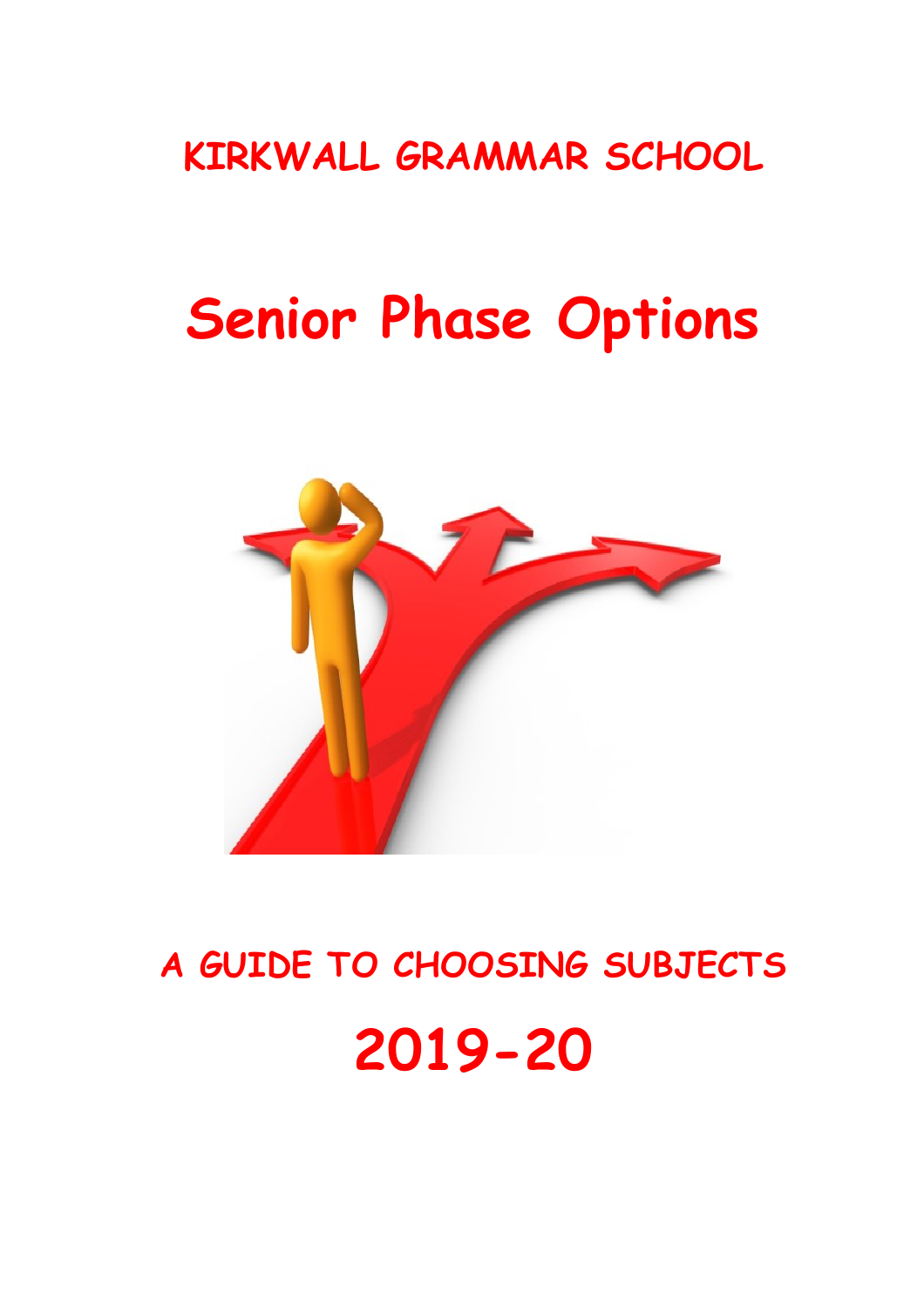**KIRKWALL GRAMMAR SCHOOL**

# Senior Phase Options

**A GUIDE TO CHOOSING SUBJECTS**

# 2019-20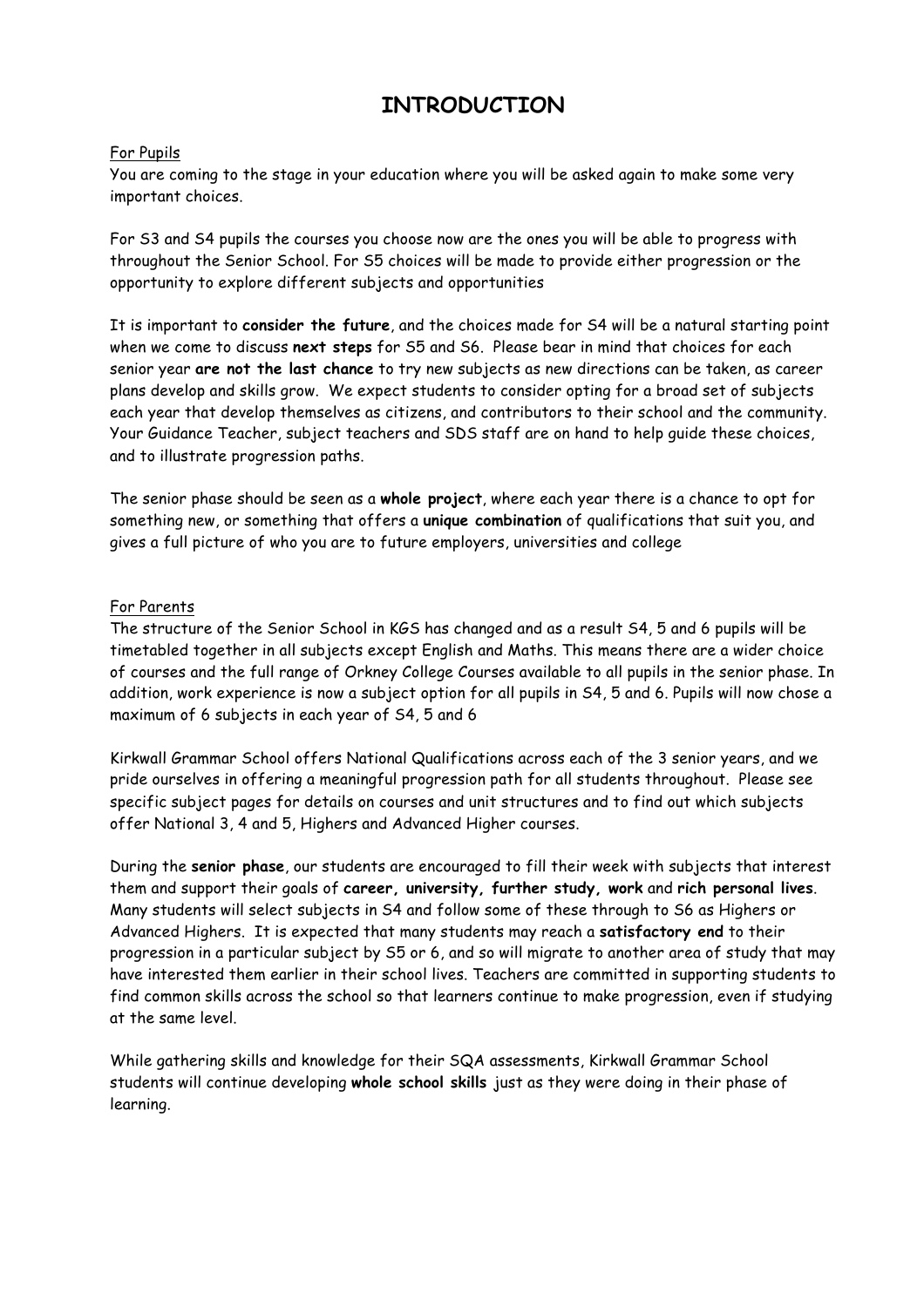# INTRODUCTION

For Pupils

You are coming to the stage in your education where you will be asked again to make some very important choices.

For S3 and S4 pupils the courses you choose now are the ones you will be able to progress with throughout the Senior School. For S5 choices will be made to provide either progression or the opportunity to explore different subjects and opportunities

It is important to **consider the future**, and the choices made for S4 will be a natural starting point when we come to discuss **next steps** for S5 and S6. Please bear in mind that choices for each senior year **are not the last chance** to try new subjects as new directions can be taken, as career plans develop and skills grow. We expect students to consider opting for a broad set of subjects each year that develop themselves as citizens, and contributors to their school and the community. Your Guidance Teacher, subject teachers and SDS staff are on hand to help guide these choices, and to illustrate progression paths.

The senior phase should be seen as a **whole project**, where each year there is a chance to opt for something new, or something that offers a **unique combination** of qualifications that suit you, and gives a full picture of who you are to future employers, universities and college

For Parents

The structure of the Senior School in KGS has changed and as a result S4, 5 and 6 pupils will be timetabled together in all subjects except English and Maths. This means there are a wider choice of courses and the full range of Orkney College Courses available to all pupils in the senior phase. In addition, work experience is now a subject option for all pupils in S4, 5 and 6. Pupils will now chose a maximum of 6 subjects in each year of S4, 5 and 6

Kirkwall Grammar School offers National Qualifications across each of the 3 senior years, and we pride ourselves in offering a meaningful progression path for all students throughout. Please see specific subject pages for details on courses and unit structures and to find out which subjects offer National 3, 4 and 5, Highers and Advanced Higher courses.

During the **senior phase**, our students are encouraged to fill their week with subjects that interest them and support their goals of **career, university, further study, work** and **rich personal lives**. Many students will select subjects in S4 and follow some of these through to S6 as Highers or Advanced Highers. It is expected that many students may reach a **satisfactory end** to their progression in a particular subject by S5 or 6, and so will migrate to another area of study that may have interested them earlier in their school lives. Teachers are committed in supporting students to find common skills across the school so that learners continue to make progression, even if studying at the same level.

While gathering skills and knowledge for their SQA assessments, Kirkwall Grammar School students will continue developing **whole school skills** just as they were doing in their phase of learning.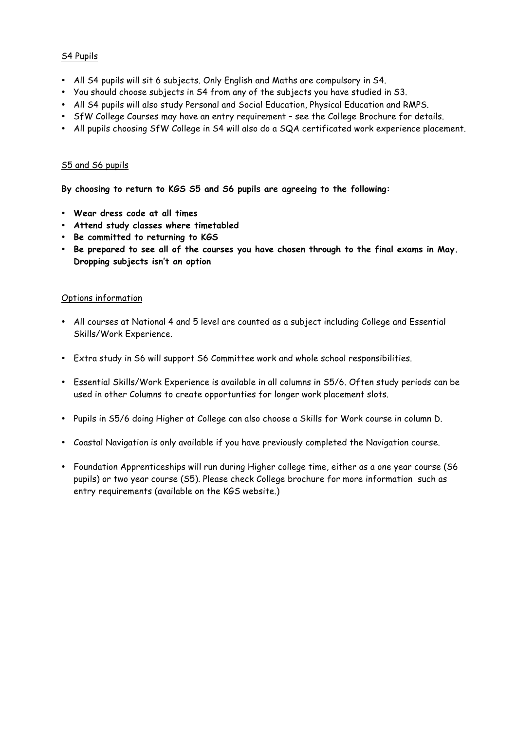S4 Pupils

- All S4 pupils will sit 6 subjects. Only English and Maths are compulsory in S4.
- You should choose subjects in S4 from any of the subjects you have studied in S3.
- All S4 pupils will also study Personal and Social Education, Physical Education and RMPS.
- SfW College Courses may have an entry requirement – see the College Brochure for details.
- All pupils choosing SfW College in S4 will also do a SQA certificated work experience placement.

S5 and S6 pupils

**By choosing to return to KGS S5 and S6 pupils are agreeing to the following:**

- **Wear dress code at all times**
- **Attend study classes where timetabled**
- **Be committed to returning to KGS**
- **Be prepared to see all of the courses you have chosen through to the final exams in May. Dropping subjects isn't an option**

Options information

- All courses at National 4 and 5 level are counted as a subject including College and Essential Skills/Work Experience.

- Extra study in S6 will support S6 Committee work and whole school responsibilities.

- Essential Skills/Work Experience is available in all columns in S5/6. Often study periods can be used in other Columns to create opportunties for longer work placement slots.

- Pupils in S5/6 doing Higher at College can also choose a Skills for Work course in column D.

- Coastal Navigation is only available if you have previously completed the Navigation course.

- Foundation Apprenticeships will run during Higher college time, either as a one year course (S6 pupils) or two year course (S5). Please check College brochure for more information such as entry requirements (available on the KGS website.)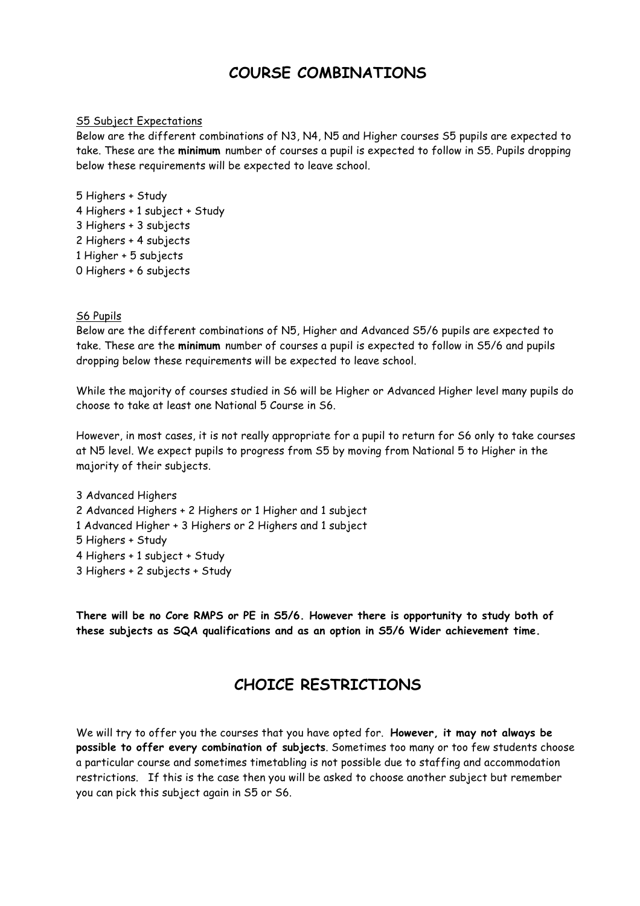# COURSE COMBINATIONS

S5 Subject Expectations

Below are the different combinations of N3, N4, N5 and Higher courses S5 pupils are expected to take. These are the **minimum** number of courses a pupil is expected to follow in S5. Pupils dropping below these requirements will be expected to leave school.

5 Highers + Study
4 Highers + 1 subject + Study
3 Highers + 3 subjects
2 Highers + 4 subjects
1 Higher + 5 subjects
0 Highers + 6 subjects

S6 Pupils

Below are the different combinations of N5, Higher and Advanced S5/6 pupils are expected to take. These are the **minimum** number of courses a pupil is expected to follow in S5/6 and pupils dropping below these requirements will be expected to leave school.

While the majority of courses studied in S6 will be Higher or Advanced Higher level many pupils do choose to take at least one National 5 Course in S6.

However, in most cases, it is not really appropriate for a pupil to return for S6 only to take courses at N5 level. We expect pupils to progress from S5 by moving from National 5 to Higher in the majority of their subjects.

3 Advanced Highers
2 Advanced Highers + 2 Highers or 1 Higher and 1 subject
1 Advanced Higher + 3 Highers or 2 Highers and 1 subject
5 Highers + Study
4 Highers + 1 subject + Study
3 Highers + 2 subjects + Study

**There will be no Core RMPS or PE in S5/6. However there is opportunity to study both of these subjects as SQA qualifications and as an option in S5/6 Wider achievement time.**

# CHOICE RESTRICTIONS

We will try to offer you the courses that you have opted for. **However, it may not always be possible to offer every combination of subjects**. Sometimes too many or too few students choose a particular course and sometimes timetabling is not possible due to staffing and accommodation restrictions. If this is the case then you will be asked to choose another subject but remember you can pick this subject again in S5 or S6.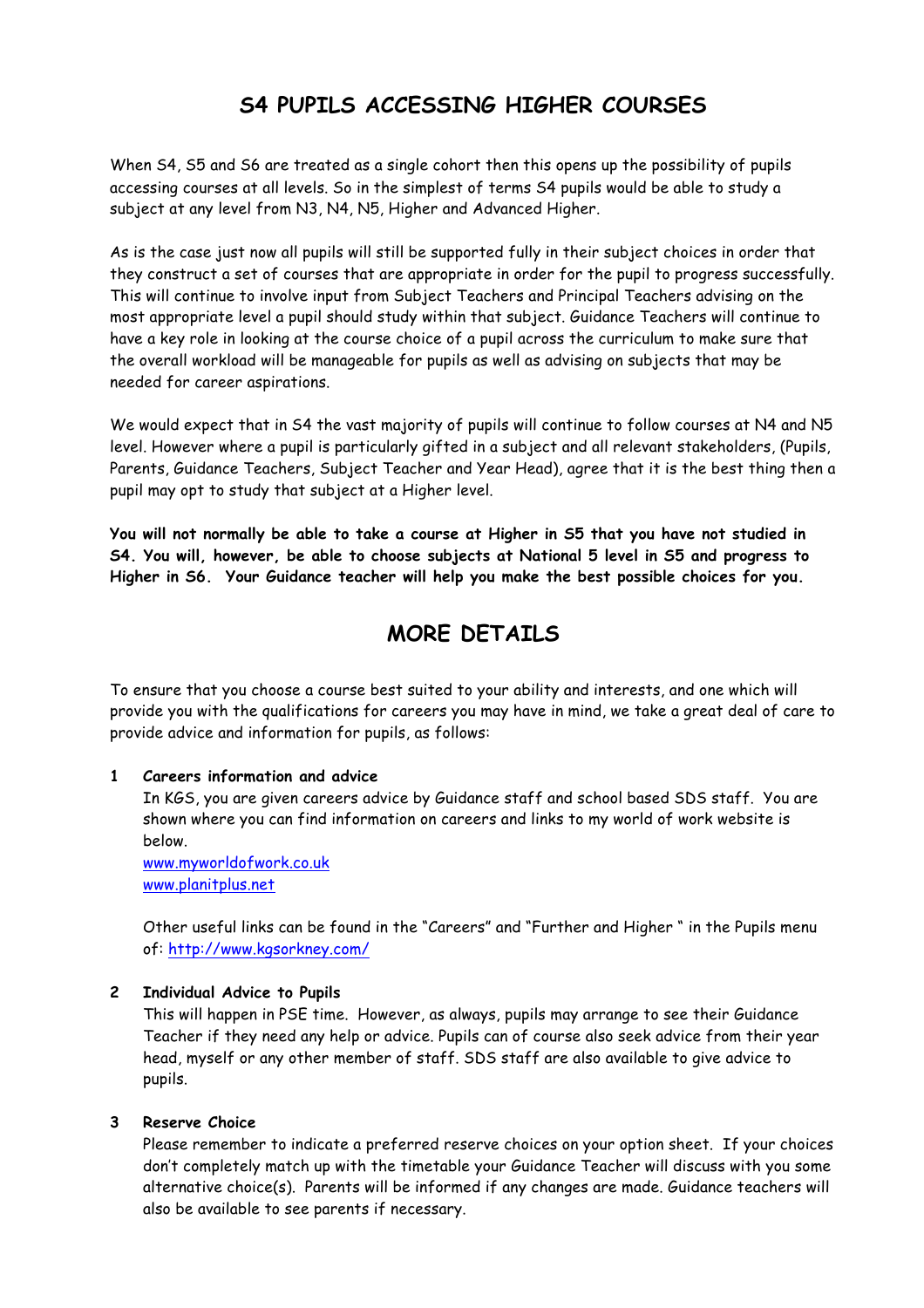# S4 PUPILS ACCESSING HIGHER COURSES

When S4, S5 and S6 are treated as a single cohort then this opens up the possibility of pupils accessing courses at all levels. So in the simplest of terms S4 pupils would be able to study a subject at any level from N3, N4, N5, Higher and Advanced Higher.

As is the case just now all pupils will still be supported fully in their subject choices in order that they construct a set of courses that are appropriate in order for the pupil to progress successfully. This will continue to involve input from Subject Teachers and Principal Teachers advising on the most appropriate level a pupil should study within that subject. Guidance Teachers will continue to have a key role in looking at the course choice of a pupil across the curriculum to make sure that the overall workload will be manageable for pupils as well as advising on subjects that may be needed for career aspirations.

We would expect that in S4 the vast majority of pupils will continue to follow courses at N4 and N5 level. However where a pupil is particularly gifted in a subject and all relevant stakeholders, (Pupils, Parents, Guidance Teachers, Subject Teacher and Year Head), agree that it is the best thing then a pupil may opt to study that subject at a Higher level.

**You will not normally be able to take a course at Higher in S5 that you have not studied in S4. You will, however, be able to choose subjects at National 5 level in S5 and progress to Higher in S6. Your Guidance teacher will help you make the best possible choices for you.**

# MORE DETAILS

To ensure that you choose a course best suited to your ability and interests, and one which will provide you with the qualifications for careers you may have in mind, we take a great deal of care to provide advice and information for pupils, as follows:

1. **Careers information and advice**

   In KGS, you are given careers advice by Guidance staff and school based SDS staff. You are shown where you can find information on careers and links to my world of work website is below.

   www.myworldofwork.co.uk
   www.planitplus.net

   Other useful links can be found in the "Careers" and "Further and Higher " in the Pupils menu of: http://www.kgsorkney.com/

2. **Individual Advice to Pupils**

   This will happen in PSE time. However, as always, pupils may arrange to see their Guidance Teacher if they need any help or advice. Pupils can of course also seek advice from their year head, myself or any other member of staff. SDS staff are also available to give advice to pupils.

3. **Reserve Choice**

   Please remember to indicate a preferred reserve choices on your option sheet. If your choices don't completely match up with the timetable your Guidance Teacher will discuss with you some alternative choice(s). Parents will be informed if any changes are made. Guidance teachers will also be available to see parents if necessary.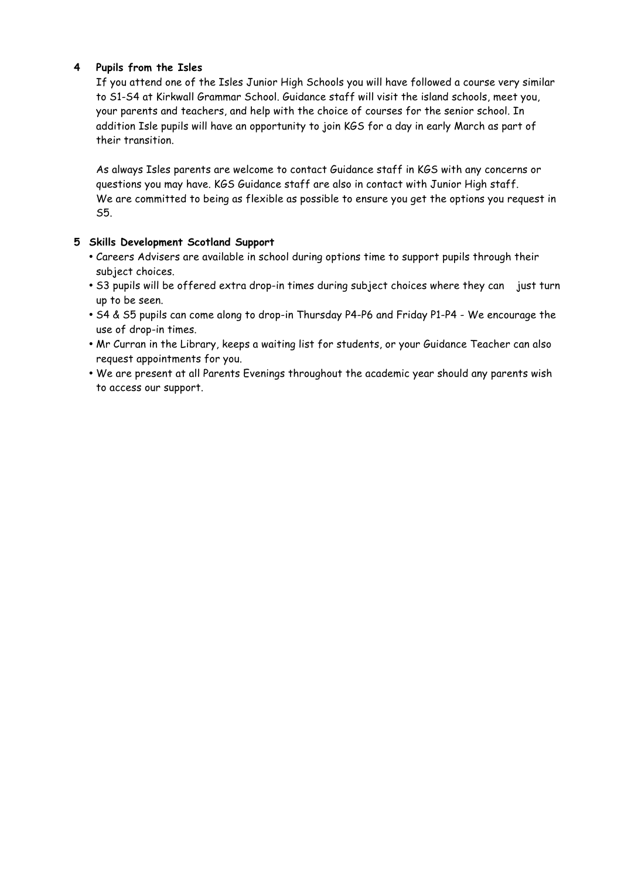## 4 Pupils from the Isles

If you attend one of the Isles Junior High Schools you will have followed a course very similar to S1-S4 at Kirkwall Grammar School. Guidance staff will visit the island schools, meet you, your parents and teachers, and help with the choice of courses for the senior school. In addition Isle pupils will have an opportunity to join KGS for a day in early March as part of their transition.

As always Isles parents are welcome to contact Guidance staff in KGS with any concerns or questions you may have. KGS Guidance staff are also in contact with Junior High staff. We are committed to being as flexible as possible to ensure you get the options you request in S5.

## 5 Skills Development Scotland Support

- Careers Advisers are available in school during options time to support pupils through their subject choices.
- S3 pupils will be offered extra drop-in times during subject choices where they can just turn up to be seen.
- S4 & S5 pupils can come along to drop-in Thursday P4-P6 and Friday P1-P4 - We encourage the use of drop-in times.
- Mr Curran in the Library, keeps a waiting list for students, or your Guidance Teacher can also request appointments for you.
- We are present at all Parents Evenings throughout the academic year should any parents wish to access our support.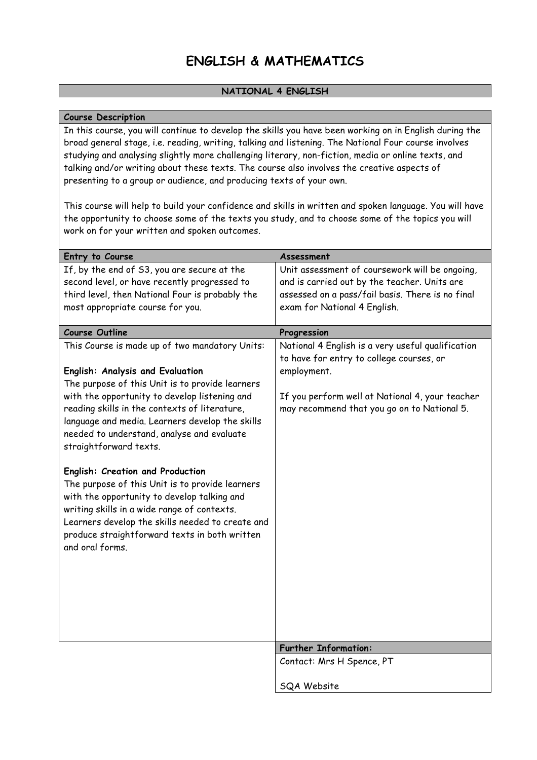# ENGLISH & MATHEMATICS

## NATIONAL 4 ENGLISH

**Course Description**

In this course, you will continue to develop the skills you have been working on in English during the broad general stage, i.e. reading, writing, talking and listening. The National Four course involves studying and analysing slightly more challenging literary, non-fiction, media or online texts, and talking and/or writing about these texts. The course also involves the creative aspects of presenting to a group or audience, and producing texts of your own.

This course will help to build your confidence and skills in written and spoken language. You will have the opportunity to choose some of the texts you study, and to choose some of the topics you will work on for your written and spoken outcomes.

**Entry to Course**

If, by the end of S3, you are secure at the second level, or have recently progressed to third level, then National Four is probably the most appropriate course for you.

**Assessment**

Unit assessment of coursework will be ongoing, and is carried out by the teacher. Units are assessed on a pass/fail basis. There is no final exam for National 4 English.

**Course Outline**

This Course is made up of two mandatory Units:

**English: Analysis and Evaluation**
The purpose of this Unit is to provide learners with the opportunity to develop listening and reading skills in the contexts of literature, language and media. Learners develop the skills needed to understand, analyse and evaluate straightforward texts.

**English: Creation and Production**
The purpose of this Unit is to provide learners with the opportunity to develop talking and writing skills in a wide range of contexts. Learners develop the skills needed to create and produce straightforward texts in both written and oral forms.

**Progression**

National 4 English is a very useful qualification to have for entry to college courses, or employment.

If you perform well at National 4, your teacher may recommend that you go on to National 5.

**Further Information:**

Contact: Mrs H Spence, PT

SQA Website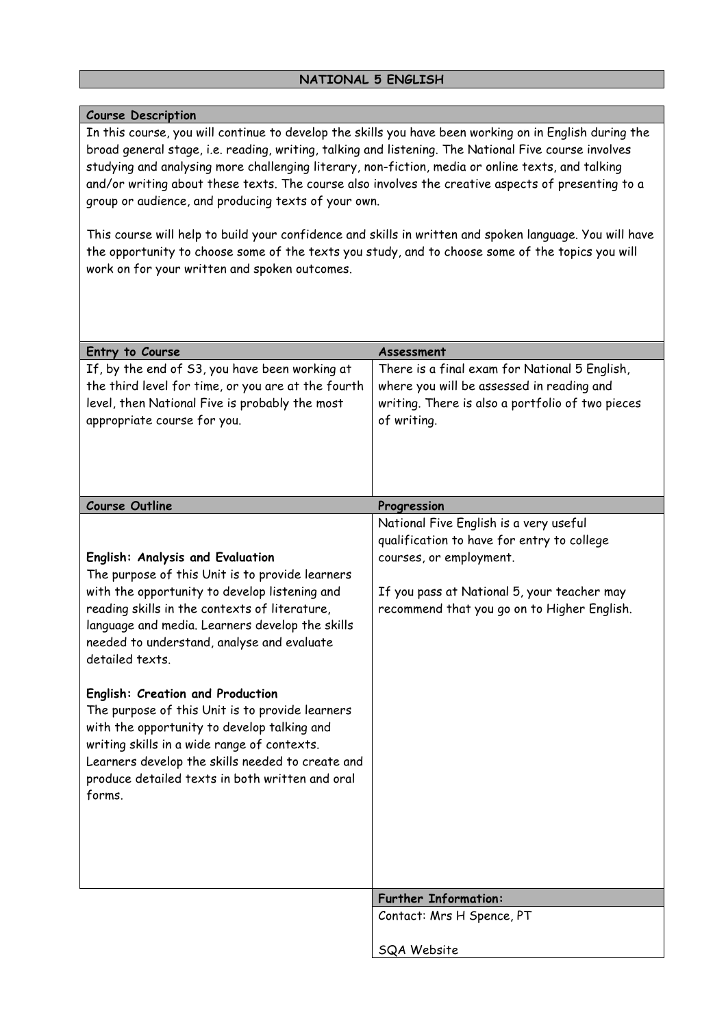# NATIONAL 5 ENGLISH

## Course Description

In this course, you will continue to develop the skills you have been working on in English during the broad general stage, i.e. reading, writing, talking and listening. The National Five course involves studying and analysing more challenging literary, non-fiction, media or online texts, and talking and/or writing about these texts. The course also involves the creative aspects of presenting to a group or audience, and producing texts of your own.

This course will help to build your confidence and skills in written and spoken language. You will have the opportunity to choose some of the texts you study, and to choose some of the topics you will work on for your written and spoken outcomes.

## Entry to Course

If, by the end of S3, you have been working at the third level for time, or you are at the fourth level, then National Five is probably the most appropriate course for you.

## Assessment

There is a final exam for National 5 English, where you will be assessed in reading and writing. There is also a portfolio of two pieces of writing.

## Course Outline

**English: Analysis and Evaluation**
The purpose of this Unit is to provide learners with the opportunity to develop listening and reading skills in the contexts of literature, language and media. Learners develop the skills needed to understand, analyse and evaluate detailed texts.

**English: Creation and Production**
The purpose of this Unit is to provide learners with the opportunity to develop talking and writing skills in a wide range of contexts. Learners develop the skills needed to create and produce detailed texts in both written and oral forms.

## Progression

National Five English is a very useful qualification to have for entry to college courses, or employment.

If you pass at National 5, your teacher may recommend that you go on to Higher English.

## Further Information:

Contact: Mrs H Spence, PT

SQA Website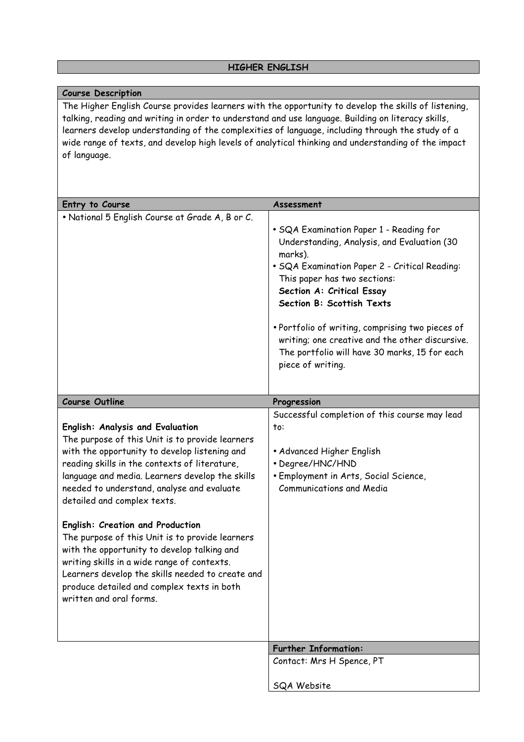# HIGHER ENGLISH

## Course Description

The Higher English Course provides learners with the opportunity to develop the skills of listening, talking, reading and writing in order to understand and use language. Building on literacy skills, learners develop understanding of the complexities of language, including through the study of a wide range of texts, and develop high levels of analytical thinking and understanding of the impact of language.

## Entry to Course

- National 5 English Course at Grade A, B or C.

## Assessment

- SQA Examination Paper 1 - Reading for Understanding, Analysis, and Evaluation (30 marks).
- SQA Examination Paper 2 - Critical Reading: This paper has two sections:
  **Section A: Critical Essay**
  **Section B: Scottish Texts**
- Portfolio of writing, comprising two pieces of writing; one creative and the other discursive. The portfolio will have 30 marks, 15 for each piece of writing.

## Course Outline

**English: Analysis and Evaluation**
The purpose of this Unit is to provide learners with the opportunity to develop listening and reading skills in the contexts of literature, language and media. Learners develop the skills needed to understand, analyse and evaluate detailed and complex texts.

**English: Creation and Production**
The purpose of this Unit is to provide learners with the opportunity to develop talking and writing skills in a wide range of contexts. Learners develop the skills needed to create and produce detailed and complex texts in both written and oral forms.

## Progression

Successful completion of this course may lead to:

- Advanced Higher English
- Degree/HNC/HND
- Employment in Arts, Social Science, Communications and Media

## Further Information:

Contact: Mrs H Spence, PT

SQA Website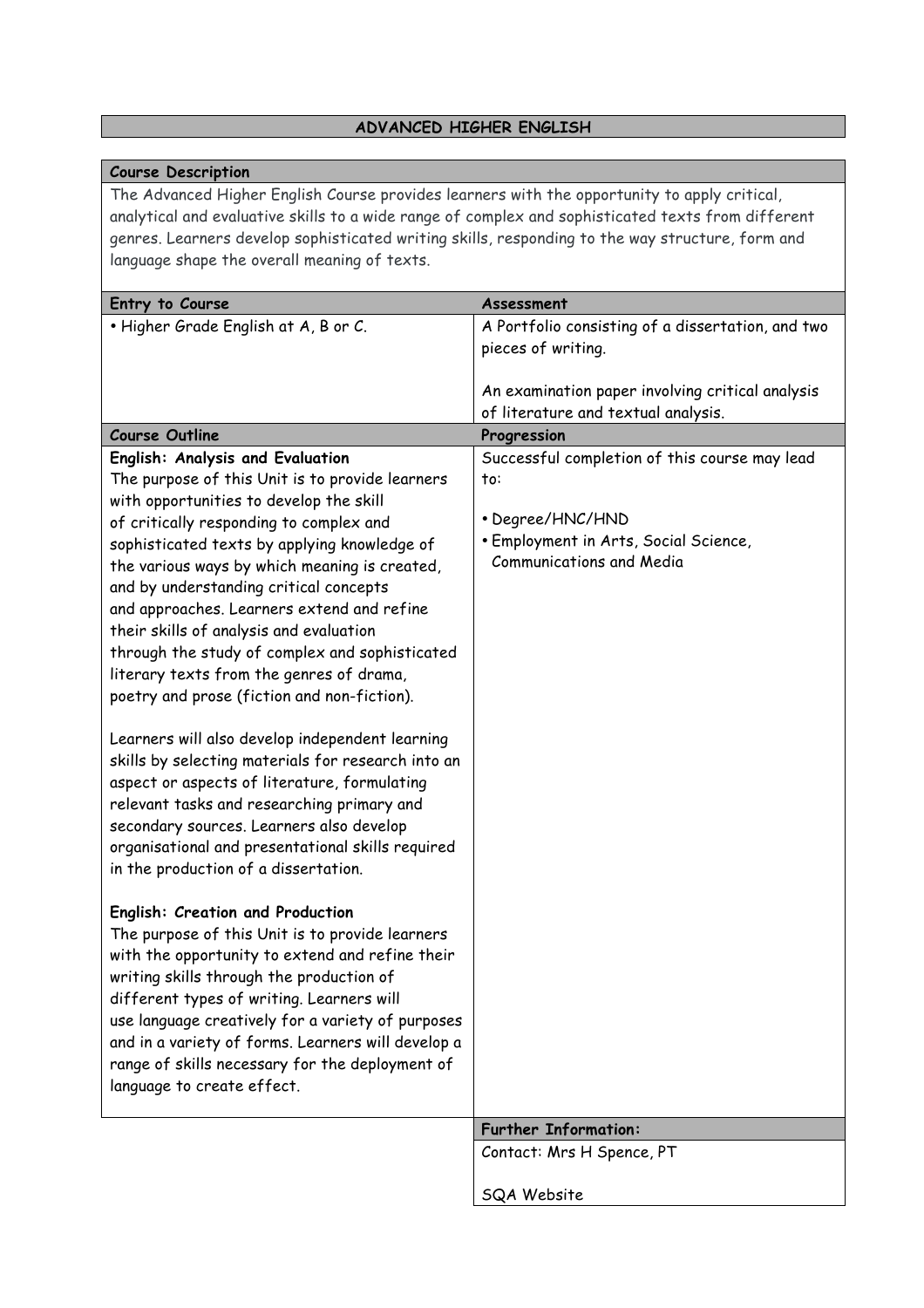# ADVANCED HIGHER ENGLISH

## Course Description

The Advanced Higher English Course provides learners with the opportunity to apply critical, analytical and evaluative skills to a wide range of complex and sophisticated texts from different genres. Learners develop sophisticated writing skills, responding to the way structure, form and language shape the overall meaning of texts.

| Entry to Course | Assessment |
|---|---|
| • Higher Grade English at A, B or C. | A Portfolio consisting of a dissertation, and two pieces of writing.<br><br>An examination paper involving critical analysis of literature and textual analysis. |

| Course Outline | Progression |
|---|---|
| **English: Analysis and Evaluation**<br>The purpose of this Unit is to provide learners with opportunities to develop the skill of critically responding to complex and sophisticated texts by applying knowledge of the various ways by which meaning is created, and by understanding critical concepts and approaches. Learners extend and refine their skills of analysis and evaluation through the study of complex and sophisticated literary texts from the genres of drama, poetry and prose (fiction and non-fiction).<br><br>Learners will also develop independent learning skills by selecting materials for research into an aspect or aspects of literature, formulating relevant tasks and researching primary and secondary sources. Learners also develop organisational and presentational skills required in the production of a dissertation.<br><br>**English: Creation and Production**<br>The purpose of this Unit is to provide learners with the opportunity to extend and refine their writing skills through the production of different types of writing. Learners will use language creatively for a variety of purposes and in a variety of forms. Learners will develop a range of skills necessary for the deployment of language to create effect. | Successful completion of this course may lead to:<br><br>• Degree/HNC/HND<br>• Employment in Arts, Social Science, Communications and Media |

**Further Information:**

Contact: Mrs H Spence, PT

SQA Website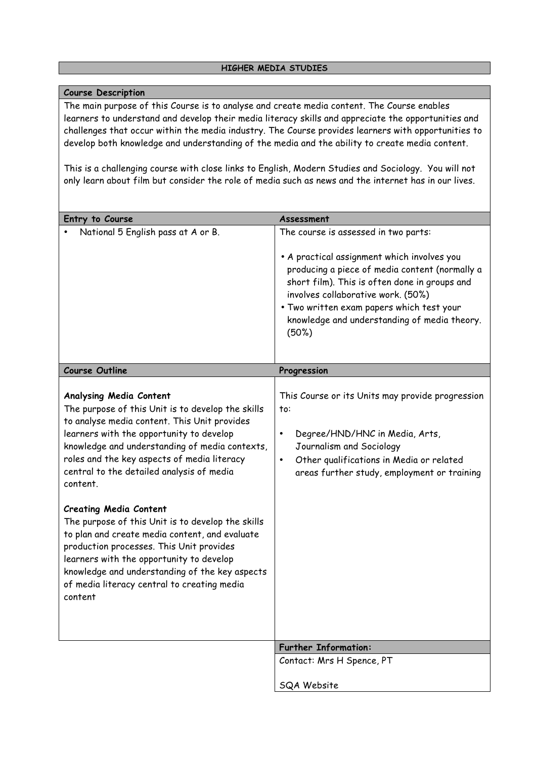# HIGHER MEDIA STUDIES

## Course Description

The main purpose of this Course is to analyse and create media content. The Course enables learners to understand and develop their media literacy skills and appreciate the opportunities and challenges that occur within the media industry. The Course provides learners with opportunities to develop both knowledge and understanding of the media and the ability to create media content.

This is a challenging course with close links to English, Modern Studies and Sociology. You will not only learn about film but consider the role of media such as news and the internet has in our lives.

## Entry to Course

- National 5 English pass at A or B.

## Assessment

The course is assessed in two parts:

- A practical assignment which involves you producing a piece of media content (normally a short film). This is often done in groups and involves collaborative work. (50%)
- Two written exam papers which test your knowledge and understanding of media theory. (50%)

## Course Outline

**Analysing Media Content**
The purpose of this Unit is to develop the skills to analyse media content. This Unit provides learners with the opportunity to develop knowledge and understanding of media contexts, roles and the key aspects of media literacy central to the detailed analysis of media content.

**Creating Media Content**
The purpose of this Unit is to develop the skills to plan and create media content, and evaluate production processes. This Unit provides learners with the opportunity to develop knowledge and understanding of the key aspects of media literacy central to creating media content

## Progression

This Course or its Units may provide progression to:

- Degree/HND/HNC in Media, Arts, Journalism and Sociology
- Other qualifications in Media or related areas further study, employment or training

## Further Information:

Contact: Mrs H Spence, PT

SQA Website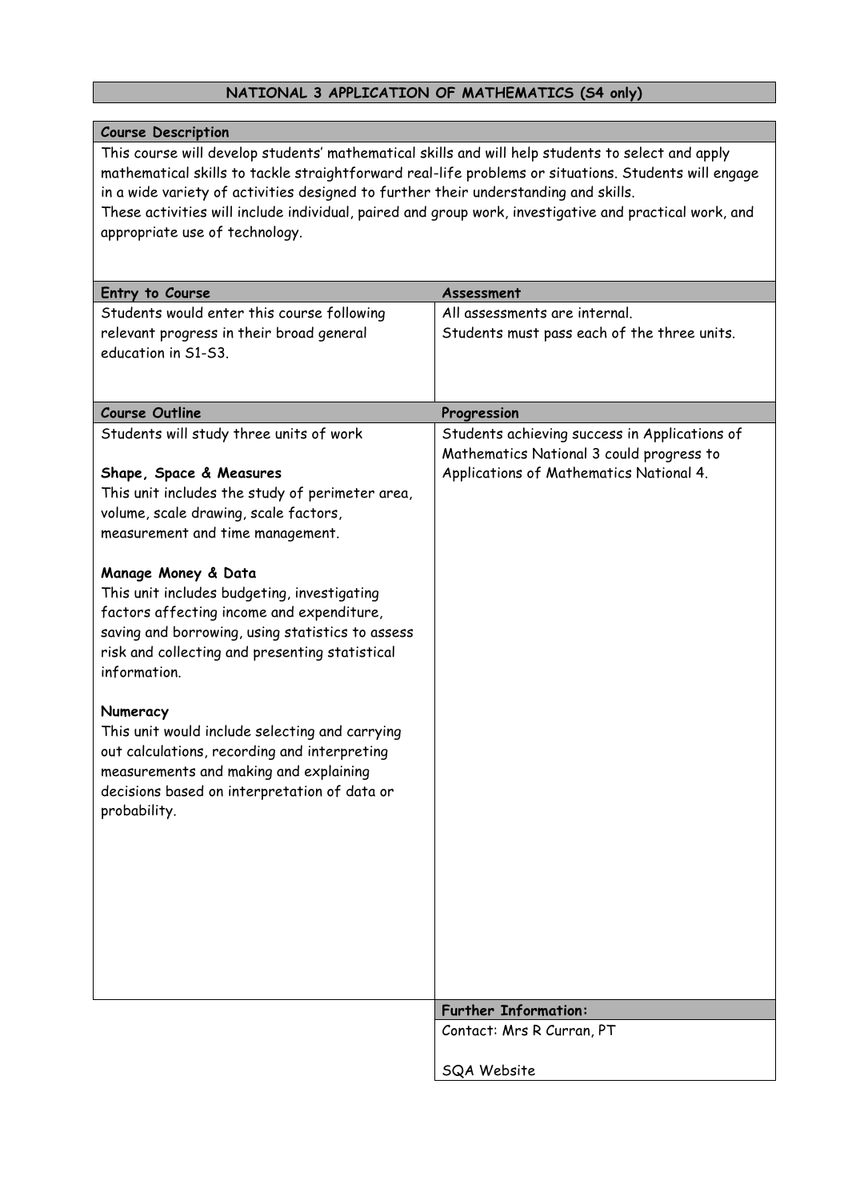# NATIONAL 3 APPLICATION OF MATHEMATICS (S4 only)

## Course Description

This course will develop students' mathematical skills and will help students to select and apply mathematical skills to tackle straightforward real-life problems or situations. Students will engage in a wide variety of activities designed to further their understanding and skills.
These activities will include individual, paired and group work, investigative and practical work, and appropriate use of technology.

## Entry to Course

Students would enter this course following relevant progress in their broad general education in S1-S3.

## Assessment

All assessments are internal.
Students must pass each of the three units.

## Course Outline

Students will study three units of work

**Shape, Space & Measures**
This unit includes the study of perimeter area, volume, scale drawing, scale factors, measurement and time management.

**Manage Money & Data**
This unit includes budgeting, investigating factors affecting income and expenditure, saving and borrowing, using statistics to assess risk and collecting and presenting statistical information.

**Numeracy**
This unit would include selecting and carrying out calculations, recording and interpreting measurements and making and explaining decisions based on interpretation of data or probability.

## Progression

Students achieving success in Applications of Mathematics National 3 could progress to Applications of Mathematics National 4.

## Further Information:

Contact: Mrs R Curran, PT

SQA Website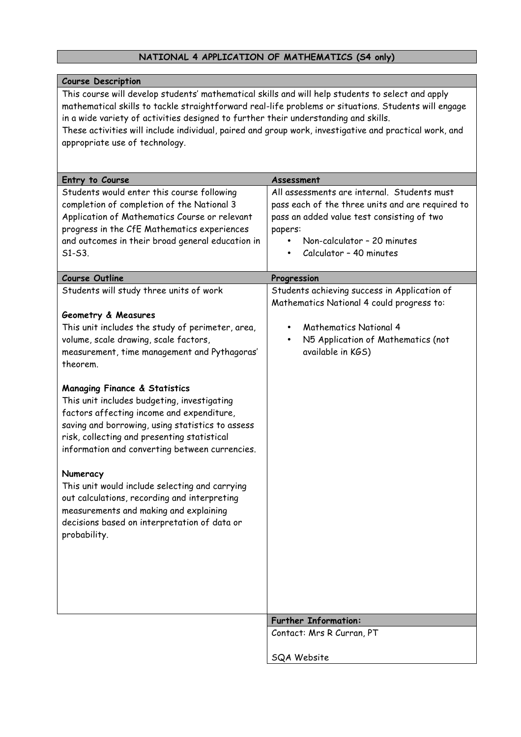## NATIONAL 4 APPLICATION OF MATHEMATICS (S4 only)

### Course Description

This course will develop students' mathematical skills and will help students to select and apply mathematical skills to tackle straightforward real-life problems or situations. Students will engage in a wide variety of activities designed to further their understanding and skills.
These activities will include individual, paired and group work, investigative and practical work, and appropriate use of technology.

### Entry to Course

Students would enter this course following completion of completion of the National 3 Application of Mathematics Course or relevant progress in the CfE Mathematics experiences and outcomes in their broad general education in S1-S3.

### Assessment

All assessments are internal. Students must pass each of the three units and are required to pass an added value test consisting of two papers:

- Non-calculator – 20 minutes
- Calculator – 40 minutes

### Course Outline

Students will study three units of work

**Geometry & Measures**
This unit includes the study of perimeter, area, volume, scale drawing, scale factors, measurement, time management and Pythagoras' theorem.

**Managing Finance & Statistics**
This unit includes budgeting, investigating factors affecting income and expenditure, saving and borrowing, using statistics to assess risk, collecting and presenting statistical information and converting between currencies.

**Numeracy**
This unit would include selecting and carrying out calculations, recording and interpreting measurements and making and explaining decisions based on interpretation of data or probability.

### Progression

Students achieving success in Application of Mathematics National 4 could progress to:

- Mathematics National 4
- N5 Application of Mathematics (not available in KGS)

### Further Information:

Contact: Mrs R Curran, PT

SQA Website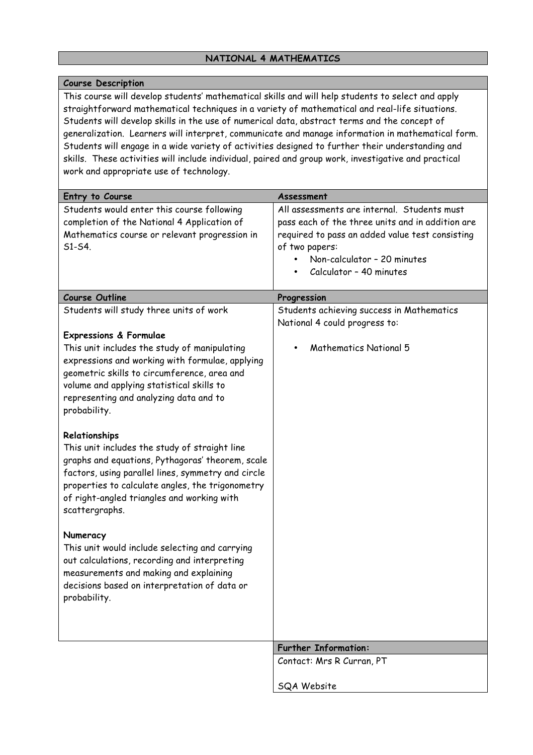# NATIONAL 4 MATHEMATICS

## Course Description

This course will develop students' mathematical skills and will help students to select and apply straightforward mathematical techniques in a variety of mathematical and real-life situations. Students will develop skills in the use of numerical data, abstract terms and the concept of generalization. Learners will interpret, communicate and manage information in mathematical form. Students will engage in a wide variety of activities designed to further their understanding and skills. These activities will include individual, paired and group work, investigative and practical work and appropriate use of technology.

## Entry to Course

Students would enter this course following completion of the National 4 Application of Mathematics course or relevant progression in S1-S4.

## Assessment

All assessments are internal. Students must pass each of the three units and in addition are required to pass an added value test consisting of two papers:

- Non-calculator – 20 minutes
- Calculator – 40 minutes

## Course Outline

Students will study three units of work

**Expressions & Formulae**
This unit includes the study of manipulating expressions and working with formulae, applying geometric skills to circumference, area and volume and applying statistical skills to representing and analyzing data and to probability.

**Relationships**
This unit includes the study of straight line graphs and equations, Pythagoras' theorem, scale factors, using parallel lines, symmetry and circle properties to calculate angles, the trigonometry of right-angled triangles and working with scattergraphs.

**Numeracy**
This unit would include selecting and carrying out calculations, recording and interpreting measurements and making and explaining decisions based on interpretation of data or probability.

## Progression

Students achieving success in Mathematics National 4 could progress to:

- Mathematics National 5

## Further Information:

Contact: Mrs R Curran, PT

SQA Website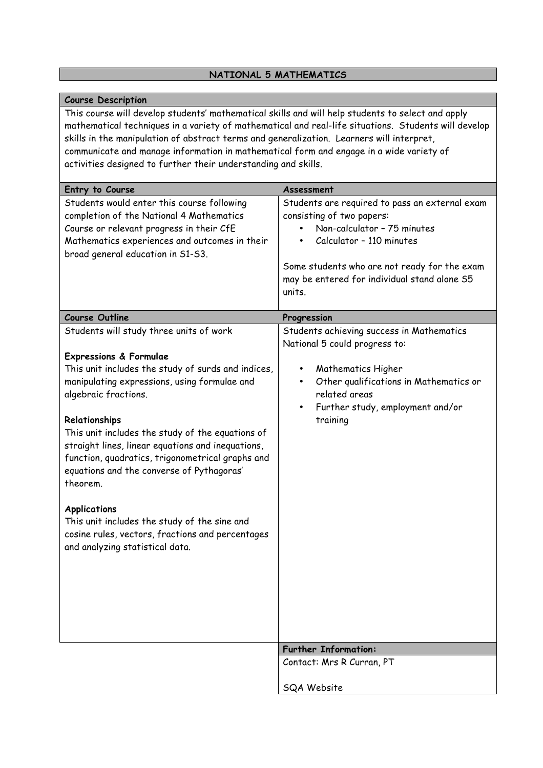# NATIONAL 5 MATHEMATICS

## Course Description

This course will develop students' mathematical skills and will help students to select and apply mathematical techniques in a variety of mathematical and real-life situations. Students will develop skills in the manipulation of abstract terms and generalization. Learners will interpret, communicate and manage information in mathematical form and engage in a wide variety of activities designed to further their understanding and skills.

## Entry to Course

Students would enter this course following completion of the National 4 Mathematics Course or relevant progress in their CfE Mathematics experiences and outcomes in their broad general education in S1-S3.

## Assessment

Students are required to pass an external exam consisting of two papers:

- Non-calculator – 75 minutes
- Calculator – 110 minutes

Some students who are not ready for the exam may be entered for individual stand alone S5 units.

## Course Outline

Students will study three units of work

**Expressions & Formulae**
This unit includes the study of surds and indices, manipulating expressions, using formulae and algebraic fractions.

**Relationships**
This unit includes the study of the equations of straight lines, linear equations and inequations, function, quadratics, trigonometrical graphs and equations and the converse of Pythagoras' theorem.

**Applications**
This unit includes the study of the sine and cosine rules, vectors, fractions and percentages and analyzing statistical data.

## Progression

Students achieving success in Mathematics National 5 could progress to:

- Mathematics Higher
- Other qualifications in Mathematics or related areas
- Further study, employment and/or training

## Further Information:

Contact: Mrs R Curran, PT

SQA Website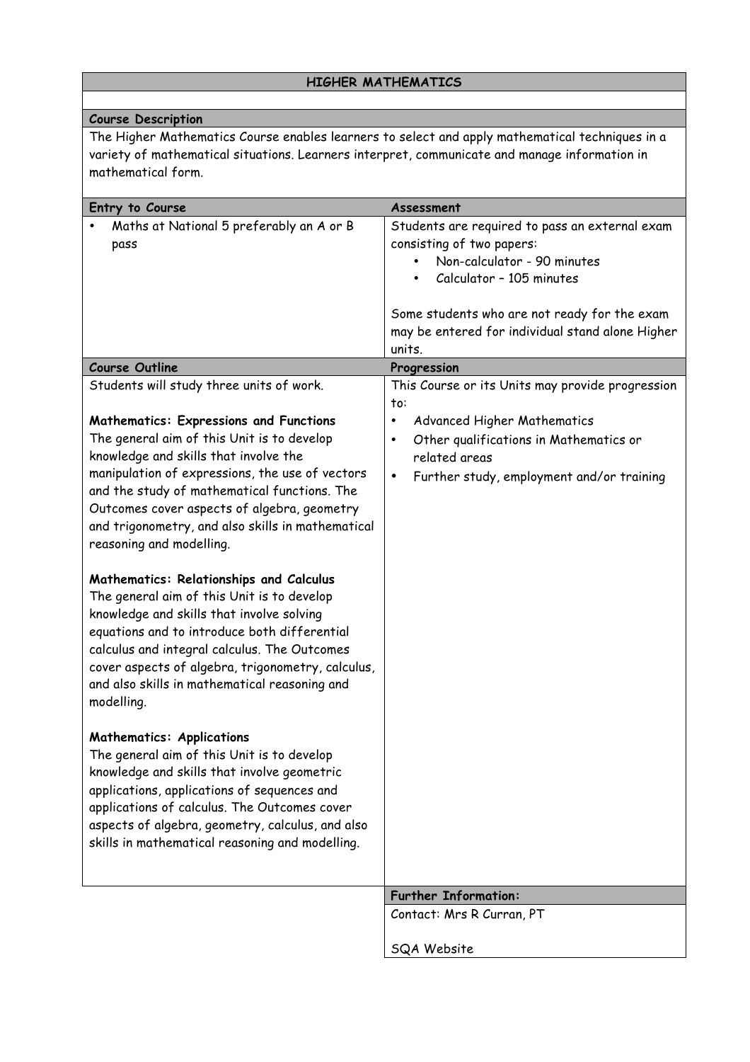# HIGHER MATHEMATICS

## Course Description

The Higher Mathematics Course enables learners to select and apply mathematical techniques in a variety of mathematical situations. Learners interpret, communicate and manage information in mathematical form.

## Entry to Course

- Maths at National 5 preferably an A or B pass

## Assessment

Students are required to pass an external exam consisting of two papers:

- Non-calculator - 90 minutes
- Calculator – 105 minutes

Some students who are not ready for the exam may be entered for individual stand alone Higher units.

## Course Outline

Students will study three units of work.

**Mathematics: Expressions and Functions**
The general aim of this Unit is to develop knowledge and skills that involve the manipulation of expressions, the use of vectors and the study of mathematical functions. The Outcomes cover aspects of algebra, geometry and trigonometry, and also skills in mathematical reasoning and modelling.

**Mathematics: Relationships and Calculus**
The general aim of this Unit is to develop knowledge and skills that involve solving equations and to introduce both differential calculus and integral calculus. The Outcomes cover aspects of algebra, trigonometry, calculus, and also skills in mathematical reasoning and modelling.

**Mathematics: Applications**
The general aim of this Unit is to develop knowledge and skills that involve geometric applications, applications of sequences and applications of calculus. The Outcomes cover aspects of algebra, geometry, calculus, and also skills in mathematical reasoning and modelling.

## Progression

This Course or its Units may provide progression to:

- Advanced Higher Mathematics
- Other qualifications in Mathematics or related areas
- Further study, employment and/or training

## Further Information:

Contact: Mrs R Curran, PT

SQA Website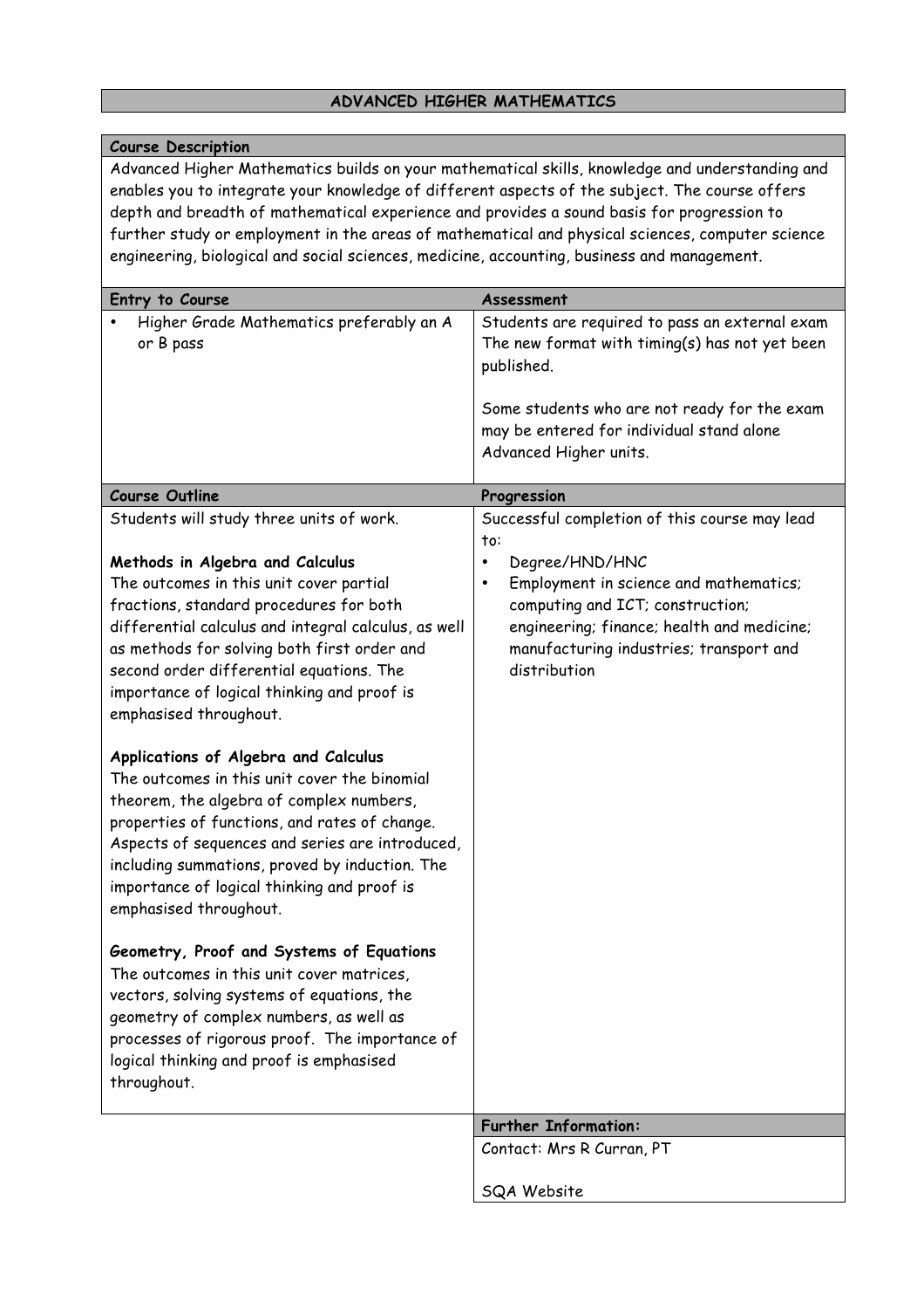# ADVANCED HIGHER MATHEMATICS

## Course Description

Advanced Higher Mathematics builds on your mathematical skills, knowledge and understanding and enables you to integrate your knowledge of different aspects of the subject. The course offers depth and breadth of mathematical experience and provides a sound basis for progression to further study or employment in the areas of mathematical and physical sciences, computer science engineering, biological and social sciences, medicine, accounting, business and management.

## Entry to Course

- Higher Grade Mathematics preferably an A or B pass

## Assessment

Students are required to pass an external exam The new format with timing(s) has not yet been published.

Some students who are not ready for the exam may be entered for individual stand alone Advanced Higher units.

## Course Outline

Students will study three units of work.

**Methods in Algebra and Calculus**
The outcomes in this unit cover partial fractions, standard procedures for both differential calculus and integral calculus, as well as methods for solving both first order and second order differential equations. The importance of logical thinking and proof is emphasised throughout.

**Applications of Algebra and Calculus**
The outcomes in this unit cover the binomial theorem, the algebra of complex numbers, properties of functions, and rates of change. Aspects of sequences and series are introduced, including summations, proved by induction. The importance of logical thinking and proof is emphasised throughout.

**Geometry, Proof and Systems of Equations**
The outcomes in this unit cover matrices, vectors, solving systems of equations, the geometry of complex numbers, as well as processes of rigorous proof. The importance of logical thinking and proof is emphasised throughout.

## Progression

Successful completion of this course may lead to:

- Degree/HND/HNC
- Employment in science and mathematics; computing and ICT; construction; engineering; finance; health and medicine; manufacturing industries; transport and distribution

## Further Information:

Contact: Mrs R Curran, PT

SQA Website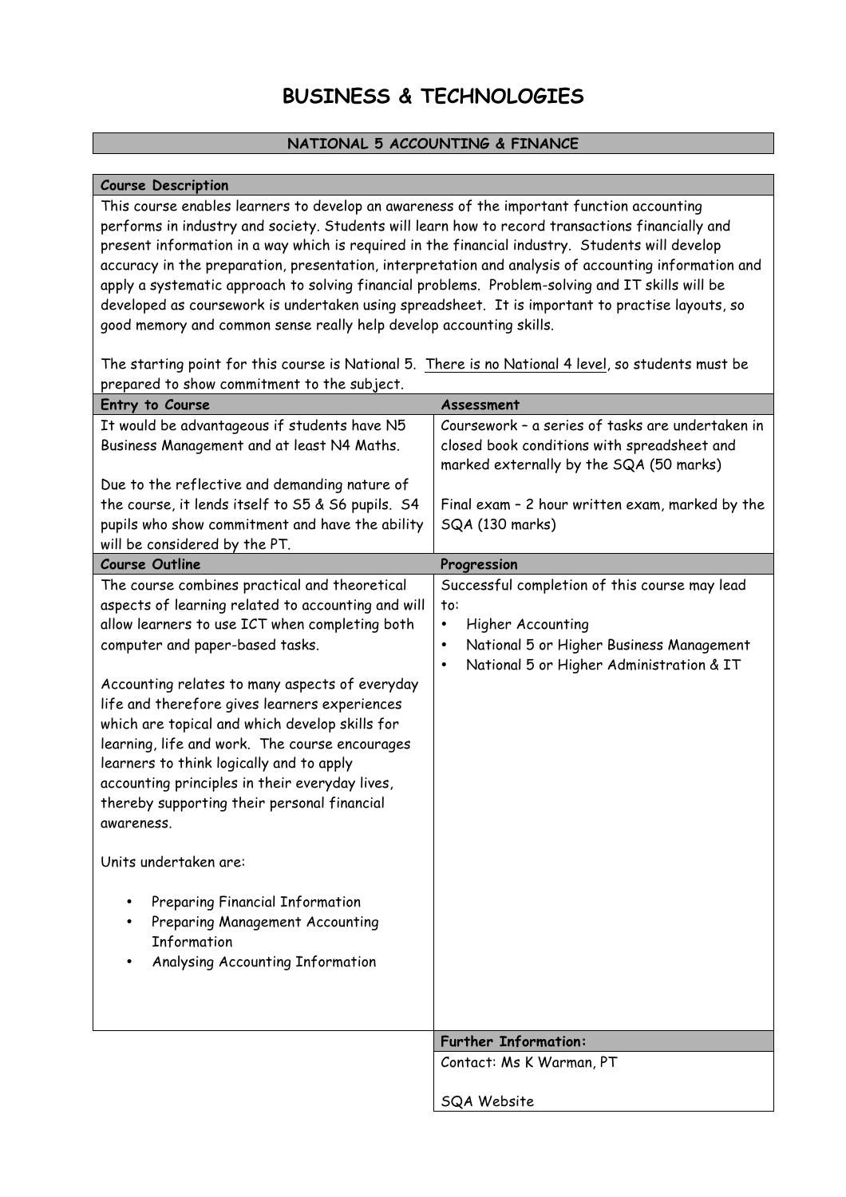# BUSINESS & TECHNOLOGIES

## NATIONAL 5 ACCOUNTING & FINANCE

**Course Description**

This course enables learners to develop an awareness of the important function accounting performs in industry and society. Students will learn how to record transactions financially and present information in a way which is required in the financial industry. Students will develop accuracy in the preparation, presentation, interpretation and analysis of accounting information and apply a systematic approach to solving financial problems. Problem-solving and IT skills will be developed as coursework is undertaken using spreadsheet. It is important to practise layouts, so good memory and common sense really help develop accounting skills.

The starting point for this course is National 5. There is no National 4 level, so students must be prepared to show commitment to the subject.

**Entry to Course**

It would be advantageous if students have N5 Business Management and at least N4 Maths.

Due to the reflective and demanding nature of the course, it lends itself to S5 & S6 pupils. S4 pupils who show commitment and have the ability will be considered by the PT.

**Assessment**

Coursework – a series of tasks are undertaken in closed book conditions with spreadsheet and marked externally by the SQA (50 marks)

Final exam – 2 hour written exam, marked by the SQA (130 marks)

**Course Outline**

The course combines practical and theoretical aspects of learning related to accounting and will allow learners to use ICT when completing both computer and paper-based tasks.

Accounting relates to many aspects of everyday life and therefore gives learners experiences which are topical and which develop skills for learning, life and work. The course encourages learners to think logically and to apply accounting principles in their everyday lives, thereby supporting their personal financial awareness.

Units undertaken are:

- Preparing Financial Information
- Preparing Management Accounting Information
- Analysing Accounting Information

**Progression**

Successful completion of this course may lead to:

- Higher Accounting
- National 5 or Higher Business Management
- National 5 or Higher Administration & IT

**Further Information:**

Contact: Ms K Warman, PT

SQA Website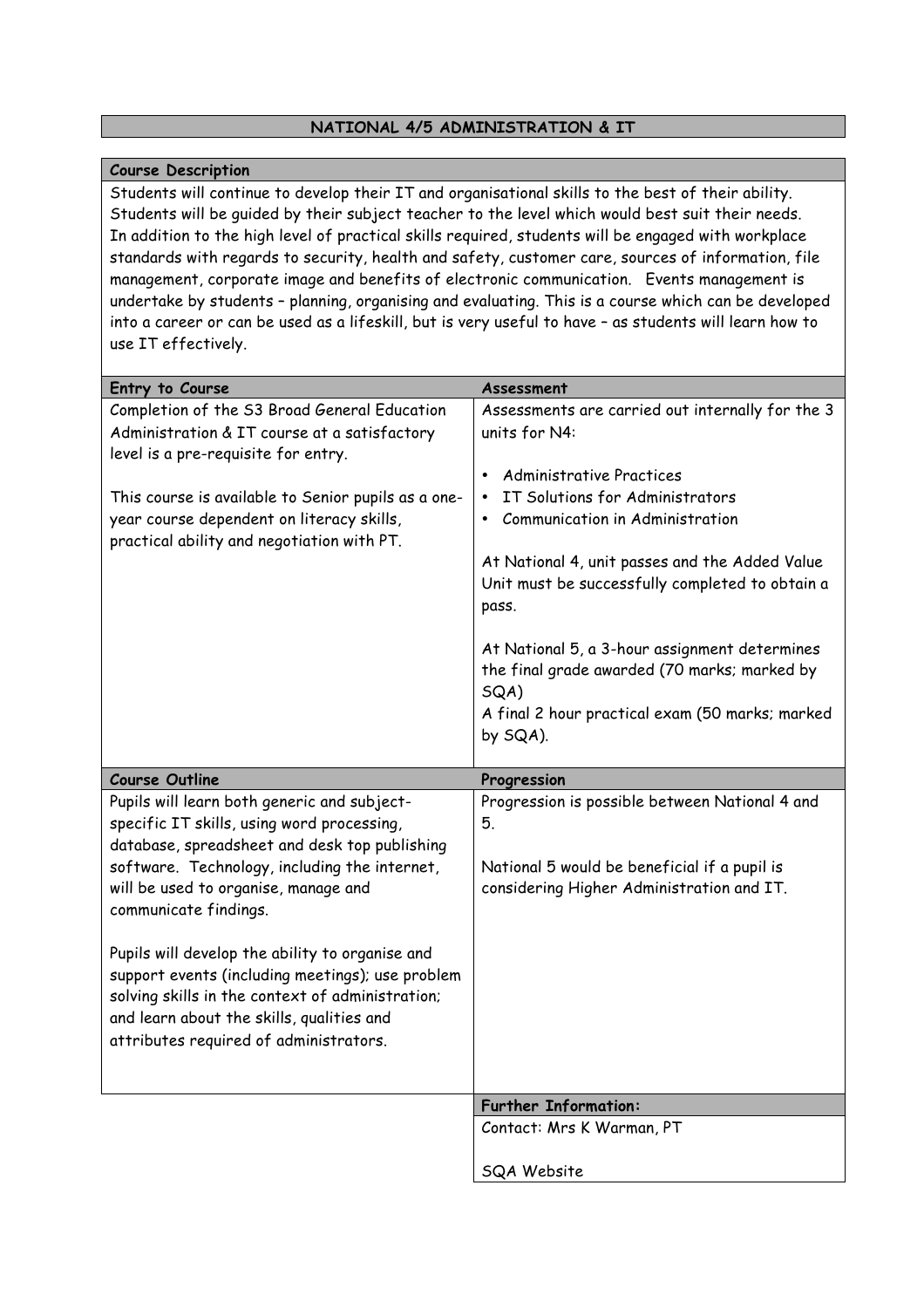# NATIONAL 4/5 ADMINISTRATION & IT

## Course Description

Students will continue to develop their IT and organisational skills to the best of their ability. Students will be guided by their subject teacher to the level which would best suit their needs. In addition to the high level of practical skills required, students will be engaged with workplace standards with regards to security, health and safety, customer care, sources of information, file management, corporate image and benefits of electronic communication. Events management is undertake by students – planning, organising and evaluating. This is a course which can be developed into a career or can be used as a lifeskill, but is very useful to have – as students will learn how to use IT effectively.

## Entry to Course

Completion of the S3 Broad General Education Administration & IT course at a satisfactory level is a pre-requisite for entry.

This course is available to Senior pupils as a one-year course dependent on literacy skills, practical ability and negotiation with PT.

## Assessment

Assessments are carried out internally for the 3 units for N4:

- Administrative Practices
- IT Solutions for Administrators
- Communication in Administration

At National 4, unit passes and the Added Value Unit must be successfully completed to obtain a pass.

At National 5, a 3-hour assignment determines the final grade awarded (70 marks; marked by SQA)
A final 2 hour practical exam (50 marks; marked by SQA).

## Course Outline

Pupils will learn both generic and subject-specific IT skills, using word processing, database, spreadsheet and desk top publishing software. Technology, including the internet, will be used to organise, manage and communicate findings.

Pupils will develop the ability to organise and support events (including meetings); use problem solving skills in the context of administration; and learn about the skills, qualities and attributes required of administrators.

## Progression

Progression is possible between National 4 and 5.

National 5 would be beneficial if a pupil is considering Higher Administration and IT.

## Further Information:

Contact: Mrs K Warman, PT

SQA Website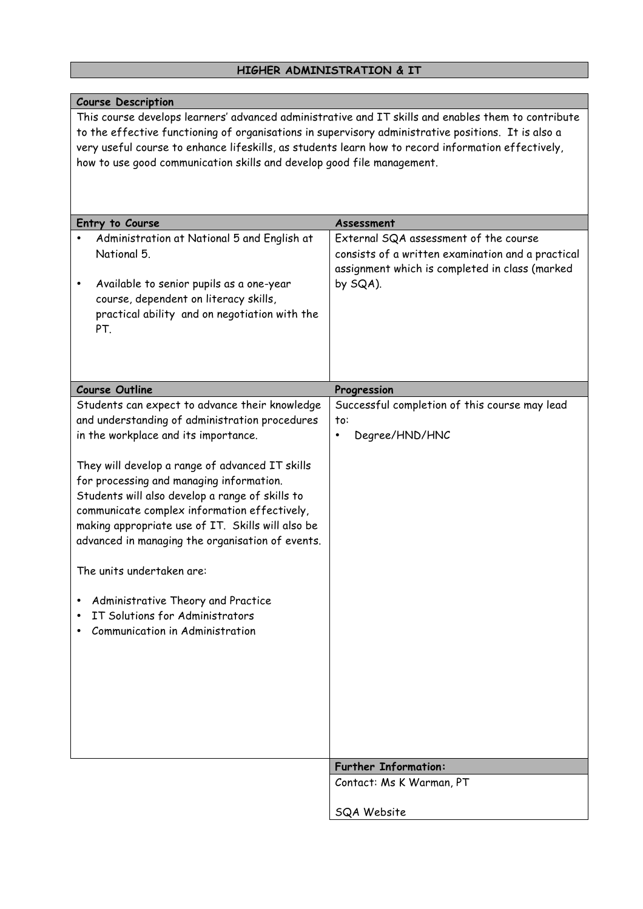# HIGHER ADMINISTRATION & IT

## Course Description

This course develops learners' advanced administrative and IT skills and enables them to contribute to the effective functioning of organisations in supervisory administrative positions. It is also a very useful course to enhance lifeskills, as students learn how to record information effectively, how to use good communication skills and develop good file management.

## Entry to Course

- Administration at National 5 and English at National 5.
- Available to senior pupils as a one-year course, dependent on literacy skills, practical ability and on negotiation with the PT.

## Assessment

External SQA assessment of the course consists of a written examination and a practical assignment which is completed in class (marked by SQA).

## Course Outline

Students can expect to advance their knowledge and understanding of administration procedures in the workplace and its importance.

They will develop a range of advanced IT skills for processing and managing information. Students will also develop a range of skills to communicate complex information effectively, making appropriate use of IT. Skills will also be advanced in managing the organisation of events.

The units undertaken are:

- Administrative Theory and Practice
- IT Solutions for Administrators
- Communication in Administration

## Progression

Successful completion of this course may lead to:

- Degree/HND/HNC

## Further Information:

Contact: Ms K Warman, PT

SQA Website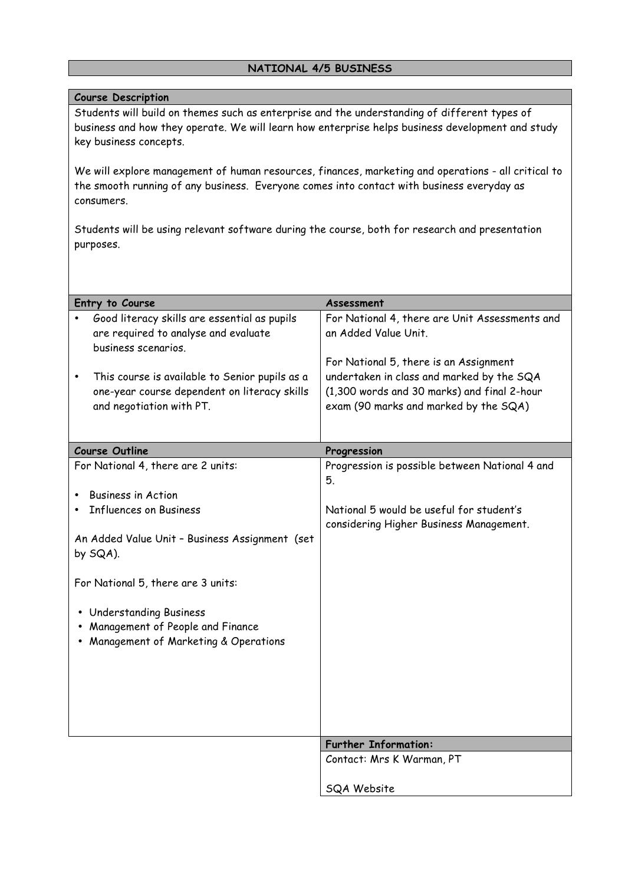# NATIONAL 4/5 BUSINESS

## Course Description

Students will build on themes such as enterprise and the understanding of different types of business and how they operate. We will learn how enterprise helps business development and study key business concepts.

We will explore management of human resources, finances, marketing and operations - all critical to the smooth running of any business. Everyone comes into contact with business everyday as consumers.

Students will be using relevant software during the course, both for research and presentation purposes.

## Entry to Course

- Good literacy skills are essential as pupils are required to analyse and evaluate business scenarios.
- This course is available to Senior pupils as a one-year course dependent on literacy skills and negotiation with PT.

## Assessment

For National 4, there are Unit Assessments and an Added Value Unit.

For National 5, there is an Assignment undertaken in class and marked by the SQA (1,300 words and 30 marks) and final 2-hour exam (90 marks and marked by the SQA)

## Course Outline

For National 4, there are 2 units:

- Business in Action
- Influences on Business

An Added Value Unit – Business Assignment (set by SQA).

For National 5, there are 3 units:

- Understanding Business
- Management of People and Finance
- Management of Marketing & Operations

## Progression

Progression is possible between National 4 and 5.

National 5 would be useful for student's considering Higher Business Management.

## Further Information:

Contact: Mrs K Warman, PT

SQA Website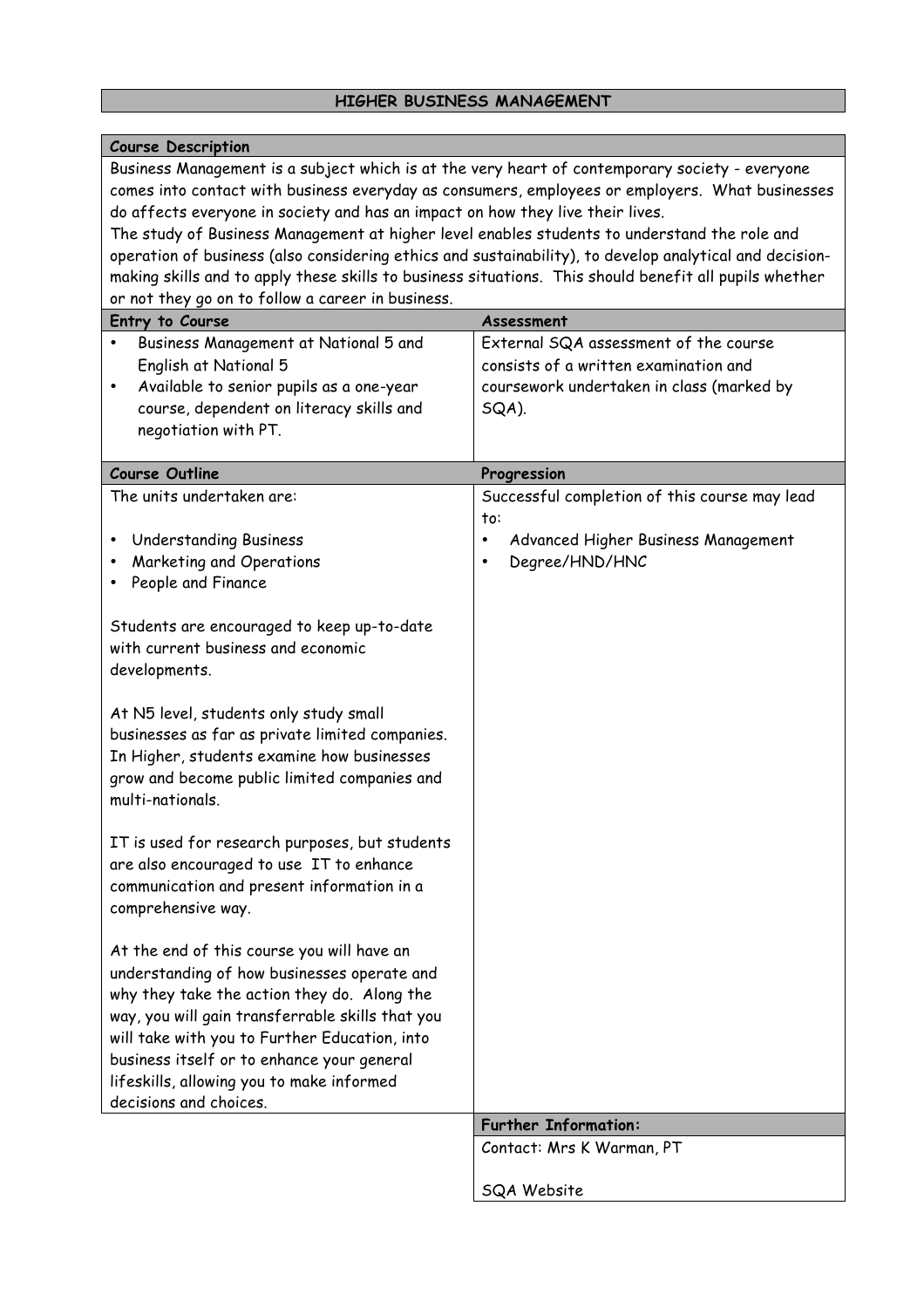# HIGHER BUSINESS MANAGEMENT

## Course Description

Business Management is a subject which is at the very heart of contemporary society - everyone comes into contact with business everyday as consumers, employees or employers. What businesses do affects everyone in society and has an impact on how they live their lives.

The study of Business Management at higher level enables students to understand the role and operation of business (also considering ethics and sustainability), to develop analytical and decision-making skills and to apply these skills to business situations. This should benefit all pupils whether or not they go on to follow a career in business.

## Entry to Course

- Business Management at National 5 and English at National 5
- Available to senior pupils as a one-year course, dependent on literacy skills and negotiation with PT.

## Assessment

External SQA assessment of the course consists of a written examination and coursework undertaken in class (marked by SQA).

## Course Outline

The units undertaken are:

- Understanding Business
- Marketing and Operations
- People and Finance

Students are encouraged to keep up-to-date with current business and economic developments.

At N5 level, students only study small businesses as far as private limited companies. In Higher, students examine how businesses grow and become public limited companies and multi-nationals.

IT is used for research purposes, but students are also encouraged to use IT to enhance communication and present information in a comprehensive way.

At the end of this course you will have an understanding of how businesses operate and why they take the action they do. Along the way, you will gain transferrable skills that you will take with you to Further Education, into business itself or to enhance your general lifeskills, allowing you to make informed decisions and choices.

## Progression

Successful completion of this course may lead to:

- Advanced Higher Business Management
- Degree/HND/HNC

## Further Information:

Contact: Mrs K Warman, PT

SQA Website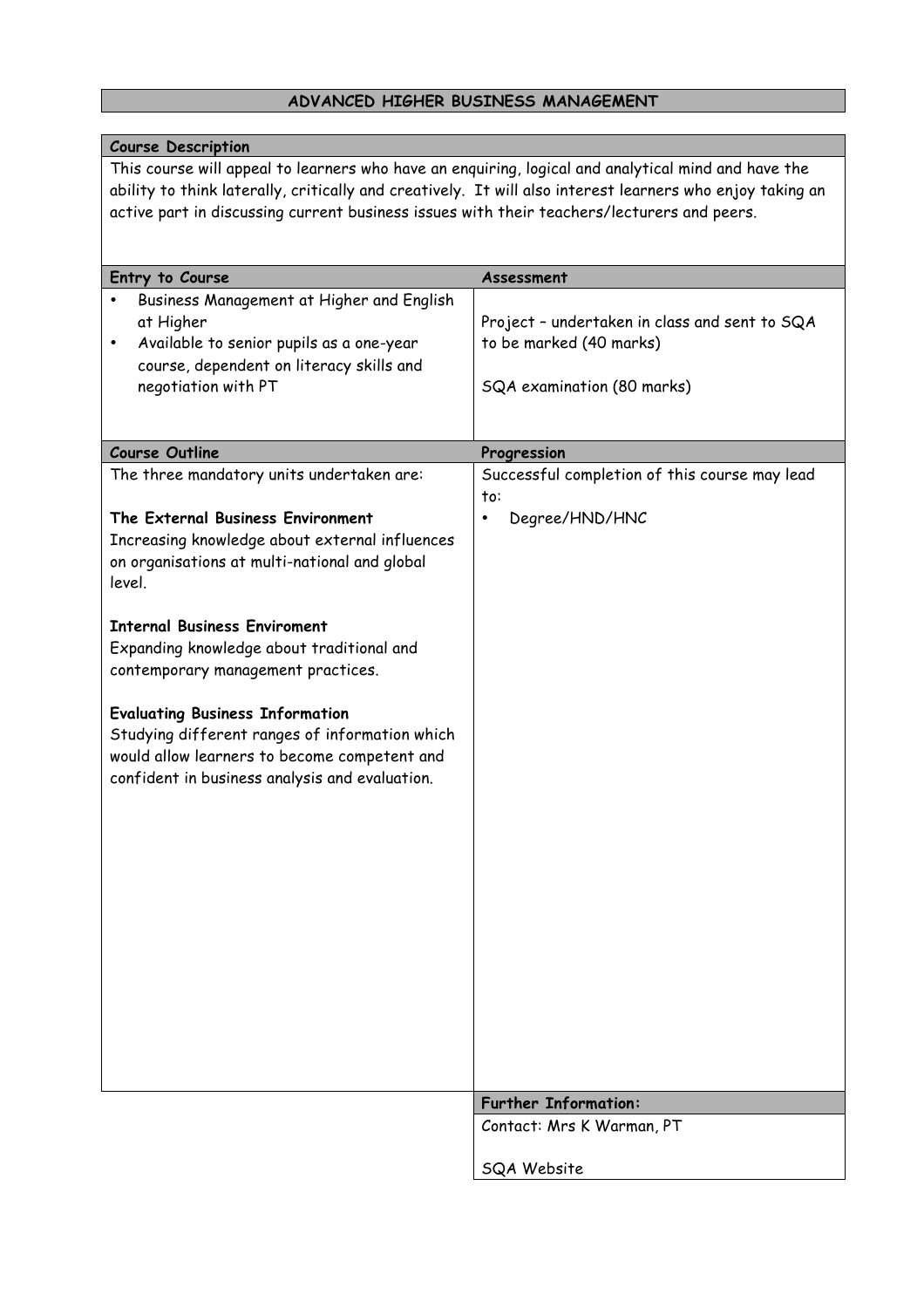# ADVANCED HIGHER BUSINESS MANAGEMENT

## Course Description

This course will appeal to learners who have an enquiring, logical and analytical mind and have the ability to think laterally, critically and creatively. It will also interest learners who enjoy taking an active part in discussing current business issues with their teachers/lecturers and peers.

## Entry to Course

- Business Management at Higher and English at Higher
- Available to senior pupils as a one-year course, dependent on literacy skills and negotiation with PT

## Assessment

Project – undertaken in class and sent to SQA to be marked (40 marks)

SQA examination (80 marks)

## Course Outline

The three mandatory units undertaken are:

**The External Business Environment**
Increasing knowledge about external influences on organisations at multi-national and global level.

**Internal Business Enviroment**
Expanding knowledge about traditional and contemporary management practices.

**Evaluating Business Information**
Studying different ranges of information which would allow learners to become competent and confident in business analysis and evaluation.

## Progression

Successful completion of this course may lead to:

- Degree/HND/HNC

## Further Information:

Contact: Mrs K Warman, PT

SQA Website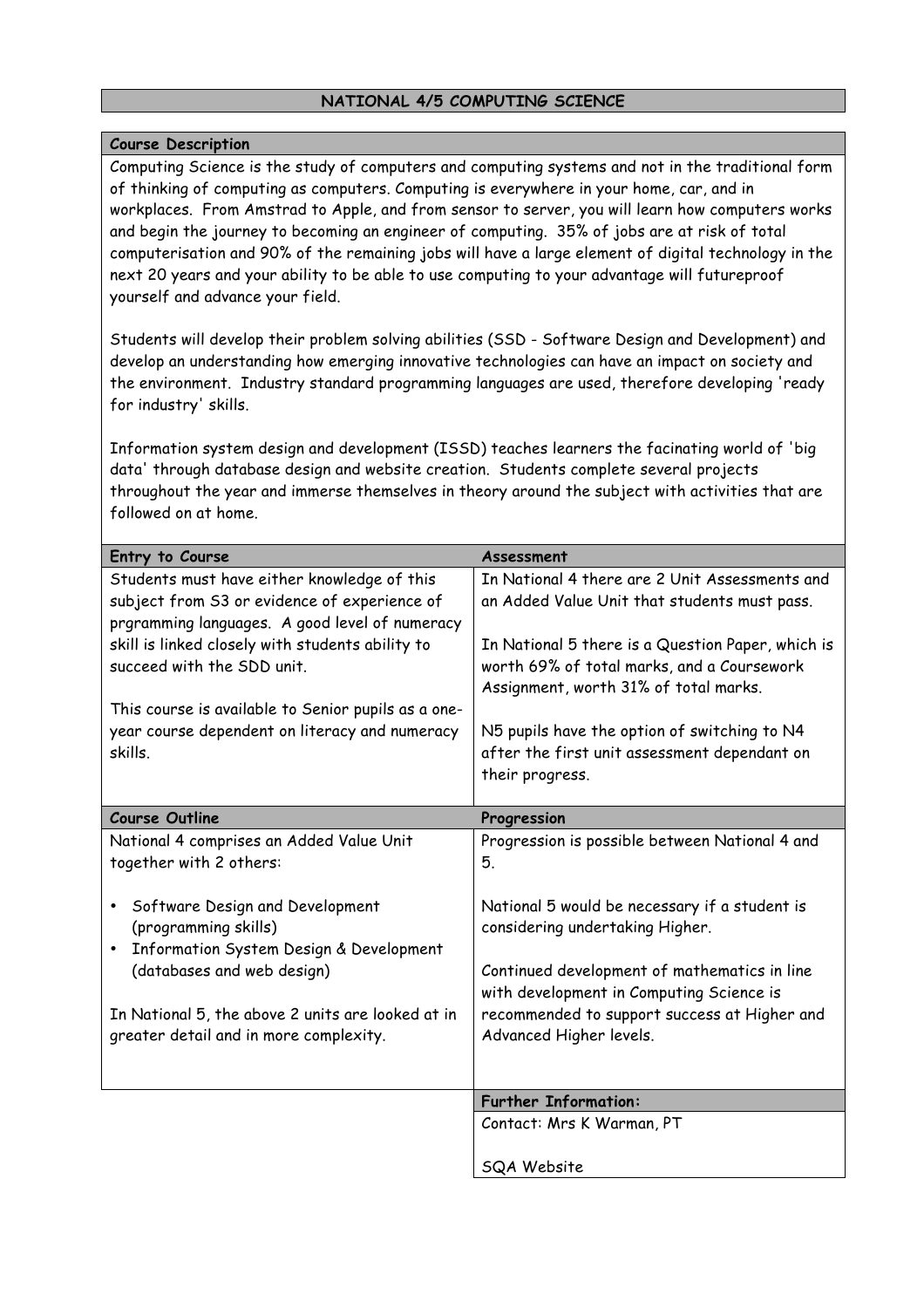# NATIONAL 4/5 COMPUTING SCIENCE

## Course Description

Computing Science is the study of computers and computing systems and not in the traditional form of thinking of computing as computers. Computing is everywhere in your home, car, and in workplaces. From Amstrad to Apple, and from sensor to server, you will learn how computers works and begin the journey to becoming an engineer of computing. 35% of jobs are at risk of total computerisation and 90% of the remaining jobs will have a large element of digital technology in the next 20 years and your ability to be able to use computing to your advantage will futureproof yourself and advance your field.

Students will develop their problem solving abilities (SSD - Software Design and Development) and develop an understanding how emerging innovative technologies can have an impact on society and the environment. Industry standard programming languages are used, therefore developing 'ready for industry' skills.

Information system design and development (ISSD) teaches learners the facinating world of 'big data' through database design and website creation. Students complete several projects throughout the year and immerse themselves in theory around the subject with activities that are followed on at home.

## Entry to Course

Students must have either knowledge of this subject from S3 or evidence of experience of prgramming languages. A good level of numeracy skill is linked closely with students ability to succeed with the SDD unit.

This course is available to Senior pupils as a one-year course dependent on literacy and numeracy skills.

## Assessment

In National 4 there are 2 Unit Assessments and an Added Value Unit that students must pass.

In National 5 there is a Question Paper, which is worth 69% of total marks, and a Coursework Assignment, worth 31% of total marks.

N5 pupils have the option of switching to N4 after the first unit assessment dependant on their progress.

## Course Outline

National 4 comprises an Added Value Unit together with 2 others:

- Software Design and Development (programming skills)
- Information System Design & Development (databases and web design)

In National 5, the above 2 units are looked at in greater detail and in more complexity.

## Progression

Progression is possible between National 4 and 5.

National 5 would be necessary if a student is considering undertaking Higher.

Continued development of mathematics in line with development in Computing Science is recommended to support success at Higher and Advanced Higher levels.

## Further Information:

Contact: Mrs K Warman, PT

SQA Website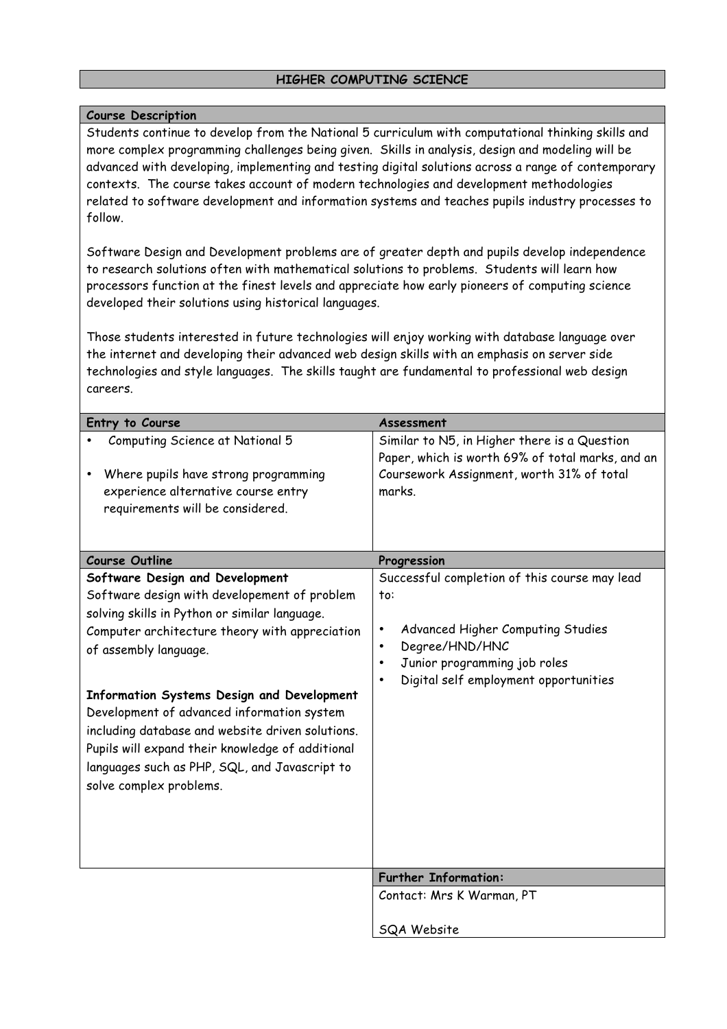# HIGHER COMPUTING SCIENCE

## Course Description

Students continue to develop from the National 5 curriculum with computational thinking skills and more complex programming challenges being given. Skills in analysis, design and modeling will be advanced with developing, implementing and testing digital solutions across a range of contemporary contexts. The course takes account of modern technologies and development methodologies related to software development and information systems and teaches pupils industry processes to follow.

Software Design and Development problems are of greater depth and pupils develop independence to research solutions often with mathematical solutions to problems. Students will learn how processors function at the finest levels and appreciate how early pioneers of computing science developed their solutions using historical languages.

Those students interested in future technologies will enjoy working with database language over the internet and developing their advanced web design skills with an emphasis on server side technologies and style languages. The skills taught are fundamental to professional web design careers.

## Entry to Course

- Computing Science at National 5
- Where pupils have strong programming experience alternative course entry requirements will be considered.

## Assessment

Similar to N5, in Higher there is a Question Paper, which is worth 69% of total marks, and an Coursework Assignment, worth 31% of total marks.

## Course Outline

**Software Design and Development**
Software design with developement of problem solving skills in Python or similar language. Computer architecture theory with appreciation of assembly language.

**Information Systems Design and Development**
Development of advanced information system including database and website driven solutions. Pupils will expand their knowledge of additional languages such as PHP, SQL, and Javascript to solve complex problems.

## Progression

Successful completion of this course may lead to:

- Advanced Higher Computing Studies
- Degree/HND/HNC
- Junior programming job roles
- Digital self employment opportunities

## Further Information:

Contact: Mrs K Warman, PT

SQA Website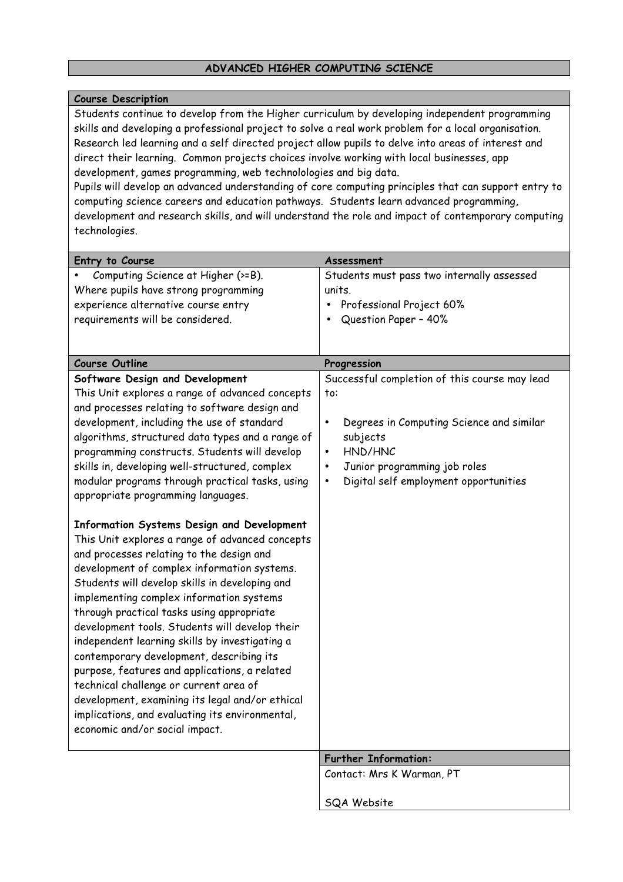# ADVANCED HIGHER COMPUTING SCIENCE

## Course Description

Students continue to develop from the Higher curriculum by developing independent programming skills and developing a professional project to solve a real work problem for a local organisation. Research led learning and a self directed project allow pupils to delve into areas of interest and direct their learning. Common projects choices involve working with local businesses, app development, games programming, web technolologies and big data.

Pupils will develop an advanced understanding of core computing principles that can support entry to computing science careers and education pathways. Students learn advanced programming, development and research skills, and will understand the role and impact of contemporary computing technologies.

## Entry to Course

- Computing Science at Higher (>=B).

Where pupils have strong programming experience alternative course entry requirements will be considered.

## Assessment

Students must pass two internally assessed units.

- Professional Project 60%
- Question Paper – 40%

## Course Outline

**Software Design and Development**

This Unit explores a range of advanced concepts and processes relating to software design and development, including the use of standard algorithms, structured data types and a range of programming constructs. Students will develop skills in, developing well-structured, complex modular programs through practical tasks, using appropriate programming languages.

**Information Systems Design and Development**

This Unit explores a range of advanced concepts and processes relating to the design and development of complex information systems. Students will develop skills in developing and implementing complex information systems through practical tasks using appropriate development tools. Students will develop their independent learning skills by investigating a contemporary development, describing its purpose, features and applications, a related technical challenge or current area of development, examining its legal and/or ethical implications, and evaluating its environmental, economic and/or social impact.

## Progression

Successful completion of this course may lead to:

- Degrees in Computing Science and similar subjects
- HND/HNC
- Junior programming job roles
- Digital self employment opportunities

## Further Information:

Contact: Mrs K Warman, PT

SQA Website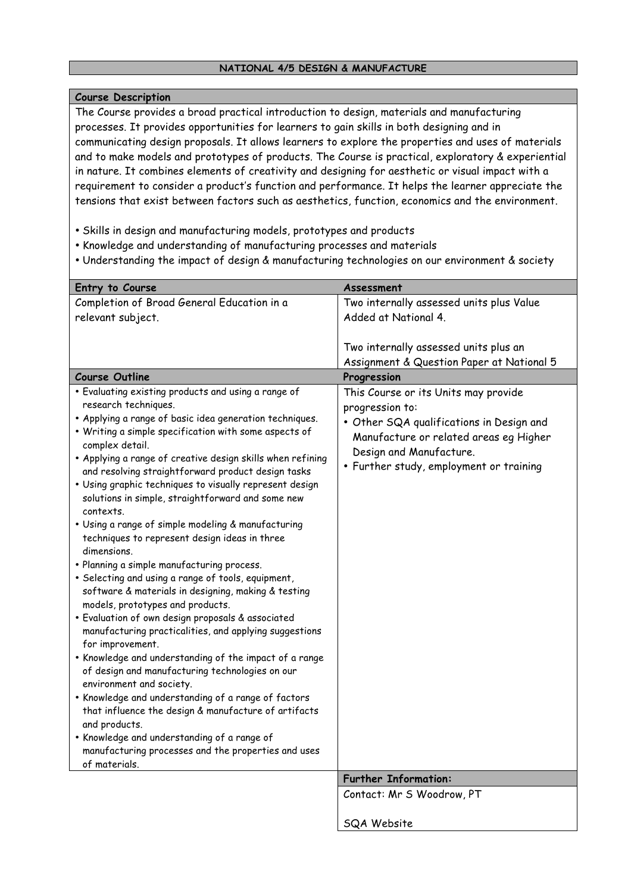## NATIONAL 4/5 DESIGN & MANUFACTURE

**Course Description**

The Course provides a broad practical introduction to design, materials and manufacturing processes. It provides opportunities for learners to gain skills in both designing and in communicating design proposals. It allows learners to explore the properties and uses of materials and to make models and prototypes of products. The Course is practical, exploratory & experiential in nature. It combines elements of creativity and designing for aesthetic or visual impact with a requirement to consider a product's function and performance. It helps the learner appreciate the tensions that exist between factors such as aesthetics, function, economics and the environment.

- Skills in design and manufacturing models, prototypes and products
- Knowledge and understanding of manufacturing processes and materials
- Understanding the impact of design & manufacturing technologies on our environment & society

| Entry to Course | Assessment |
|---|---|
| Completion of Broad General Education in a relevant subject. | Two internally assessed units plus Value Added at National 4.<br><br>Two internally assessed units plus an Assignment & Question Paper at National 5 |

**Course Outline**

- Evaluating existing products and using a range of research techniques.
- Applying a range of basic idea generation techniques.
- Writing a simple specification with some aspects of complex detail.
- Applying a range of creative design skills when refining and resolving straightforward product design tasks
- Using graphic techniques to visually represent design solutions in simple, straightforward and some new contexts.
- Using a range of simple modeling & manufacturing techniques to represent design ideas in three dimensions.
- Planning a simple manufacturing process.
- Selecting and using a range of tools, equipment, software & materials in designing, making & testing models, prototypes and products.
- Evaluation of own design proposals & associated manufacturing practicalities, and applying suggestions for improvement.
- Knowledge and understanding of the impact of a range of design and manufacturing technologies on our environment and society.
- Knowledge and understanding of a range of factors that influence the design & manufacture of artifacts and products.
- Knowledge and understanding of a range of manufacturing processes and the properties and uses of materials.

**Progression**

This Course or its Units may provide progression to:

- Other SQA qualifications in Design and Manufacture or related areas eg Higher Design and Manufacture.
- Further study, employment or training

**Further Information:**

Contact: Mr S Woodrow, PT

SQA Website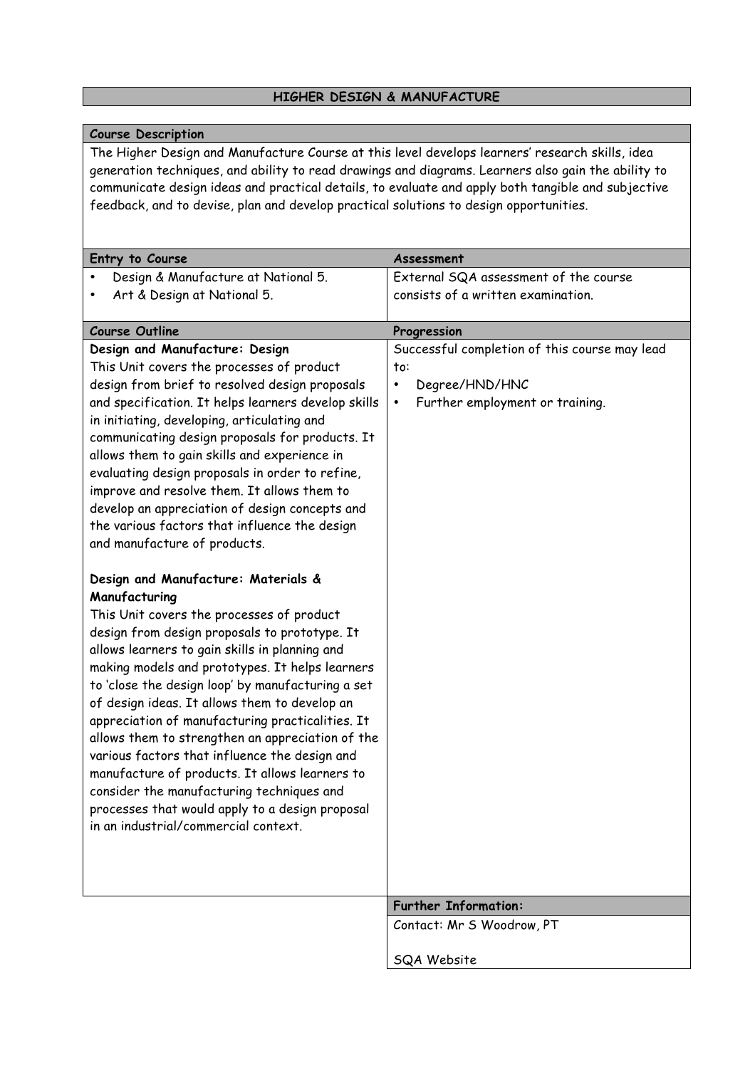# HIGHER DESIGN & MANUFACTURE

## Course Description

The Higher Design and Manufacture Course at this level develops learners' research skills, idea generation techniques, and ability to read drawings and diagrams. Learners also gain the ability to communicate design ideas and practical details, to evaluate and apply both tangible and subjective feedback, and to devise, plan and develop practical solutions to design opportunities.

## Entry to Course

- Design & Manufacture at National 5.
- Art & Design at National 5.

## Assessment

External SQA assessment of the course consists of a written examination.

## Course Outline

**Design and Manufacture: Design**

This Unit covers the processes of product design from brief to resolved design proposals and specification. It helps learners develop skills in initiating, developing, articulating and communicating design proposals for products. It allows them to gain skills and experience in evaluating design proposals in order to refine, improve and resolve them. It allows them to develop an appreciation of design concepts and the various factors that influence the design and manufacture of products.

**Design and Manufacture: Materials & Manufacturing**

This Unit covers the processes of product design from design proposals to prototype. It allows learners to gain skills in planning and making models and prototypes. It helps learners to 'close the design loop' by manufacturing a set of design ideas. It allows them to develop an appreciation of manufacturing practicalities. It allows them to strengthen an appreciation of the various factors that influence the design and manufacture of products. It allows learners to consider the manufacturing techniques and processes that would apply to a design proposal in an industrial/commercial context.

## Progression

Successful completion of this course may lead to:

- Degree/HND/HNC
- Further employment or training.

## Further Information:

Contact: Mr S Woodrow, PT

SQA Website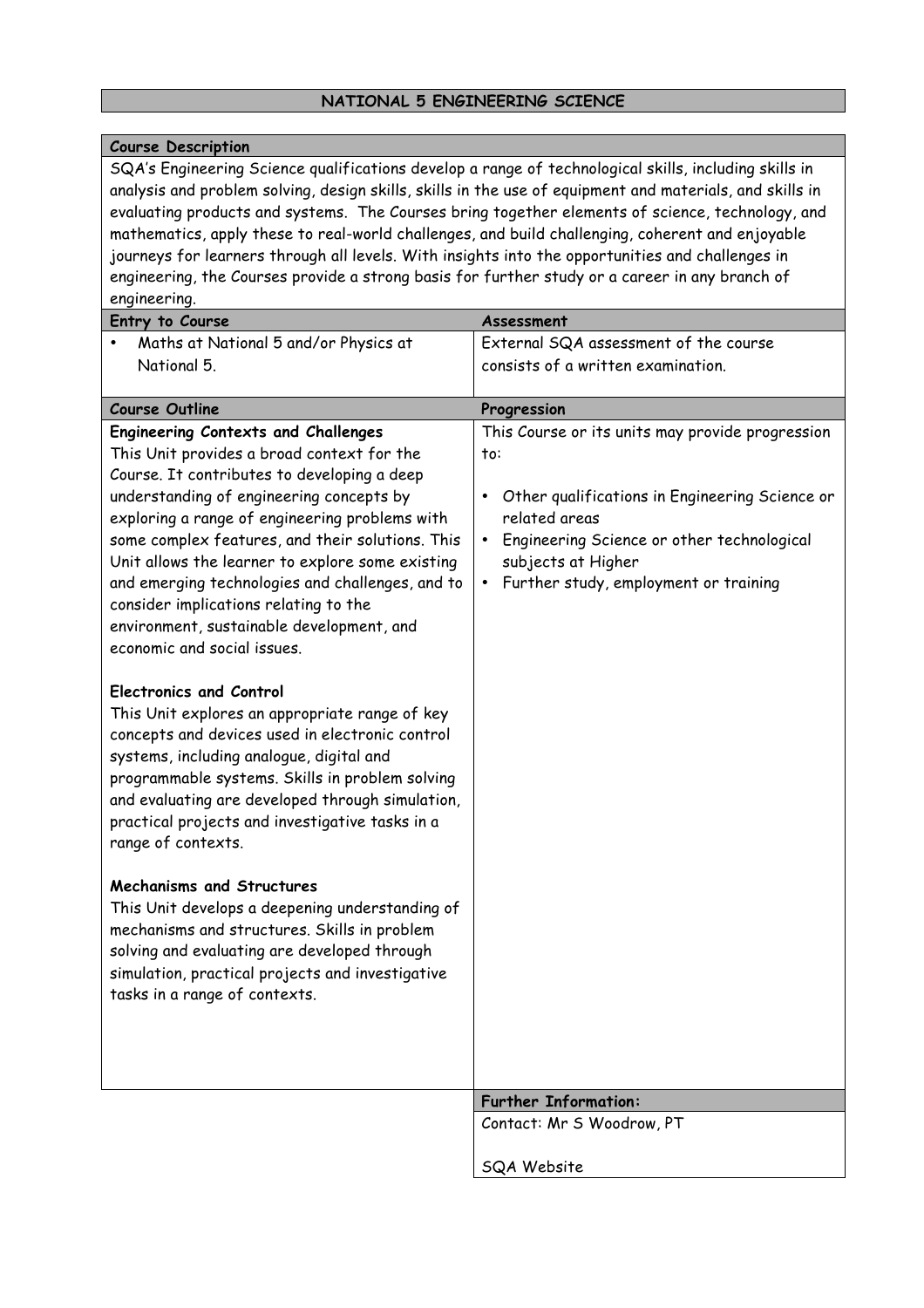# NATIONAL 5 ENGINEERING SCIENCE

## Course Description

SQA's Engineering Science qualifications develop a range of technological skills, including skills in analysis and problem solving, design skills, skills in the use of equipment and materials, and skills in evaluating products and systems. The Courses bring together elements of science, technology, and mathematics, apply these to real-world challenges, and build challenging, coherent and enjoyable journeys for learners through all levels. With insights into the opportunities and challenges in engineering, the Courses provide a strong basis for further study or a career in any branch of engineering.

## Entry to Course

- Maths at National 5 and/or Physics at National 5.

## Assessment

External SQA assessment of the course consists of a written examination.

## Course Outline

**Engineering Contexts and Challenges**
This Unit provides a broad context for the Course. It contributes to developing a deep understanding of engineering concepts by exploring a range of engineering problems with some complex features, and their solutions. This Unit allows the learner to explore some existing and emerging technologies and challenges, and to consider implications relating to the environment, sustainable development, and economic and social issues.

**Electronics and Control**
This Unit explores an appropriate range of key concepts and devices used in electronic control systems, including analogue, digital and programmable systems. Skills in problem solving and evaluating are developed through simulation, practical projects and investigative tasks in a range of contexts.

**Mechanisms and Structures**
This Unit develops a deepening understanding of mechanisms and structures. Skills in problem solving and evaluating are developed through simulation, practical projects and investigative tasks in a range of contexts.

## Progression

This Course or its units may provide progression to:

- Other qualifications in Engineering Science or related areas
- Engineering Science or other technological subjects at Higher
- Further study, employment or training

## Further Information:

Contact: Mr S Woodrow, PT

SQA Website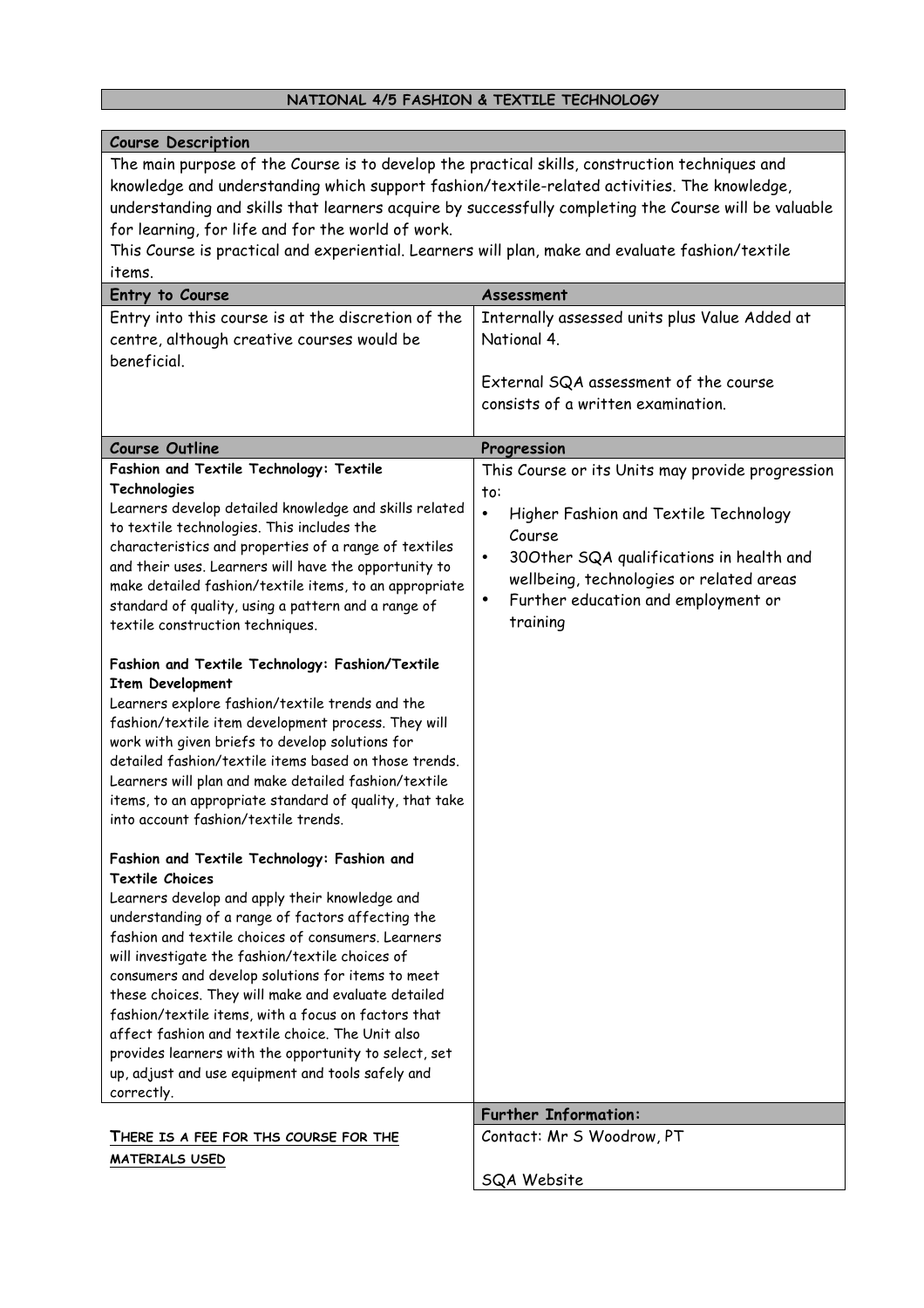# NATIONAL 4/5 FASHION & TEXTILE TECHNOLOGY

## Course Description

The main purpose of the Course is to develop the practical skills, construction techniques and knowledge and understanding which support fashion/textile-related activities. The knowledge, understanding and skills that learners acquire by successfully completing the Course will be valuable for learning, for life and for the world of work.

This Course is practical and experiential. Learners will plan, make and evaluate fashion/textile items.

## Entry to Course

Entry into this course is at the discretion of the centre, although creative courses would be beneficial.

## Assessment

Internally assessed units plus Value Added at National 4.

External SQA assessment of the course consists of a written examination.

## Course Outline

**Fashion and Textile Technology: Textile Technologies**

Learners develop detailed knowledge and skills related to textile technologies. This includes the characteristics and properties of a range of textiles and their uses. Learners will have the opportunity to make detailed fashion/textile items, to an appropriate standard of quality, using a pattern and a range of textile construction techniques.

**Fashion and Textile Technology: Fashion/Textile Item Development**

Learners explore fashion/textile trends and the fashion/textile item development process. They will work with given briefs to develop solutions for detailed fashion/textile items based on those trends. Learners will plan and make detailed fashion/textile items, to an appropriate standard of quality, that take into account fashion/textile trends.

**Fashion and Textile Technology: Fashion and Textile Choices**

Learners develop and apply their knowledge and understanding of a range of factors affecting the fashion and textile choices of consumers. Learners will investigate the fashion/textile choices of consumers and develop solutions for items to meet these choices. They will make and evaluate detailed fashion/textile items, with a focus on factors that affect fashion and textile choice. The Unit also provides learners with the opportunity to select, set up, adjust and use equipment and tools safely and correctly.

<u>THERE IS A FEE FOR THS COURSE FOR THE MATERIALS USED</u>

## Progression

This Course or its Units may provide progression to:

- Higher Fashion and Textile Technology Course
- 30Other SQA qualifications in health and wellbeing, technologies or related areas
- Further education and employment or training

## Further Information:

Contact: Mr S Woodrow, PT

SQA Website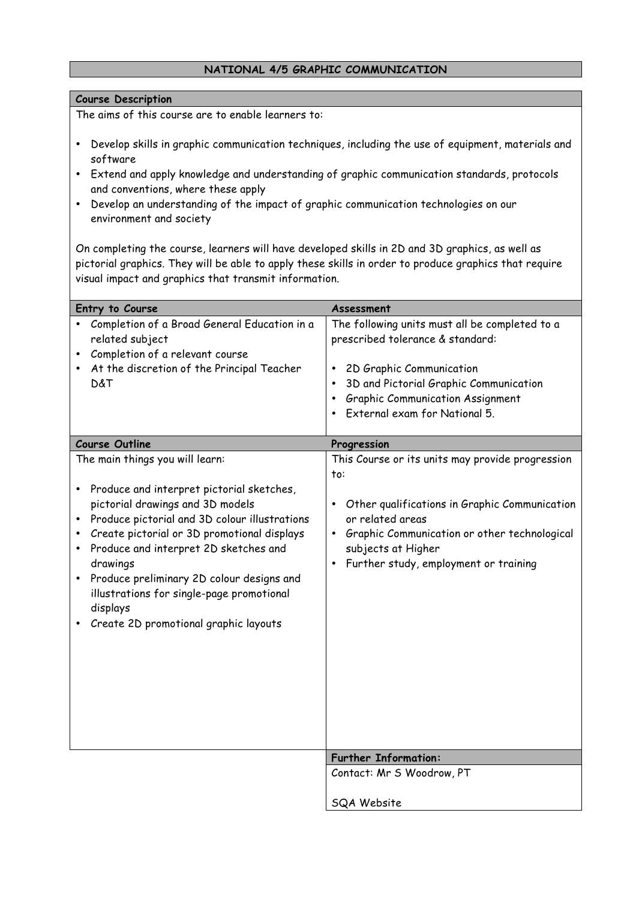# NATIONAL 4/5 GRAPHIC COMMUNICATION

## Course Description

The aims of this course are to enable learners to:

- Develop skills in graphic communication techniques, including the use of equipment, materials and software
- Extend and apply knowledge and understanding of graphic communication standards, protocols and conventions, where these apply
- Develop an understanding of the impact of graphic communication technologies on our environment and society

On completing the course, learners will have developed skills in 2D and 3D graphics, as well as pictorial graphics. They will be able to apply these skills in order to produce graphics that require visual impact and graphics that transmit information.

## Entry to Course

- Completion of a Broad General Education in a related subject
- Completion of a relevant course
- At the discretion of the Principal Teacher D&T

## Assessment

The following units must all be completed to a prescribed tolerance & standard:

- 2D Graphic Communication
- 3D and Pictorial Graphic Communication
- Graphic Communication Assignment
- External exam for National 5.

## Course Outline

The main things you will learn:

- Produce and interpret pictorial sketches, pictorial drawings and 3D models
- Produce pictorial and 3D colour illustrations
- Create pictorial or 3D promotional displays
- Produce and interpret 2D sketches and drawings
- Produce preliminary 2D colour designs and illustrations for single-page promotional displays
- Create 2D promotional graphic layouts

## Progression

This Course or its units may provide progression to:

- Other qualifications in Graphic Communication or related areas
- Graphic Communication or other technological subjects at Higher
- Further study, employment or training

## Further Information:

Contact: Mr S Woodrow, PT

SQA Website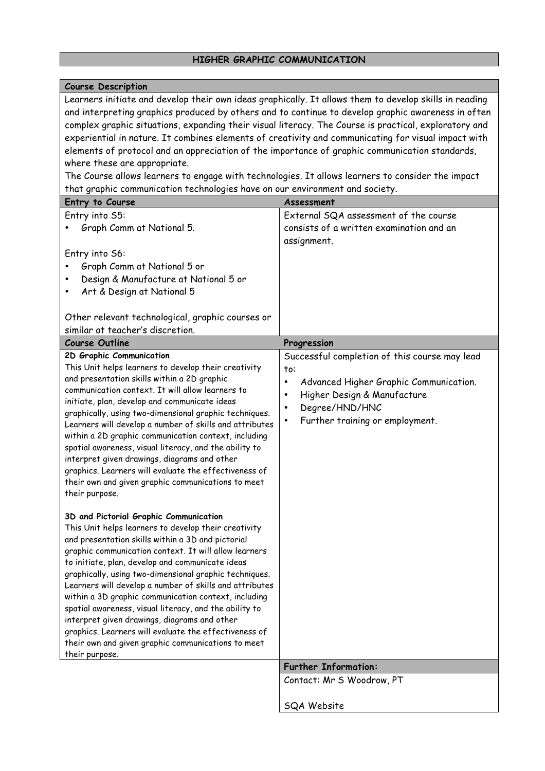# HIGHER GRAPHIC COMMUNICATION

## Course Description

Learners initiate and develop their own ideas graphically. It allows them to develop skills in reading and interpreting graphics produced by others and to continue to develop graphic awareness in often complex graphic situations, expanding their visual literacy. The Course is practical, exploratory and experiential in nature. It combines elements of creativity and communicating for visual impact with elements of protocol and an appreciation of the importance of graphic communication standards, where these are appropriate.

The Course allows learners to engage with technologies. It allows learners to consider the impact that graphic communication technologies have on our environment and society.

## Entry to Course

Entry into S5:

- Graph Comm at National 5.

Entry into S6:

- Graph Comm at National 5 or
- Design & Manufacture at National 5 or
- Art & Design at National 5

Other relevant technological, graphic courses or similar at teacher's discretion.

## Assessment

External SQA assessment of the course consists of a written examination and an assignment.

## Course Outline

**2D Graphic Communication**

This Unit helps learners to develop their creativity and presentation skills within a 2D graphic communication context. It will allow learners to initiate, plan, develop and communicate ideas graphically, using two-dimensional graphic techniques. Learners will develop a number of skills and attributes within a 2D graphic communication context, including spatial awareness, visual literacy, and the ability to interpret given drawings, diagrams and other graphics. Learners will evaluate the effectiveness of their own and given graphic communications to meet their purpose.

**3D and Pictorial Graphic Communication**

This Unit helps learners to develop their creativity and presentation skills within a 3D and pictorial graphic communication context. It will allow learners to initiate, plan, develop and communicate ideas graphically, using two-dimensional graphic techniques. Learners will develop a number of skills and attributes within a 3D graphic communication context, including spatial awareness, visual literacy, and the ability to interpret given drawings, diagrams and other graphics. Learners will evaluate the effectiveness of their own and given graphic communications to meet their purpose.

## Progression

Successful completion of this course may lead to:

- Advanced Higher Graphic Communication.
- Higher Design & Manufacture
- Degree/HND/HNC
- Further training or employment.

## Further Information:

Contact: Mr S Woodrow, PT

SQA Website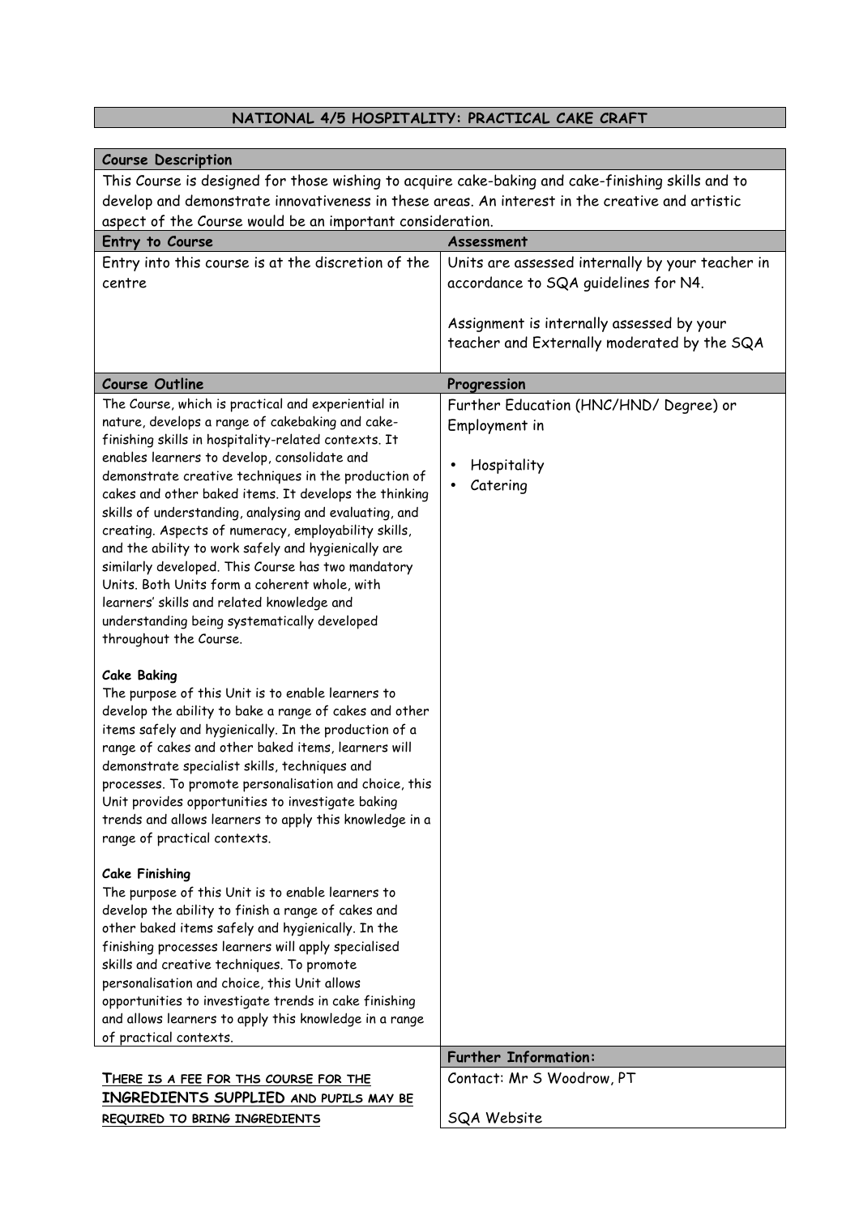| NATIONAL 4/5 HOSPITALITY: PRACTICAL CAKE CRAFT |
|---|

| **Course Description** | |
|---|---|
| This Course is designed for those wishing to acquire cake-baking and cake-finishing skills and to develop and demonstrate innovativeness in these areas. An interest in the creative and artistic aspect of the Course would be an important consideration. | |
| **Entry to Course** | **Assessment** |
| Entry into this course is at the discretion of the centre | Units are assessed internally by your teacher in accordance to SQA guidelines for N4.<br><br>Assignment is internally assessed by your teacher and Externally moderated by the SQA |
| **Course Outline** | **Progression** |
| The Course, which is practical and experiential in nature, develops a range of cakebaking and cake-finishing skills in hospitality-related contexts. It enables learners to develop, consolidate and demonstrate creative techniques in the production of cakes and other baked items. It develops the thinking skills of understanding, analysing and evaluating, and creating. Aspects of numeracy, employability skills, and the ability to work safely and hygienically are similarly developed. This Course has two mandatory Units. Both Units form a coherent whole, with learners' skills and related knowledge and understanding being systematically developed throughout the Course.<br><br>**Cake Baking**<br>The purpose of this Unit is to enable learners to develop the ability to bake a range of cakes and other items safely and hygienically. In the production of a range of cakes and other baked items, learners will demonstrate specialist skills, techniques and processes. To promote personalisation and choice, this Unit provides opportunities to investigate baking trends and allows learners to apply this knowledge in a range of practical contexts.<br><br>**Cake Finishing**<br>The purpose of this Unit is to enable learners to develop the ability to finish a range of cakes and other baked items safely and hygienically. In the finishing processes learners will apply specialised skills and creative techniques. To promote personalisation and choice, this Unit allows opportunities to investigate trends in cake finishing and allows learners to apply this knowledge in a range of practical contexts. | Further Education (HNC/HND/ Degree) or Employment in<br><br>• Hospitality<br>• Catering |
| | **Further Information:** |
| <u>THERE IS A FEE FOR THS COURSE FOR THE **INGREDIENTS SUPPLIED** AND PUPILS MAY BE REQUIRED TO BRING INGREDIENTS</u> | Contact: Mr S Woodrow, PT<br><br>SQA Website |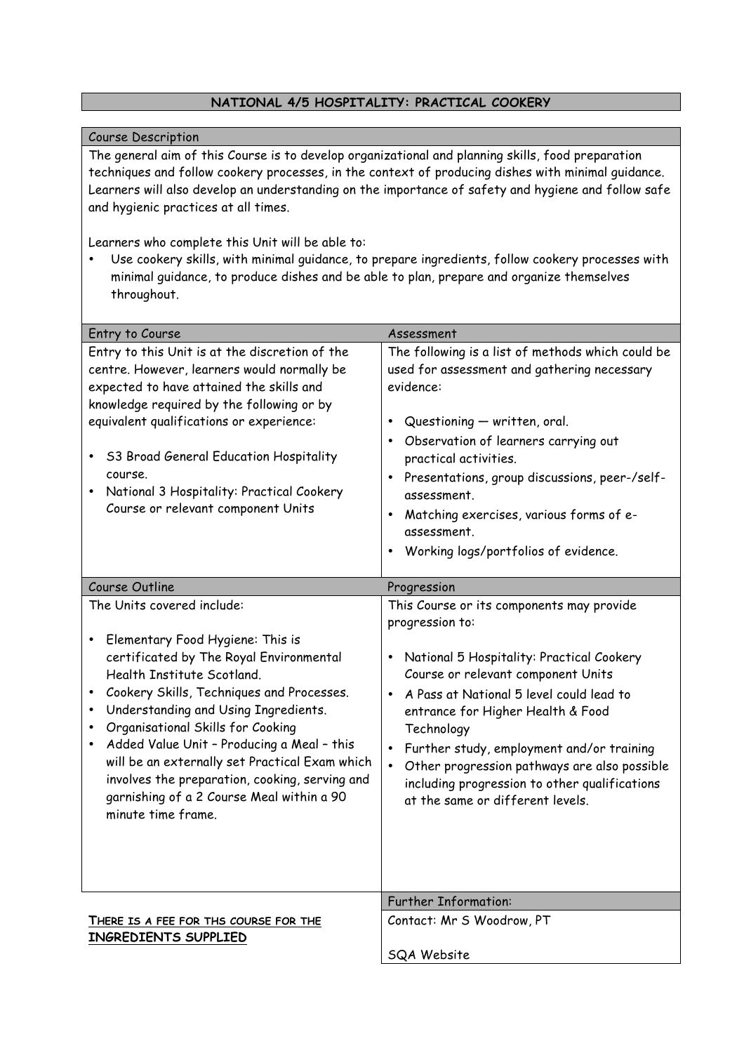## NATIONAL 4/5 HOSPITALITY: PRACTICAL COOKERY

### Course Description

The general aim of this Course is to develop organizational and planning skills, food preparation techniques and follow cookery processes, in the context of producing dishes with minimal guidance. Learners will also develop an understanding on the importance of safety and hygiene and follow safe and hygienic practices at all times.

Learners who complete this Unit will be able to:

- Use cookery skills, with minimal guidance, to prepare ingredients, follow cookery processes with minimal guidance, to produce dishes and be able to plan, prepare and organize themselves throughout.

### Entry to Course

Entry to this Unit is at the discretion of the centre. However, learners would normally be expected to have attained the skills and knowledge required by the following or by equivalent qualifications or experience:

- S3 Broad General Education Hospitality course.
- National 3 Hospitality: Practical Cookery Course or relevant component Units

### Assessment

The following is a list of methods which could be used for assessment and gathering necessary evidence:

- Questioning — written, oral.
- Observation of learners carrying out practical activities.
- Presentations, group discussions, peer-/self-assessment.
- Matching exercises, various forms of e-assessment.
- Working logs/portfolios of evidence.

### Course Outline

The Units covered include:

- Elementary Food Hygiene: This is certificated by The Royal Environmental Health Institute Scotland.
- Cookery Skills, Techniques and Processes.
- Understanding and Using Ingredients.
- Organisational Skills for Cooking
- Added Value Unit – Producing a Meal – this will be an externally set Practical Exam which involves the preparation, cooking, serving and garnishing of a 2 Course Meal within a 90 minute time frame.

### Progression

This Course or its components may provide progression to:

- National 5 Hospitality: Practical Cookery Course or relevant component Units
- A Pass at National 5 level could lead to entrance for Higher Health & Food Technology
- Further study, employment and/or training
- Other progression pathways are also possible including progression to other qualifications at the same or different levels.

**THERE IS A FEE FOR THS COURSE FOR THE INGREDIENTS SUPPLIED**

### Further Information:

Contact: Mr S Woodrow, PT

SQA Website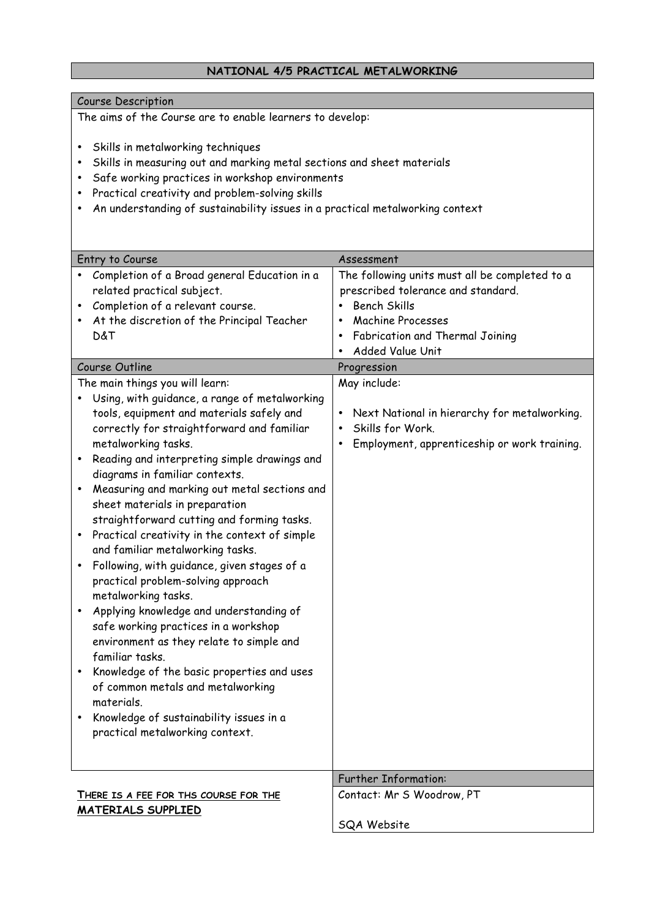# NATIONAL 4/5 PRACTICAL METALWORKING

## Course Description

The aims of the Course are to enable learners to develop:

- Skills in metalworking techniques
- Skills in measuring out and marking metal sections and sheet materials
- Safe working practices in workshop environments
- Practical creativity and problem-solving skills
- An understanding of sustainability issues in a practical metalworking context

## Entry to Course

- Completion of a Broad general Education in a related practical subject.
- Completion of a relevant course.
- At the discretion of the Principal Teacher D&T

## Assessment

The following units must all be completed to a prescribed tolerance and standard.

- Bench Skills
- Machine Processes
- Fabrication and Thermal Joining
- Added Value Unit

## Course Outline

The main things you will learn:

- Using, with guidance, a range of metalworking tools, equipment and materials safely and correctly for straightforward and familiar metalworking tasks.
- Reading and interpreting simple drawings and diagrams in familiar contexts.
- Measuring and marking out metal sections and sheet materials in preparation straightforward cutting and forming tasks.
- Practical creativity in the context of simple and familiar metalworking tasks.
- Following, with guidance, given stages of a practical problem-solving approach metalworking tasks.
- Applying knowledge and understanding of safe working practices in a workshop environment as they relate to simple and familiar tasks.
- Knowledge of the basic properties and uses of common metals and metalworking materials.
- Knowledge of sustainability issues in a practical metalworking context.

## Progression

May include:

- Next National in hierarchy for metalworking.
- Skills for Work.
- Employment, apprenticeship or work training.

**THERE IS A FEE FOR THS COURSE FOR THE MATERIALS SUPPLIED**

## Further Information:

Contact: Mr S Woodrow, PT

SQA Website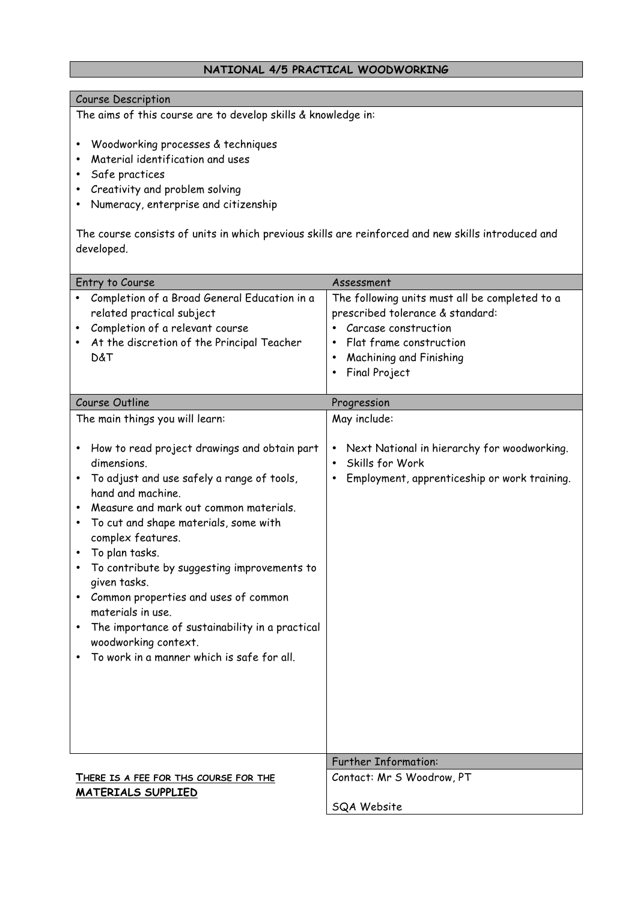# NATIONAL 4/5 PRACTICAL WOODWORKING

## Course Description

The aims of this course are to develop skills & knowledge in:

- Woodworking processes & techniques
- Material identification and uses
- Safe practices
- Creativity and problem solving
- Numeracy, enterprise and citizenship

The course consists of units in which previous skills are reinforced and new skills introduced and developed.

## Entry to Course

- Completion of a Broad General Education in a related practical subject
- Completion of a relevant course
- At the discretion of the Principal Teacher D&T

## Assessment

The following units must all be completed to a prescribed tolerance & standard:

- Carcase construction
- Flat frame construction
- Machining and Finishing
- Final Project

## Course Outline

The main things you will learn:

- How to read project drawings and obtain part dimensions.
- To adjust and use safely a range of tools, hand and machine.
- Measure and mark out common materials.
- To cut and shape materials, some with complex features.
- To plan tasks.
- To contribute by suggesting improvements to given tasks.
- Common properties and uses of common materials in use.
- The importance of sustainability in a practical woodworking context.
- To work in a manner which is safe for all.

## Progression

May include:

- Next National in hierarchy for woodworking.
- Skills for Work
- Employment, apprenticeship or work training.

**THERE IS A FEE FOR THS COURSE FOR THE MATERIALS SUPPLIED**

## Further Information:

Contact: Mr S Woodrow, PT

SQA Website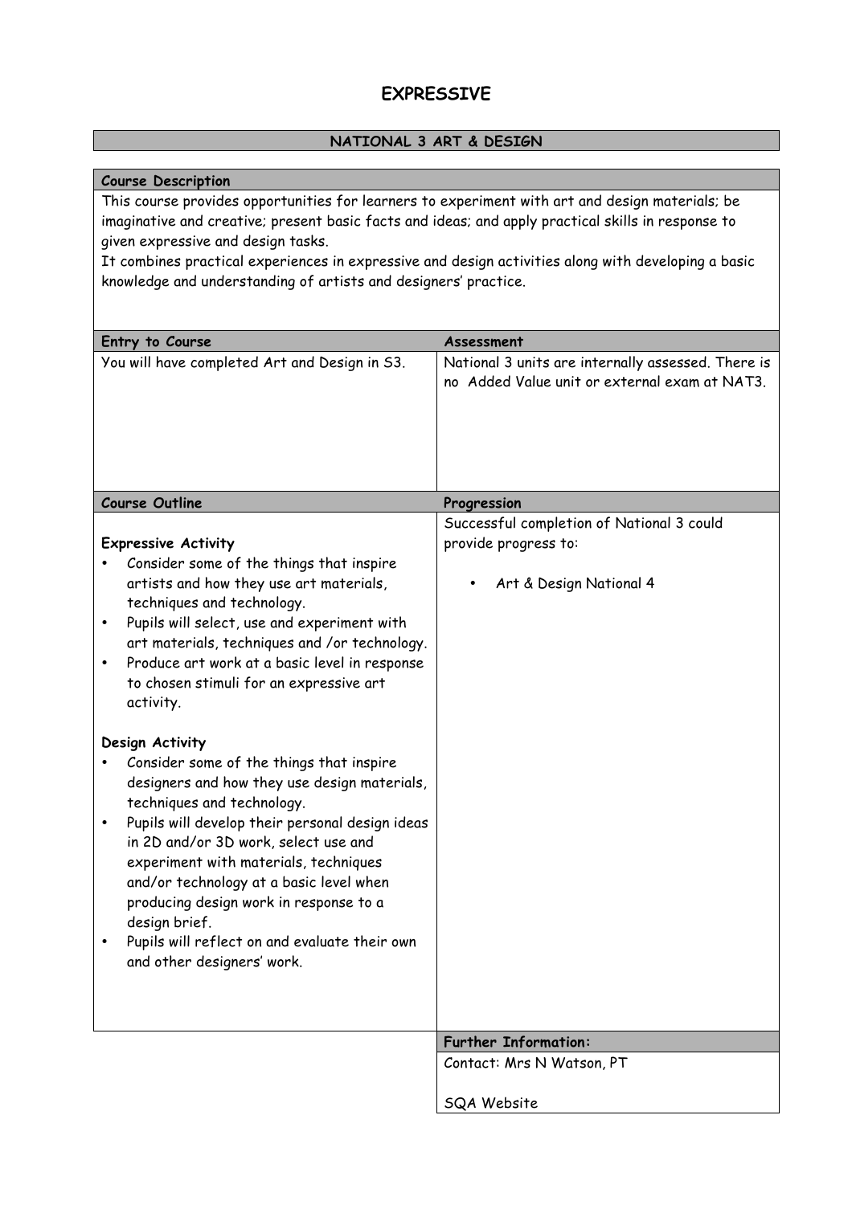# EXPRESSIVE

## NATIONAL 3 ART & DESIGN

### Course Description

This course provides opportunities for learners to experiment with art and design materials; be imaginative and creative; present basic facts and ideas; and apply practical skills in response to given expressive and design tasks.

It combines practical experiences in expressive and design activities along with developing a basic knowledge and understanding of artists and designers' practice.

| Entry to Course | Assessment |
|---|---|
| You will have completed Art and Design in S3. | National 3 units are internally assessed. There is no Added Value unit or external exam at NAT3. |

### Course Outline

**Expressive Activity**

- Consider some of the things that inspire artists and how they use art materials, techniques and technology.
- Pupils will select, use and experiment with art materials, techniques and /or technology.
- Produce art work at a basic level in response to chosen stimuli for an expressive art activity.

**Design Activity**

- Consider some of the things that inspire designers and how they use design materials, techniques and technology.
- Pupils will develop their personal design ideas in 2D and/or 3D work, select use and experiment with materials, techniques and/or technology at a basic level when producing design work in response to a design brief.
- Pupils will reflect on and evaluate their own and other designers' work.

### Progression

Successful completion of National 3 could provide progress to:

- Art & Design National 4

### Further Information:

Contact: Mrs N Watson, PT

SQA Website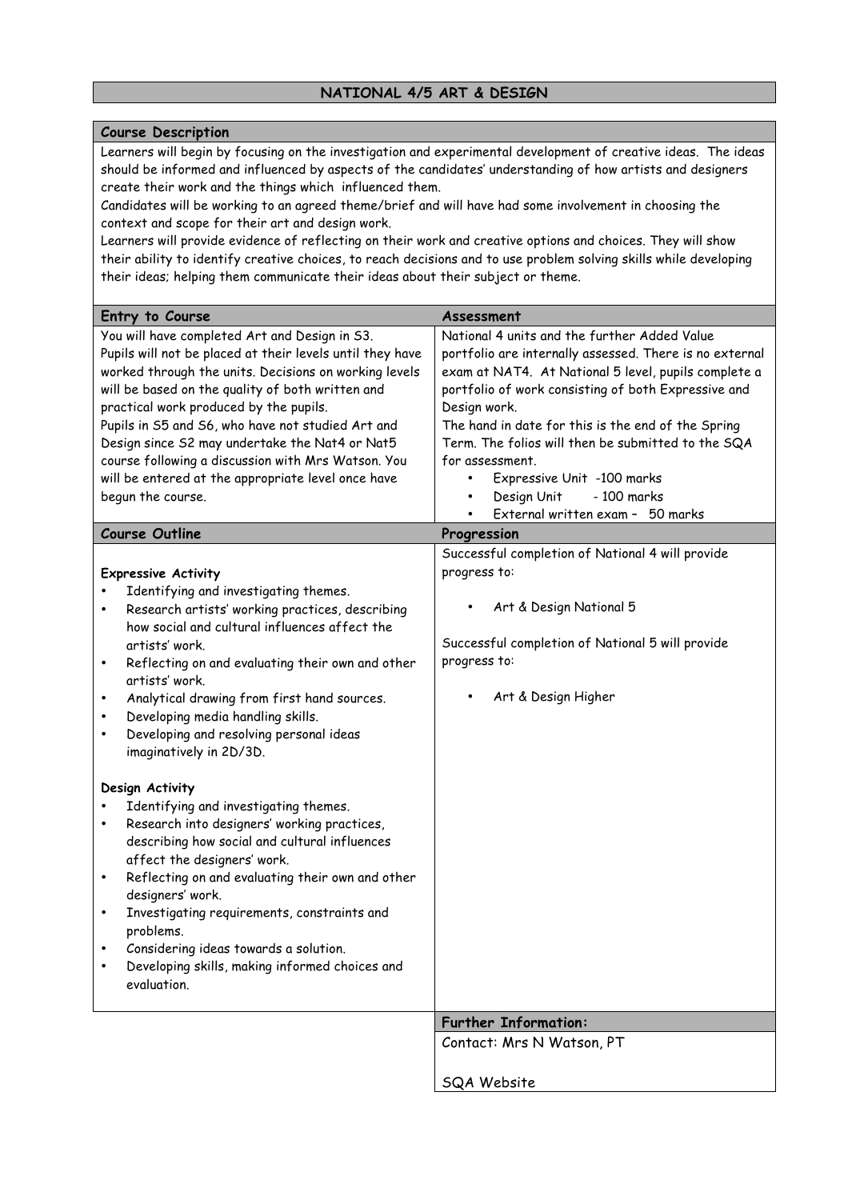# NATIONAL 4/5 ART & DESIGN

## Course Description

Learners will begin by focusing on the investigation and experimental development of creative ideas. The ideas should be informed and influenced by aspects of the candidates' understanding of how artists and designers create their work and the things which influenced them.

Candidates will be working to an agreed theme/brief and will have had some involvement in choosing the context and scope for their art and design work.

Learners will provide evidence of reflecting on their work and creative options and choices. They will show their ability to identify creative choices, to reach decisions and to use problem solving skills while developing their ideas; helping them communicate their ideas about their subject or theme.

## Entry to Course

You will have completed Art and Design in S3.

Pupils will not be placed at their levels until they have worked through the units. Decisions on working levels will be based on the quality of both written and practical work produced by the pupils.

Pupils in S5 and S6, who have not studied Art and Design since S2 may undertake the Nat4 or Nat5 course following a discussion with Mrs Watson. You will be entered at the appropriate level once have begun the course.

## Assessment

National 4 units and the further Added Value portfolio are internally assessed. There is no external exam at NAT4. At National 5 level, pupils complete a portfolio of work consisting of both Expressive and Design work.

The hand in date for this is the end of the Spring Term. The folios will then be submitted to the SQA for assessment.

- Expressive Unit -100 marks
- Design Unit - 100 marks
- External written exam – 50 marks

## Course Outline

**Expressive Activity**

- Identifying and investigating themes.
- Research artists' working practices, describing how social and cultural influences affect the artists' work.
- Reflecting on and evaluating their own and other artists' work.
- Analytical drawing from first hand sources.
- Developing media handling skills.
- Developing and resolving personal ideas imaginatively in 2D/3D.

**Design Activity**

- Identifying and investigating themes.
- Research into designers' working practices, describing how social and cultural influences affect the designers' work.
- Reflecting on and evaluating their own and other designers' work.
- Investigating requirements, constraints and problems.
- Considering ideas towards a solution.
- Developing skills, making informed choices and evaluation.

## Progression

Successful completion of National 4 will provide progress to:

- Art & Design National 5

Successful completion of National 5 will provide progress to:

- Art & Design Higher

## Further Information:

Contact: Mrs N Watson, PT

SQA Website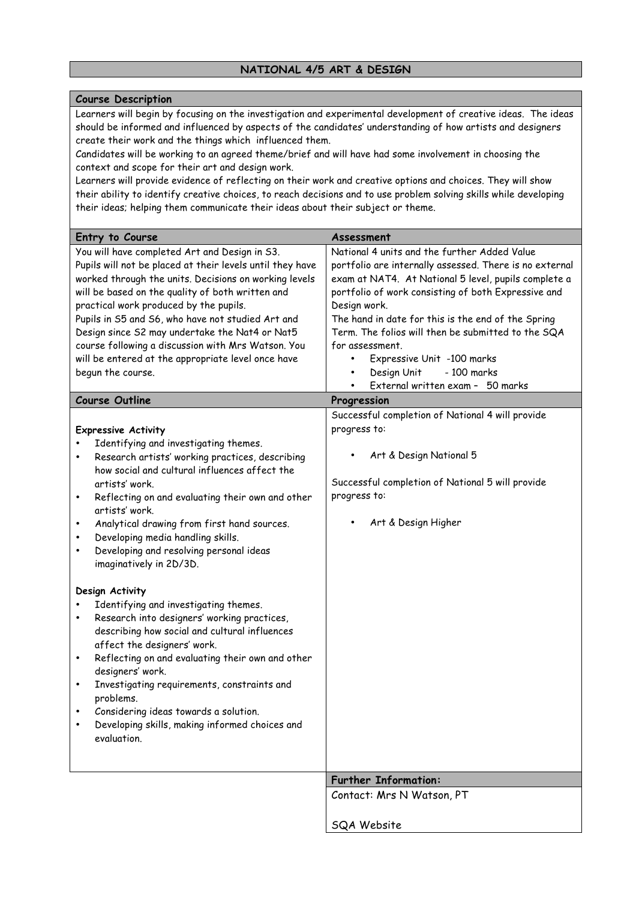# NATIONAL 4/5 ART & DESIGN

## Course Description

Learners will begin by focusing on the investigation and experimental development of creative ideas. The ideas should be informed and influenced by aspects of the candidates' understanding of how artists and designers create their work and the things which influenced them.

Candidates will be working to an agreed theme/brief and will have had some involvement in choosing the context and scope for their art and design work.

Learners will provide evidence of reflecting on their work and creative options and choices. They will show their ability to identify creative choices, to reach decisions and to use problem solving skills while developing their ideas; helping them communicate their ideas about their subject or theme.

## Entry to Course

You will have completed Art and Design in S3.

Pupils will not be placed at their levels until they have worked through the units. Decisions on working levels will be based on the quality of both written and practical work produced by the pupils.

Pupils in S5 and S6, who have not studied Art and Design since S2 may undertake the Nat4 or Nat5 course following a discussion with Mrs Watson. You will be entered at the appropriate level once have begun the course.

## Assessment

National 4 units and the further Added Value portfolio are internally assessed. There is no external exam at NAT4. At National 5 level, pupils complete a portfolio of work consisting of both Expressive and Design work.

The hand in date for this is the end of the Spring Term. The folios will then be submitted to the SQA for assessment.

- Expressive Unit -100 marks
- Design Unit - 100 marks
- External written exam – 50 marks

## Course Outline

**Expressive Activity**

- Identifying and investigating themes.
- Research artists' working practices, describing how social and cultural influences affect the artists' work.
- Reflecting on and evaluating their own and other artists' work.
- Analytical drawing from first hand sources.
- Developing media handling skills.
- Developing and resolving personal ideas imaginatively in 2D/3D.

**Design Activity**

- Identifying and investigating themes.
- Research into designers' working practices, describing how social and cultural influences affect the designers' work.
- Reflecting on and evaluating their own and other designers' work.
- Investigating requirements, constraints and problems.
- Considering ideas towards a solution.
- Developing skills, making informed choices and evaluation.

## Progression

Successful completion of National 4 will provide progress to:

- Art & Design National 5

Successful completion of National 5 will provide progress to:

- Art & Design Higher

## Further Information:

Contact: Mrs N Watson, PT

SQA Website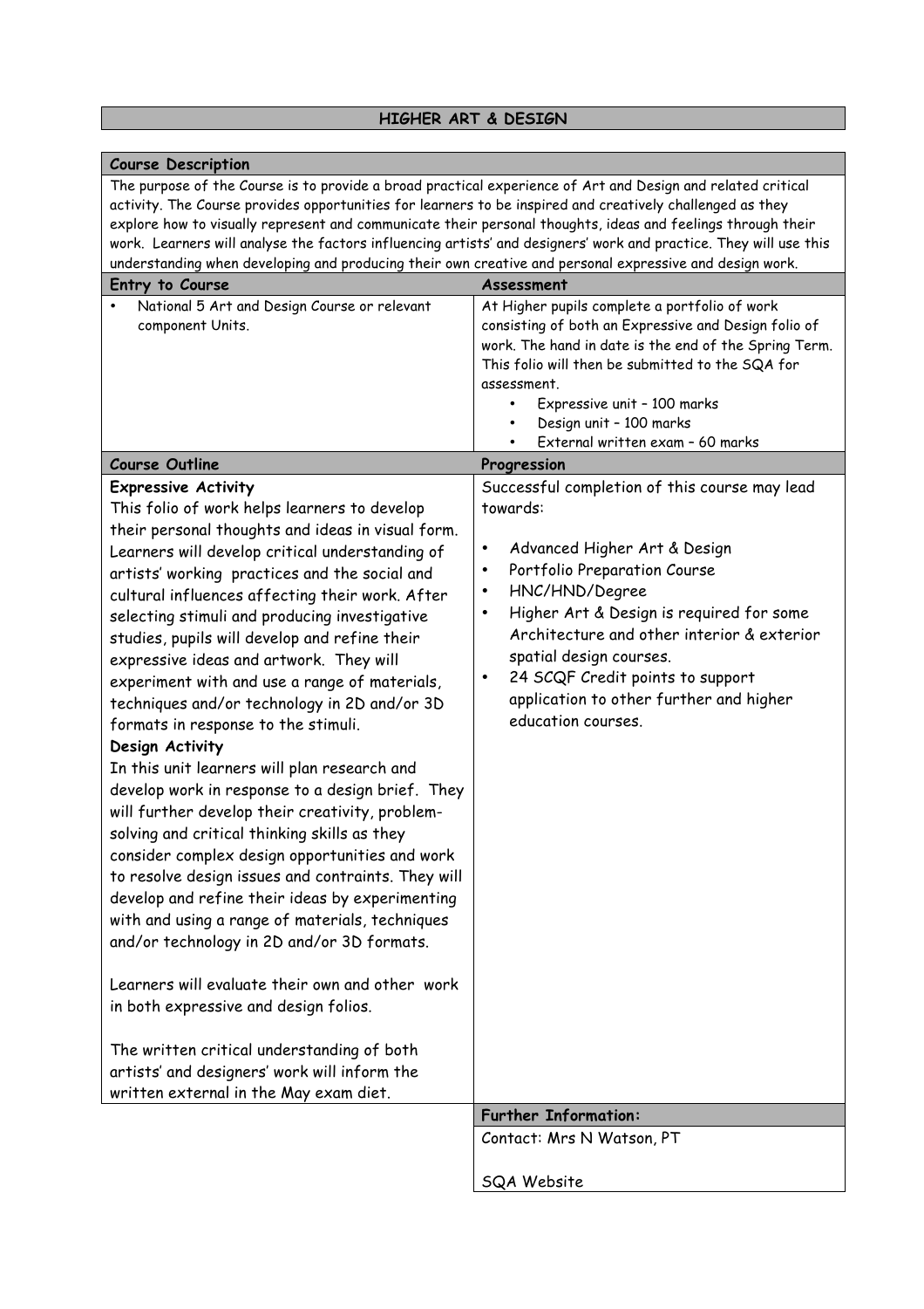# HIGHER ART & DESIGN

## Course Description

The purpose of the Course is to provide a broad practical experience of Art and Design and related critical activity. The Course provides opportunities for learners to be inspired and creatively challenged as they explore how to visually represent and communicate their personal thoughts, ideas and feelings through their work. Learners will analyse the factors influencing artists' and designers' work and practice. They will use this understanding when developing and producing their own creative and personal expressive and design work.

## Entry to Course

- National 5 Art and Design Course or relevant component Units.

## Assessment

At Higher pupils complete a portfolio of work consisting of both an Expressive and Design folio of work. The hand in date is the end of the Spring Term. This folio will then be submitted to the SQA for assessment.

- Expressive unit – 100 marks
- Design unit – 100 marks
- External written exam – 60 marks

## Course Outline

**Expressive Activity**

This folio of work helps learners to develop their personal thoughts and ideas in visual form. Learners will develop critical understanding of artists' working practices and the social and cultural influences affecting their work. After selecting stimuli and producing investigative studies, pupils will develop and refine their expressive ideas and artwork. They will experiment with and use a range of materials, techniques and/or technology in 2D and/or 3D formats in response to the stimuli.

**Design Activity**

In this unit learners will plan research and develop work in response to a design brief. They will further develop their creativity, problem-solving and critical thinking skills as they consider complex design opportunities and work to resolve design issues and contraints. They will develop and refine their ideas by experimenting with and using a range of materials, techniques and/or technology in 2D and/or 3D formats.

Learners will evaluate their own and other work in both expressive and design folios.

The written critical understanding of both artists' and designers' work will inform the written external in the May exam diet.

## Progression

Successful completion of this course may lead towards:

- Advanced Higher Art & Design
- Portfolio Preparation Course
- HNC/HND/Degree
- Higher Art & Design is required for some Architecture and other interior & exterior spatial design courses.
- 24 SCQF Credit points to support application to other further and higher education courses.

## Further Information:

Contact: Mrs N Watson, PT

SQA Website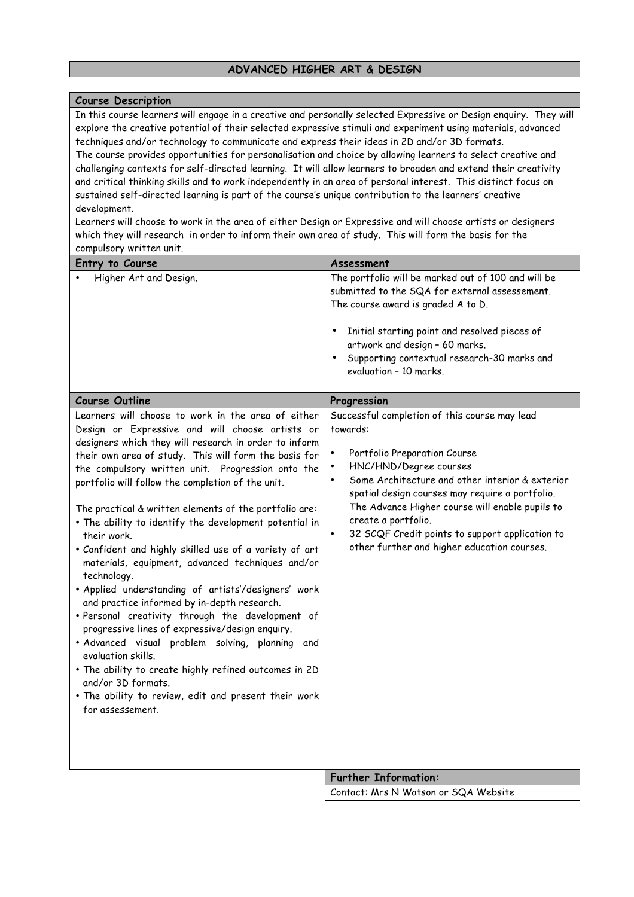# ADVANCED HIGHER ART & DESIGN

## Course Description

In this course learners will engage in a creative and personally selected Expressive or Design enquiry. They will explore the creative potential of their selected expressive stimuli and experiment using materials, advanced techniques and/or technology to communicate and express their ideas in 2D and/or 3D formats.

The course provides opportunities for personalisation and choice by allowing learners to select creative and challenging contexts for self-directed learning. It will allow learners to broaden and extend their creativity and critical thinking skills and to work independently in an area of personal interest. This distinct focus on sustained self-directed learning is part of the course's unique contribution to the learners' creative development.

Learners will choose to work in the area of either Design or Expressive and will choose artists or designers which they will research in order to inform their own area of study. This will form the basis for the compulsory written unit.

## Entry to Course

- Higher Art and Design.

## Assessment

The portfolio will be marked out of 100 and will be submitted to the SQA for external assesssement. The course award is graded A to D.

- Initial starting point and resolved pieces of artwork and design – 60 marks.
- Supporting contextual research-30 marks and evaluation – 10 marks.

## Course Outline

Learners will choose to work in the area of either Design or Expressive and will choose artists or designers which they will research in order to inform their own area of study. This will form the basis for the compulsory written unit. Progression onto the portfolio will follow the completion of the unit.

The practical & written elements of the portfolio are:

- The ability to identify the development potential in their work.
- Confident and highly skilled use of a variety of art materials, equipment, advanced techniques and/or technology.
- Applied understanding of artists'/designers' work and practice informed by in-depth research.
- Personal creativity through the development of progressive lines of expressive/design enquiry.
- Advanced visual problem solving, planning and evaluation skills.
- The ability to create highly refined outcomes in 2D and/or 3D formats.
- The ability to review, edit and present their work for assessement.

## Progression

Successful completion of this course may lead towards:

- Portfolio Preparation Course
- HNC/HND/Degree courses
- Some Architecture and other interior & exterior spatial design courses may require a portfolio. The Advance Higher course will enable pupils to create a portfolio.
- 32 SCQF Credit points to support application to other further and higher education courses.

## Further Information:

Contact: Mrs N Watson or SQA Website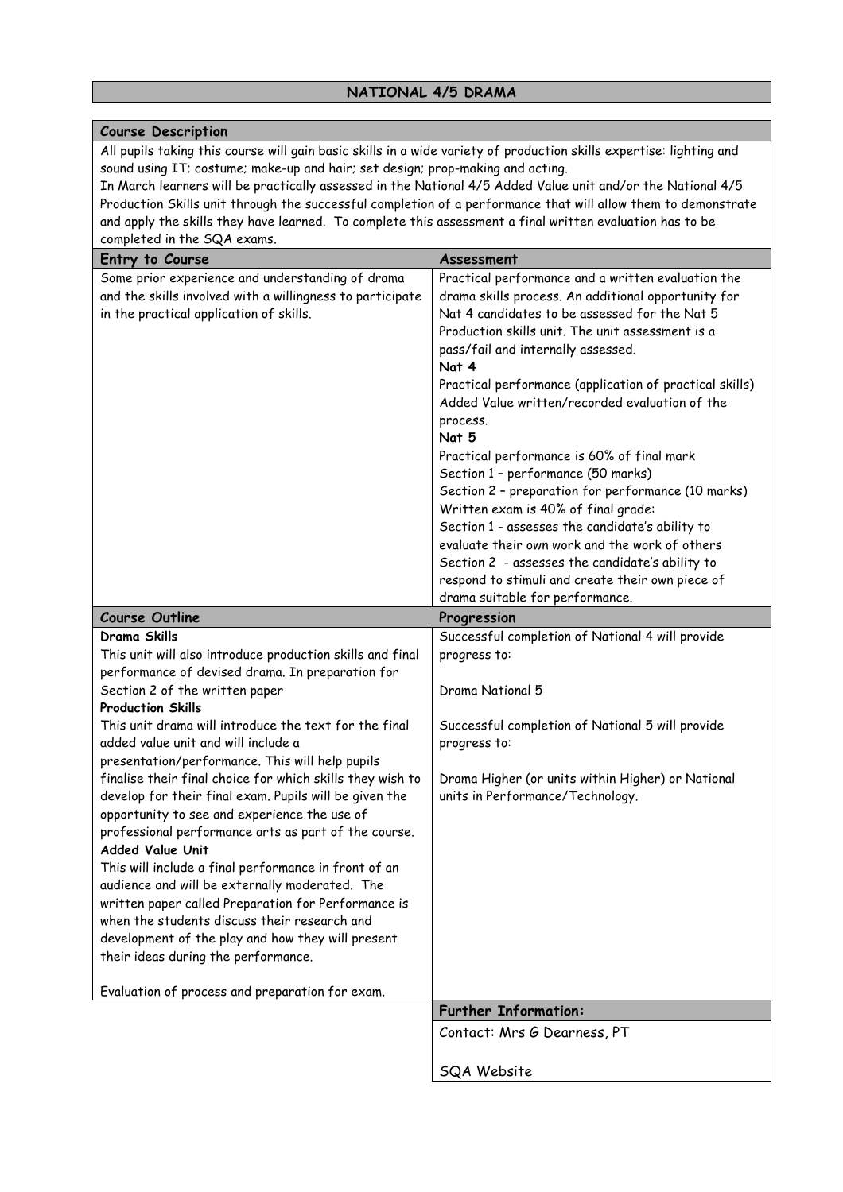# NATIONAL 4/5 DRAMA

## Course Description

All pupils taking this course will gain basic skills in a wide variety of production skills expertise: lighting and sound using IT; costume; make-up and hair; set design; prop-making and acting.
In March learners will be practically assessed in the National 4/5 Added Value unit and/or the National 4/5 Production Skills unit through the successful completion of a performance that will allow them to demonstrate and apply the skills they have learned. To complete this assessment a final written evaluation has to be completed in the SQA exams.

## Entry to Course

Some prior experience and understanding of drama and the skills involved with a willingness to participate in the practical application of skills.

## Assessment

Practical performance and a written evaluation the drama skills process. An additional opportunity for Nat 4 candidates to be assessed for the Nat 5 Production skills unit. The unit assessment is a pass/fail and internally assessed.

**Nat 4**

Practical performance (application of practical skills)
Added Value written/recorded evaluation of the process.

**Nat 5**

Practical performance is 60% of final mark
Section 1 – performance (50 marks)
Section 2 – preparation for performance (10 marks)
Written exam is 40% of final grade:
Section 1 - assesses the candidate's ability to evaluate their own work and the work of others
Section 2 - assesses the candidate's ability to respond to stimuli and create their own piece of drama suitable for performance.

## Course Outline

**Drama Skills**

This unit will also introduce production skills and final performance of devised drama. In preparation for Section 2 of the written paper

**Production Skills**

This unit drama will introduce the text for the final added value unit and will include a presentation/performance. This will help pupils finalise their final choice for which skills they wish to develop for their final exam. Pupils will be given the opportunity to see and experience the use of professional performance arts as part of the course.

**Added Value Unit**

This will include a final performance in front of an audience and will be externally moderated. The written paper called Preparation for Performance is when the students discuss their research and development of the play and how they will present their ideas during the performance.

Evaluation of process and preparation for exam.

## Progression

Successful completion of National 4 will provide progress to:

Drama National 5

Successful completion of National 5 will provide progress to:

Drama Higher (or units within Higher) or National units in Performance/Technology.

## Further Information:

Contact: Mrs G Dearness, PT

SQA Website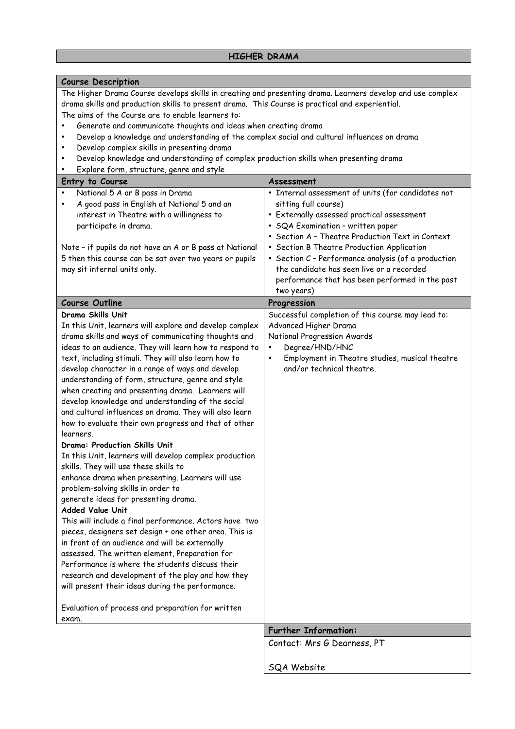# HIGHER DRAMA

## Course Description

The Higher Drama Course develops skills in creating and presenting drama. Learners develop and use complex drama skills and production skills to present drama. This Course is practical and experiential.

The aims of the Course are to enable learners to:

- Generate and communicate thoughts and ideas when creating drama
- Develop a knowledge and understanding of the complex social and cultural influences on drama
- Develop complex skills in presenting drama
- Develop knowledge and understanding of complex production skills when presenting drama
- Explore form, structure, genre and style

## Entry to Course

- National 5 A or B pass in Drama
- A good pass in English at National 5 and an interest in Theatre with a willingness to participate in drama.

Note – if pupils do not have an A or B pass at National 5 then this course can be sat over two years or pupils may sit internal units only.

## Assessment

- Internal assessment of units (for candidates not sitting full course)
- Externally assessed practical assessment
- SQA Examination – written paper
- Section A – Theatre Production Text in Context
- Section B Theatre Production Application
- Section C – Performance analysis (of a production the candidate has seen live or a recorded performance that has been performed in the past two years)

## Course Outline

**Drama Skills Unit**

In this Unit, learners will explore and develop complex drama skills and ways of communicating thoughts and ideas to an audience. They will learn how to respond to text, including stimuli. They will also learn how to develop character in a range of ways and develop understanding of form, structure, genre and style when creating and presenting drama. Learners will develop knowledge and understanding of the social and cultural influences on drama. They will also learn how to evaluate their own progress and that of other learners.

**Drama: Production Skills Unit**

In this Unit, learners will develop complex production skills. They will use these skills to enhance drama when presenting. Learners will use problem-solving skills in order to generate ideas for presenting drama.

**Added Value Unit**

This will include a final performance. Actors have two pieces, designers set design + one other area. This is in front of an audience and will be externally assessed. The written element, Preparation for Performance is where the students discuss their research and development of the play and how they will present their ideas during the performance.

Evaluation of process and preparation for written exam.

## Progression

Successful completion of this course may lead to:

Advanced Higher Drama

National Progression Awards

- Degree/HND/HNC
- Employment in Theatre studies, musical theatre and/or technical theatre.

## Further Information:

Contact: Mrs G Dearness, PT

SQA Website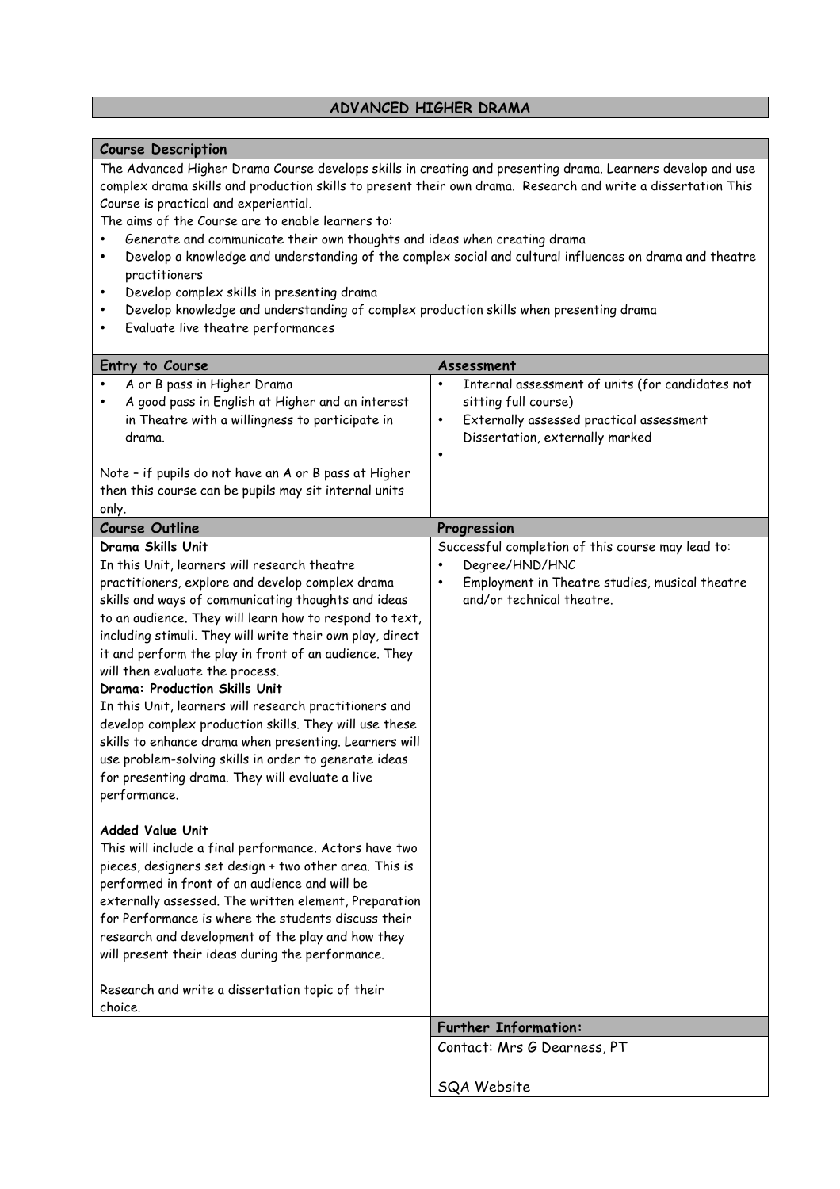## ADVANCED HIGHER DRAMA

### Course Description

The Advanced Higher Drama Course develops skills in creating and presenting drama. Learners develop and use complex drama skills and production skills to present their own drama. Research and write a dissertation This Course is practical and experiential.

The aims of the Course are to enable learners to:

- Generate and communicate their own thoughts and ideas when creating drama
- Develop a knowledge and understanding of the complex social and cultural influences on drama and theatre practitioners
- Develop complex skills in presenting drama
- Develop knowledge and understanding of complex production skills when presenting drama
- Evaluate live theatre performances

### Entry to Course

- A or B pass in Higher Drama
- A good pass in English at Higher and an interest in Theatre with a willingness to participate in drama.

Note – if pupils do not have an A or B pass at Higher then this course can be pupils may sit internal units only.

### Assessment

- Internal assessment of units (for candidates not sitting full course)
- Externally assessed practical assessment Dissertation, externally marked
-

### Course Outline

**Drama Skills Unit**

In this Unit, learners will research theatre practitioners, explore and develop complex drama skills and ways of communicating thoughts and ideas to an audience. They will learn how to respond to text, including stimuli. They will write their own play, direct it and perform the play in front of an audience. They will then evaluate the process.

**Drama: Production Skills Unit**

In this Unit, learners will research practitioners and develop complex production skills. They will use these skills to enhance drama when presenting. Learners will use problem-solving skills in order to generate ideas for presenting drama. They will evaluate a live performance.

**Added Value Unit**

This will include a final performance. Actors have two pieces, designers set design + two other area. This is performed in front of an audience and will be externally assessed. The written element, Preparation for Performance is where the students discuss their research and development of the play and how they will present their ideas during the performance.

Research and write a dissertation topic of their choice.

### Progression

Successful completion of this course may lead to:

- Degree/HND/HNC
- Employment in Theatre studies, musical theatre and/or technical theatre.

### Further Information:

Contact: Mrs G Dearness, PT

SQA Website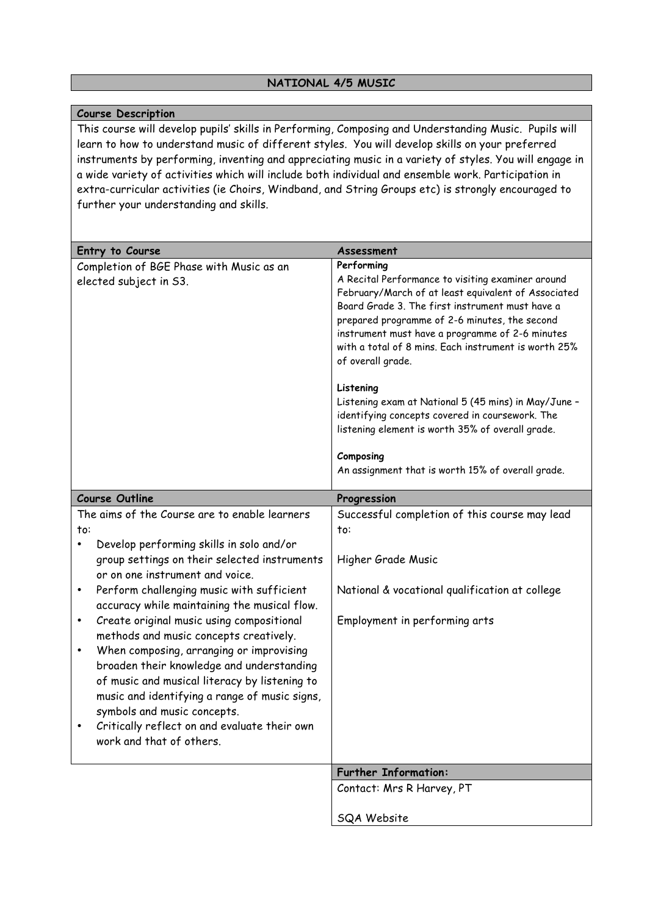# NATIONAL 4/5 MUSIC

## Course Description

This course will develop pupils' skills in Performing, Composing and Understanding Music. Pupils will learn to how to understand music of different styles. You will develop skills on your preferred instruments by performing, inventing and appreciating music in a variety of styles. You will engage in a wide variety of activities which will include both individual and ensemble work. Participation in extra-curricular activities (ie Choirs, Windband, and String Groups etc) is strongly encouraged to further your understanding and skills.

## Entry to Course

Completion of BGE Phase with Music as an elected subject in S3.

## Assessment

**Performing**

A Recital Performance to visiting examiner around February/March of at least equivalent of Associated Board Grade 3. The first instrument must have a prepared programme of 2-6 minutes, the second instrument must have a programme of 2-6 minutes with a total of 8 mins. Each instrument is worth 25% of overall grade.

**Listening**

Listening exam at National 5 (45 mins) in May/June – identifying concepts covered in coursework. The listening element is worth 35% of overall grade.

**Composing**

An assignment that is worth 15% of overall grade.

## Course Outline

The aims of the Course are to enable learners to:

- Develop performing skills in solo and/or group settings on their selected instruments or on one instrument and voice.
- Perform challenging music with sufficient accuracy while maintaining the musical flow.
- Create original music using compositional methods and music concepts creatively.
- When composing, arranging or improvising broaden their knowledge and understanding of music and musical literacy by listening to music and identifying a range of music signs, symbols and music concepts.
- Critically reflect on and evaluate their own work and that of others.

## Progression

Successful completion of this course may lead to:

Higher Grade Music

National & vocational qualification at college

Employment in performing arts

## Further Information:

Contact: Mrs R Harvey, PT

SQA Website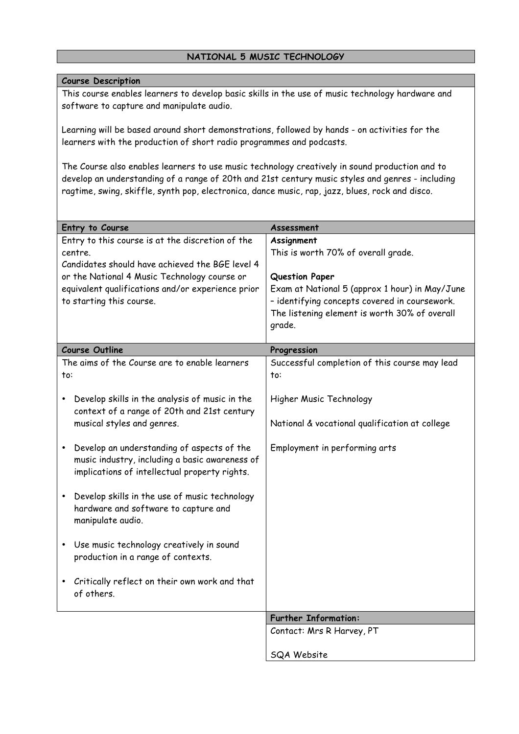# NATIONAL 5 MUSIC TECHNOLOGY

## Course Description

This course enables learners to develop basic skills in the use of music technology hardware and software to capture and manipulate audio.

Learning will be based around short demonstrations, followed by hands - on activities for the learners with the production of short radio programmes and podcasts.

The Course also enables learners to use music technology creatively in sound production and to develop an understanding of a range of 20th and 21st century music styles and genres - including ragtime, swing, skiffle, synth pop, electronica, dance music, rap, jazz, blues, rock and disco.

| Entry to Course | Assessment |
|---|---|
| Entry to this course is at the discretion of the centre.<br>Candidates should have achieved the BGE level 4 or the National 4 Music Technology course or equivalent qualifications and/or experience prior to starting this course. | **Assignment**<br>This is worth 70% of overall grade.<br><br>**Question Paper**<br>Exam at National 5 (approx 1 hour) in May/June – identifying concepts covered in coursework. The listening element is worth 30% of overall grade. |

| Course Outline | Progression |
|---|---|
| The aims of the Course are to enable learners to:<br><br>• Develop skills in the analysis of music in the context of a range of 20th and 21st century musical styles and genres.<br><br>• Develop an understanding of aspects of the music industry, including a basic awareness of implications of intellectual property rights.<br><br>• Develop skills in the use of music technology hardware and software to capture and manipulate audio.<br><br>• Use music technology creatively in sound production in a range of contexts.<br><br>• Critically reflect on their own work and that of others. | Successful completion of this course may lead to:<br><br>Higher Music Technology<br><br>National & vocational qualification at college<br><br>Employment in performing arts |

**Further Information:**

Contact: Mrs R Harvey, PT

SQA Website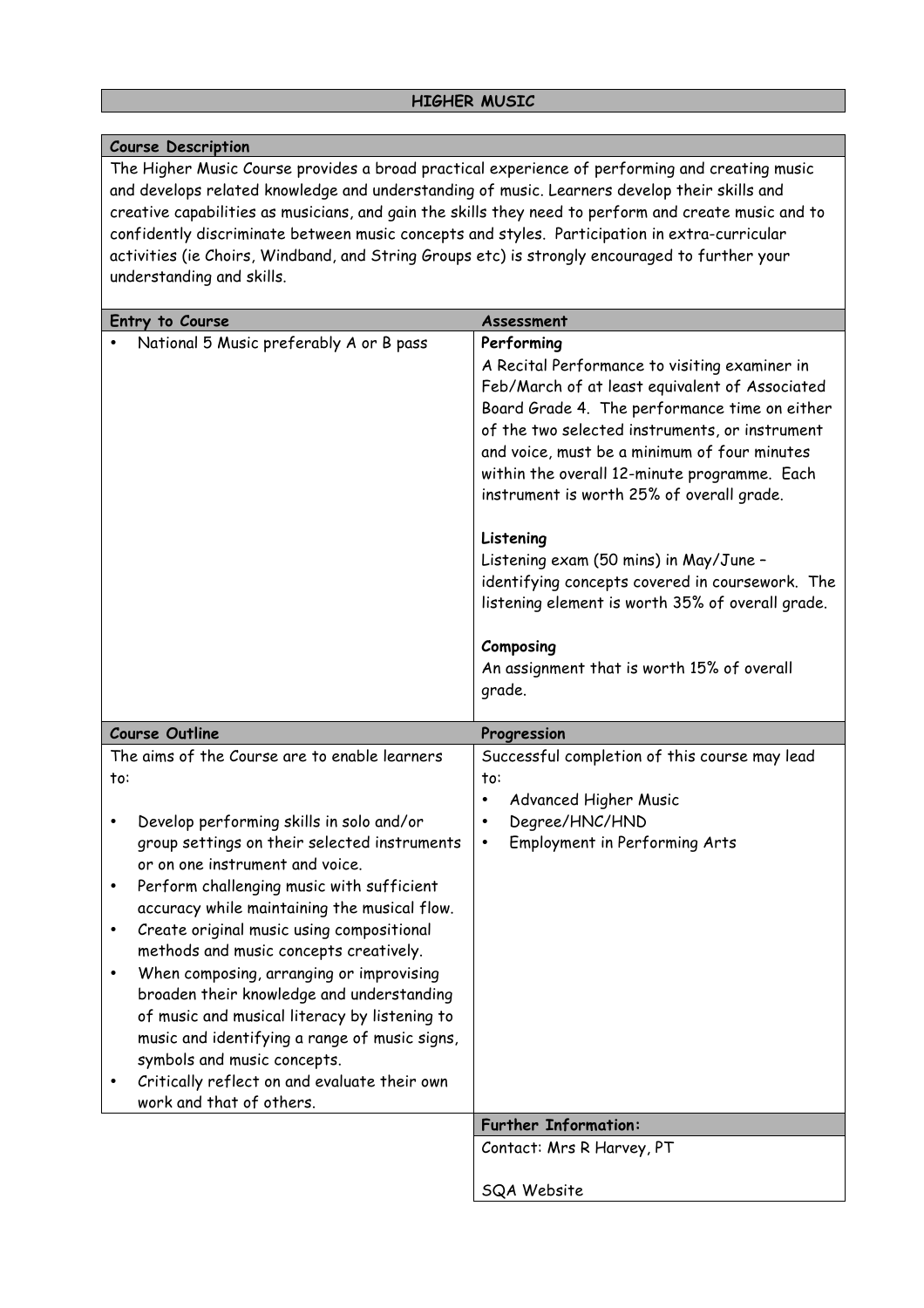# HIGHER MUSIC

## Course Description

The Higher Music Course provides a broad practical experience of performing and creating music and develops related knowledge and understanding of music. Learners develop their skills and creative capabilities as musicians, and gain the skills they need to perform and create music and to confidently discriminate between music concepts and styles. Participation in extra-curricular activities (ie Choirs, Windband, and String Groups etc) is strongly encouraged to further your understanding and skills.

## Entry to Course

- National 5 Music preferably A or B pass

## Assessment

**Performing**

A Recital Performance to visiting examiner in Feb/March of at least equivalent of Associated Board Grade 4. The performance time on either of the two selected instruments, or instrument and voice, must be a minimum of four minutes within the overall 12-minute programme. Each instrument is worth 25% of overall grade.

**Listening**

Listening exam (50 mins) in May/June – identifying concepts covered in coursework. The listening element is worth 35% of overall grade.

**Composing**

An assignment that is worth 15% of overall grade.

## Course Outline

The aims of the Course are to enable learners to:

- Develop performing skills in solo and/or group settings on their selected instruments or on one instrument and voice.
- Perform challenging music with sufficient accuracy while maintaining the musical flow.
- Create original music using compositional methods and music concepts creatively.
- When composing, arranging or improvising broaden their knowledge and understanding of music and musical literacy by listening to music and identifying a range of music signs, symbols and music concepts.
- Critically reflect on and evaluate their own work and that of others.

## Progression

Successful completion of this course may lead to:

- Advanced Higher Music
- Degree/HNC/HND
- Employment in Performing Arts

## Further Information:

Contact: Mrs R Harvey, PT

SQA Website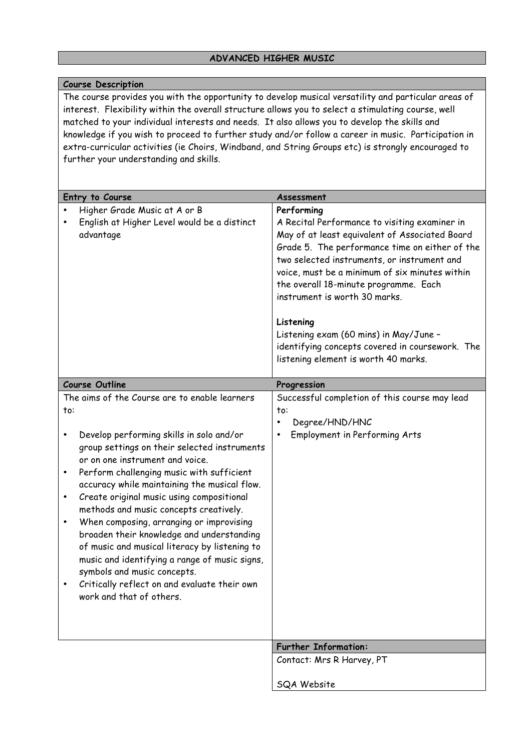# ADVANCED HIGHER MUSIC

## Course Description

The course provides you with the opportunity to develop musical versatility and particular areas of interest. Flexibility within the overall structure allows you to select a stimulating course, well matched to your individual interests and needs. It also allows you to develop the skills and knowledge if you wish to proceed to further study and/or follow a career in music. Participation in extra-curricular activities (ie Choirs, Windband, and String Groups etc) is strongly encouraged to further your understanding and skills.

## Entry to Course

- Higher Grade Music at A or B
- English at Higher Level would be a distinct advantage

## Assessment

**Performing**

A Recital Performance to visiting examiner in May of at least equivalent of Associated Board Grade 5. The performance time on either of the two selected instruments, or instrument and voice, must be a minimum of six minutes within the overall 18-minute programme. Each instrument is worth 30 marks.

**Listening**

Listening exam (60 mins) in May/June – identifying concepts covered in coursework. The listening element is worth 40 marks.

## Course Outline

The aims of the Course are to enable learners to:

- Develop performing skills in solo and/or group settings on their selected instruments or on one instrument and voice.
- Perform challenging music with sufficient accuracy while maintaining the musical flow.
- Create original music using compositional methods and music concepts creatively.
- When composing, arranging or improvising broaden their knowledge and understanding of music and musical literacy by listening to music and identifying a range of music signs, symbols and music concepts.
- Critically reflect on and evaluate their own work and that of others.

## Progression

Successful completion of this course may lead to:

- Degree/HND/HNC
- Employment in Performing Arts

## Further Information:

Contact: Mrs R Harvey, PT

SQA Website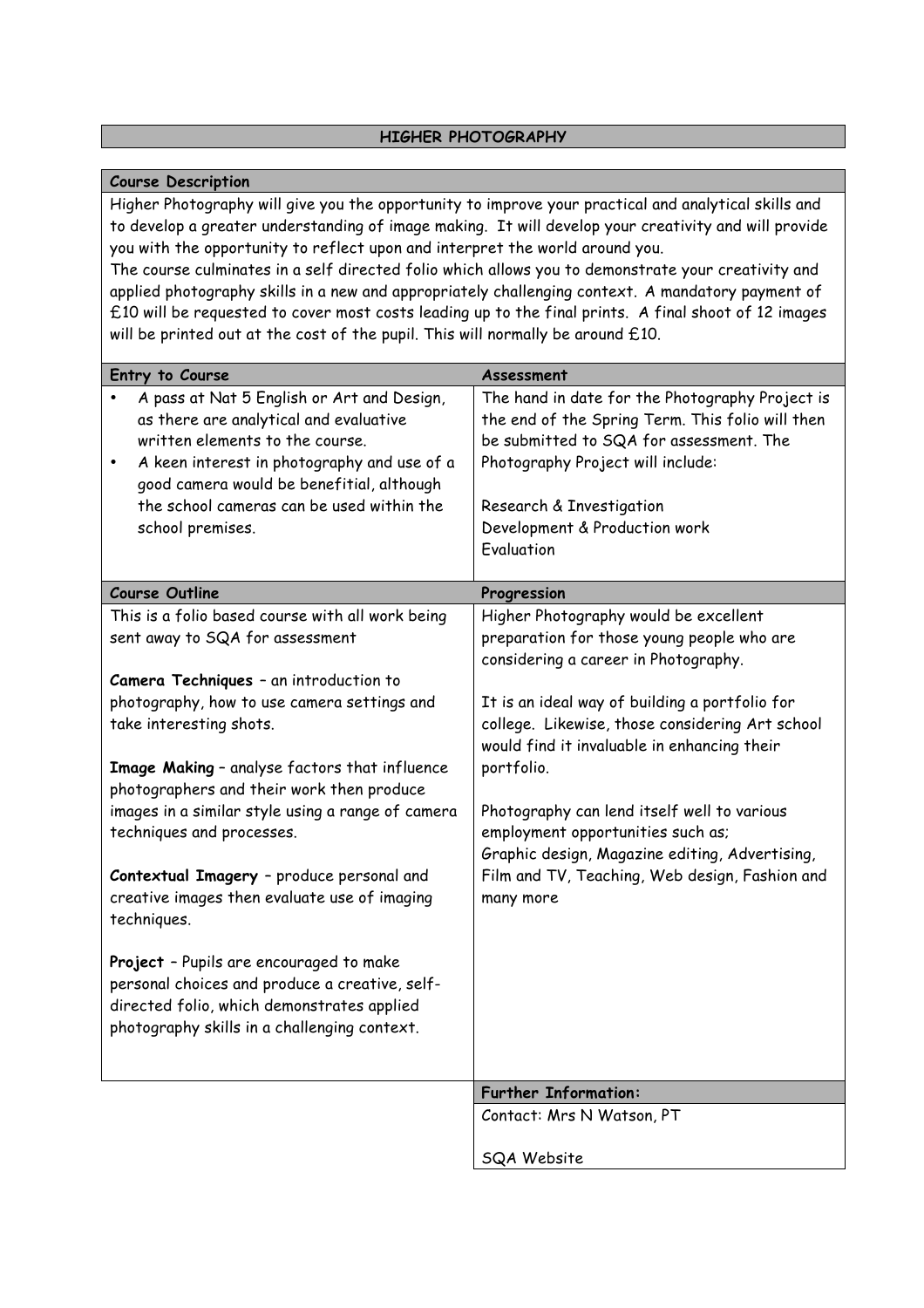# HIGHER PHOTOGRAPHY

## Course Description

Higher Photography will give you the opportunity to improve your practical and analytical skills and to develop a greater understanding of image making. It will develop your creativity and will provide you with the opportunity to reflect upon and interpret the world around you.

The course culminates in a self directed folio which allows you to demonstrate your creativity and applied photography skills in a new and appropriately challenging context. A mandatory payment of £10 will be requested to cover most costs leading up to the final prints. A final shoot of 12 images will be printed out at the cost of the pupil. This will normally be around £10.

## Entry to Course

- A pass at Nat 5 English or Art and Design, as there are analytical and evaluative written elements to the course.
- A keen interest in photography and use of a good camera would be benefitial, although the school cameras can be used within the school premises.

## Assessment

The hand in date for the Photography Project is the end of the Spring Term. This folio will then be submitted to SQA for assessment. The Photography Project will include:

Research & Investigation
Development & Production work
Evaluation

## Course Outline

This is a folio based course with all work being sent away to SQA for assessment

**Camera Techniques** – an introduction to photography, how to use camera settings and take interesting shots.

**Image Making** – analyse factors that influence photographers and their work then produce images in a similar style using a range of camera techniques and processes.

**Contextual Imagery** – produce personal and creative images then evaluate use of imaging techniques.

**Project** – Pupils are encouraged to make personal choices and produce a creative, self-directed folio, which demonstrates applied photography skills in a challenging context.

## Progression

Higher Photography would be excellent preparation for those young people who are considering a career in Photography.

It is an ideal way of building a portfolio for college. Likewise, those considering Art school would find it invaluable in enhancing their portfolio.

Photography can lend itself well to various employment opportunities such as;
Graphic design, Magazine editing, Advertising, Film and TV, Teaching, Web design, Fashion and many more

## Further Information:

Contact: Mrs N Watson, PT

SQA Website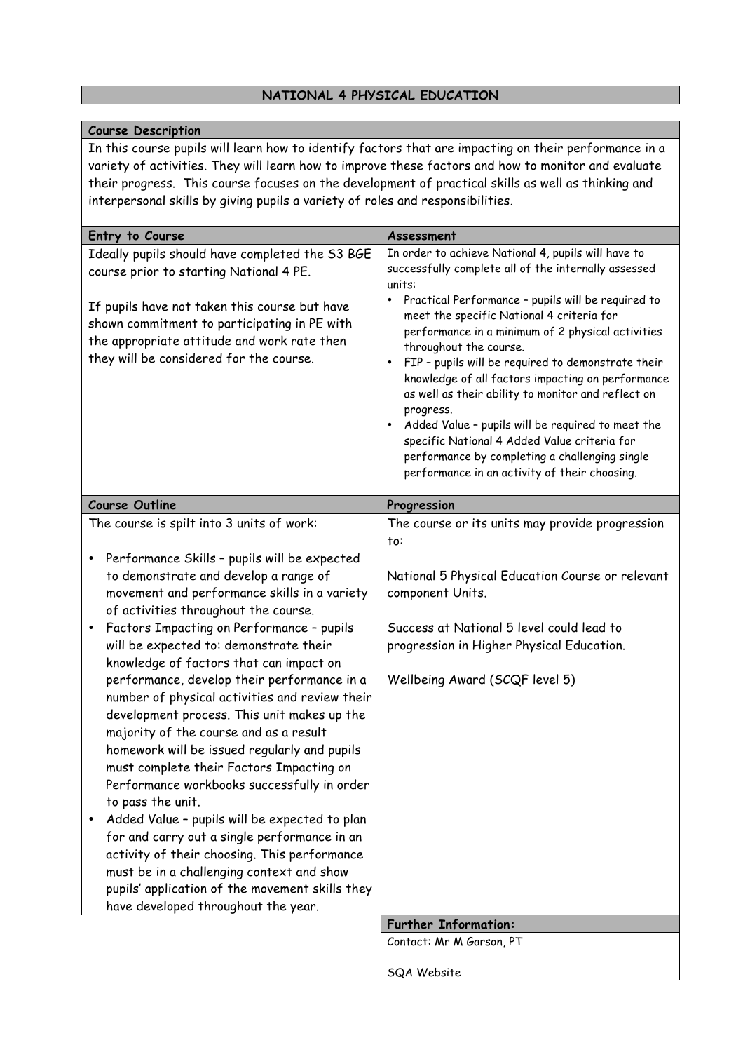# NATIONAL 4 PHYSICAL EDUCATION

## Course Description

In this course pupils will learn how to identify factors that are impacting on their performance in a variety of activities. They will learn how to improve these factors and how to monitor and evaluate their progress. This course focuses on the development of practical skills as well as thinking and interpersonal skills by giving pupils a variety of roles and responsibilities.

## Entry to Course

Ideally pupils should have completed the S3 BGE course prior to starting National 4 PE.

If pupils have not taken this course but have shown commitment to participating in PE with the appropriate attitude and work rate then they will be considered for the course.

## Assessment

In order to achieve National 4, pupils will have to successfully complete all of the internally assessed units:

- Practical Performance – pupils will be required to meet the specific National 4 criteria for performance in a minimum of 2 physical activities throughout the course.
- FIP – pupils will be required to demonstrate their knowledge of all factors impacting on performance as well as their ability to monitor and reflect on progress.
- Added Value – pupils will be required to meet the specific National 4 Added Value criteria for performance by completing a challenging single performance in an activity of their choosing.

## Course Outline

The course is spilt into 3 units of work:

- Performance Skills – pupils will be expected to demonstrate and develop a range of movement and performance skills in a variety of activities throughout the course.
- Factors Impacting on Performance – pupils will be expected to: demonstrate their knowledge of factors that can impact on performance, develop their performance in a number of physical activities and review their development process. This unit makes up the majority of the course and as a result homework will be issued regularly and pupils must complete their Factors Impacting on Performance workbooks successfully in order to pass the unit.
- Added Value – pupils will be expected to plan for and carry out a single performance in an activity of their choosing. This performance must be in a challenging context and show pupils' application of the movement skills they have developed throughout the year.

## Progression

The course or its units may provide progression to:

National 5 Physical Education Course or relevant component Units.

Success at National 5 level could lead to progression in Higher Physical Education.

Wellbeing Award (SCQF level 5)

## Further Information:

Contact: Mr M Garson, PT

SQA Website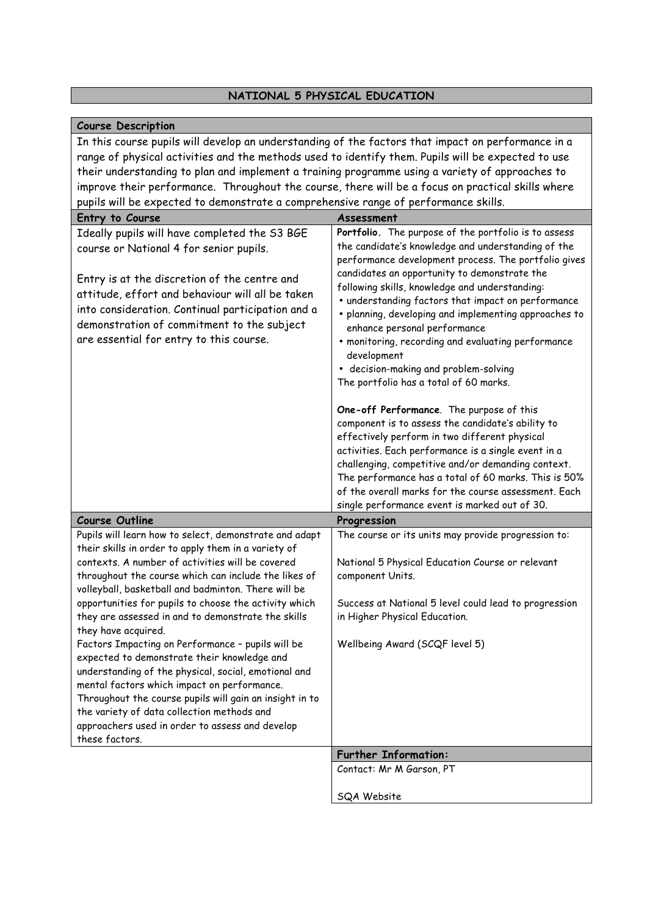# NATIONAL 5 PHYSICAL EDUCATION

## Course Description

In this course pupils will develop an understanding of the factors that impact on performance in a range of physical activities and the methods used to identify them. Pupils will be expected to use their understanding to plan and implement a training programme using a variety of approaches to improve their performance. Throughout the course, there will be a focus on practical skills where pupils will be expected to demonstrate a comprehensive range of performance skills.

## Entry to Course

Ideally pupils will have completed the S3 BGE course or National 4 for senior pupils.

Entry is at the discretion of the centre and attitude, effort and behaviour will all be taken into consideration. Continual participation and a demonstration of commitment to the subject are essential for entry to this course.

## Assessment

**Portfolio.** The purpose of the portfolio is to assess the candidate's knowledge and understanding of the performance development process. The portfolio gives candidates an opportunity to demonstrate the following skills, knowledge and understanding:

- understanding factors that impact on performance
- planning, developing and implementing approaches to enhance personal performance
- monitoring, recording and evaluating performance development
- decision-making and problem-solving

The portfolio has a total of 60 marks.

**One-off Performance**. The purpose of this component is to assess the candidate's ability to effectively perform in two different physical activities. Each performance is a single event in a challenging, competitive and/or demanding context. The performance has a total of 60 marks. This is 50% of the overall marks for the course assessment. Each single performance event is marked out of 30.

## Course Outline

Pupils will learn how to select, demonstrate and adapt their skills in order to apply them in a variety of contexts. A number of activities will be covered throughout the course which can include the likes of volleyball, basketball and badminton. There will be opportunities for pupils to choose the activity which they are assessed in and to demonstrate the skills they have acquired.

Factors Impacting on Performance – pupils will be expected to demonstrate their knowledge and understanding of the physical, social, emotional and mental factors which impact on performance. Throughout the course pupils will gain an insight in to the variety of data collection methods and approachers used in order to assess and develop these factors.

## Progression

The course or its units may provide progression to:

National 5 Physical Education Course or relevant component Units.

Success at National 5 level could lead to progression in Higher Physical Education.

Wellbeing Award (SCQF level 5)

## Further Information:

Contact: Mr M Garson, PT

SQA Website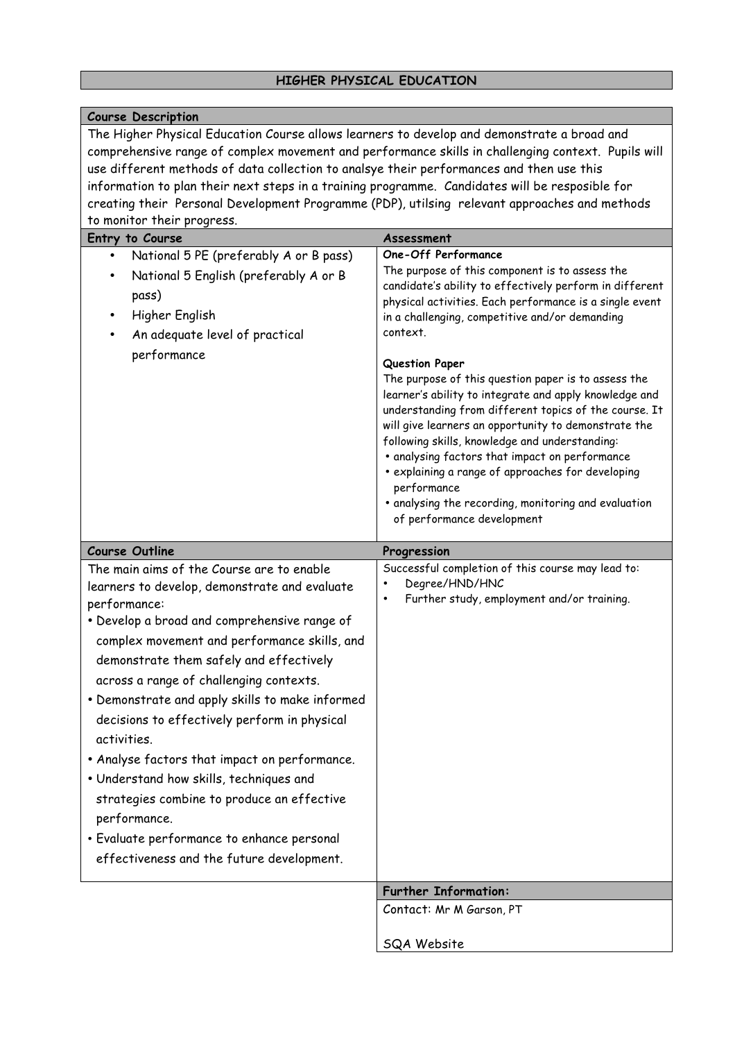# HIGHER PHYSICAL EDUCATION

## Course Description

The Higher Physical Education Course allows learners to develop and demonstrate a broad and comprehensive range of complex movement and performance skills in challenging context. Pupils will use different methods of data collection to analsye their performances and then use this information to plan their next steps in a training programme. Candidates will be resposible for creating their Personal Development Programme (PDP), utilsing relevant approaches and methods to monitor their progress.

## Entry to Course

- National 5 PE (preferably A or B pass)
- National 5 English (preferably A or B pass)
- Higher English
- An adequate level of practical performance

## Assessment

**One-Off Performance**

The purpose of this component is to assess the candidate's ability to effectively perform in different physical activities. Each performance is a single event in a challenging, competitive and/or demanding context.

**Question Paper**

The purpose of this question paper is to assess the learner's ability to integrate and apply knowledge and understanding from different topics of the course. It will give learners an opportunity to demonstrate the following skills, knowledge and understanding:

- analysing factors that impact on performance
- explaining a range of approaches for developing performance
- analysing the recording, monitoring and evaluation of performance development

## Course Outline

The main aims of the Course are to enable learners to develop, demonstrate and evaluate performance:

- Develop a broad and comprehensive range of complex movement and performance skills, and demonstrate them safely and effectively across a range of challenging contexts.
- Demonstrate and apply skills to make informed decisions to effectively perform in physical activities.
- Analyse factors that impact on performance.
- Understand how skills, techniques and strategies combine to produce an effective performance.
- Evaluate performance to enhance personal effectiveness and the future development.

## Progression

Successful completion of this course may lead to:

- Degree/HND/HNC
- Further study, employment and/or training.

## Further Information:

Contact: Mr M Garson, PT

SQA Website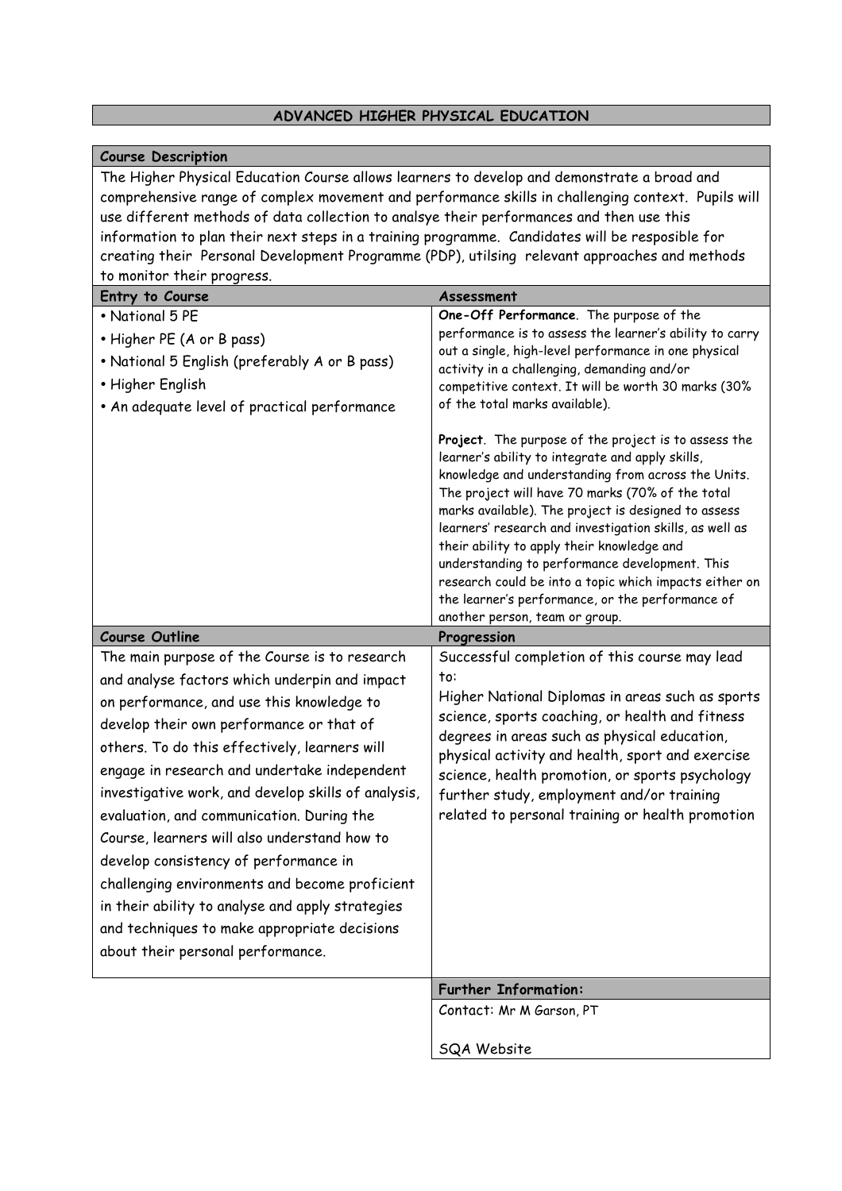# ADVANCED HIGHER PHYSICAL EDUCATION

**Course Description**

The Higher Physical Education Course allows learners to develop and demonstrate a broad and comprehensive range of complex movement and performance skills in challenging context. Pupils will use different methods of data collection to analsye their performances and then use this information to plan their next steps in a training programme. Candidates will be resposible for creating their Personal Development Programme (PDP), utilsing relevant approaches and methods to monitor their progress.

| Entry to Course | Assessment |
|---|---|
| • National 5 PE<br>• Higher PE (A or B pass)<br>• National 5 English (preferably A or B pass)<br>• Higher English<br>• An adequate level of practical performance | **One-Off Performance**. The purpose of the performance is to assess the learner's ability to carry out a single, high-level performance in one physical activity in a challenging, demanding and/or competitive context. It will be worth 30 marks (30% of the total marks available).<br><br>**Project**. The purpose of the project is to assess the learner's ability to integrate and apply skills, knowledge and understanding from across the Units. The project will have 70 marks (70% of the total marks available). The project is designed to assess learners' research and investigation skills, as well as their ability to apply their knowledge and understanding to performance development. This research could be into a topic which impacts either on the learner's performance, or the performance of another person, team or group. |

| Course Outline | Progression |
|---|---|
| The main purpose of the Course is to research and analyse factors which underpin and impact on performance, and use this knowledge to develop their own performance or that of others. To do this effectively, learners will engage in research and undertake independent investigative work, and develop skills of analysis, evaluation, and communication. During the Course, learners will also understand how to develop consistency of performance in challenging environments and become proficient in their ability to analyse and apply strategies and techniques to make appropriate decisions about their personal performance. | Successful completion of this course may lead to:<br>Higher National Diplomas in areas such as sports science, sports coaching, or health and fitness degrees in areas such as physical education, physical activity and health, sport and exercise science, health promotion, or sports psychology further study, employment and/or training related to personal training or health promotion |

**Further Information:**

Contact: Mr M Garson, PT

SQA Website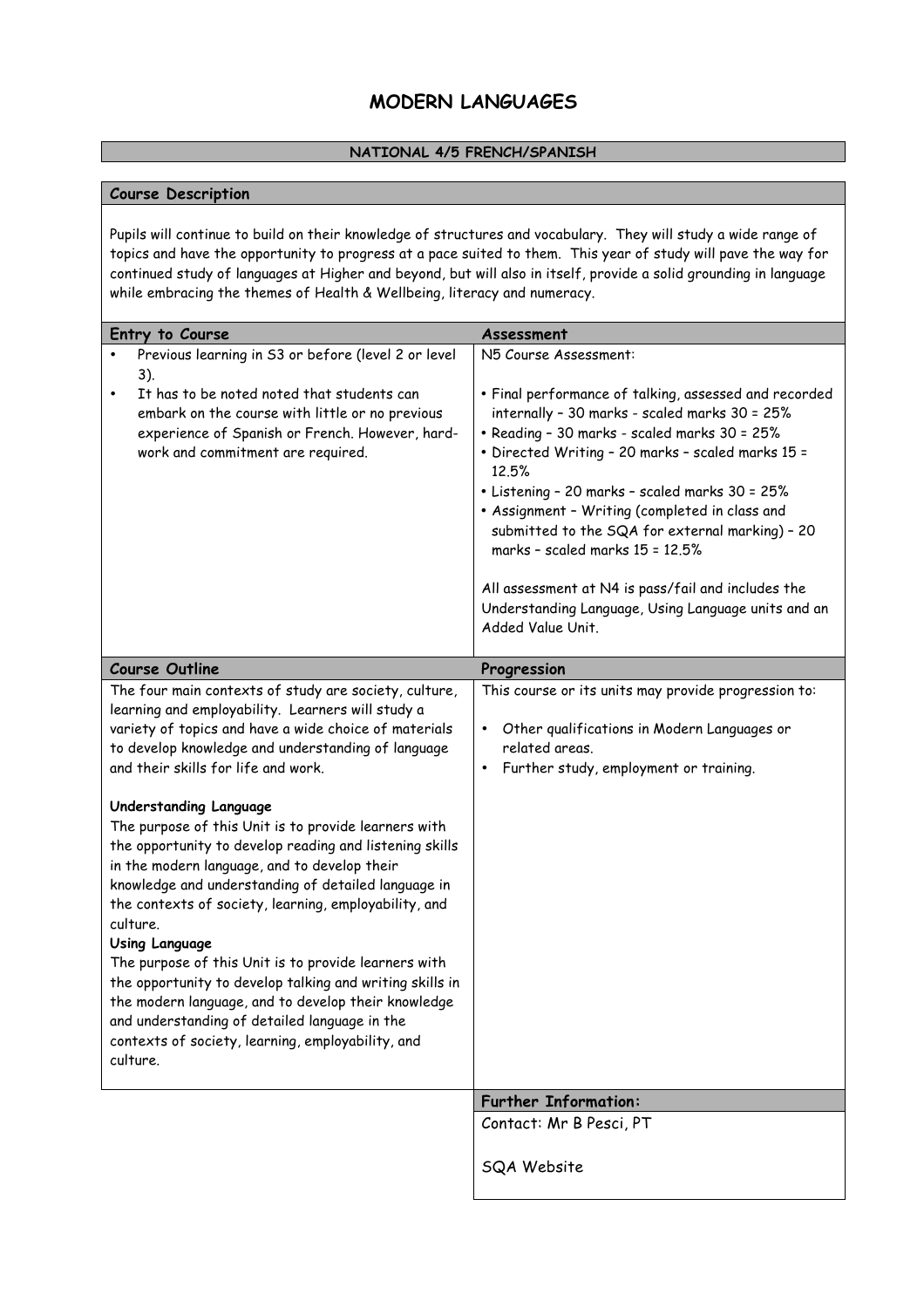# MODERN LANGUAGES

## NATIONAL 4/5 FRENCH/SPANISH

### Course Description

Pupils will continue to build on their knowledge of structures and vocabulary. They will study a wide range of topics and have the opportunity to progress at a pace suited to them. This year of study will pave the way for continued study of languages at Higher and beyond, but will also in itself, provide a solid grounding in language while embracing the themes of Health & Wellbeing, literacy and numeracy.

### Entry to Course

- Previous learning in S3 or before (level 2 or level 3).
- It has to be noted noted that students can embark on the course with little or no previous experience of Spanish or French. However, hard-work and commitment are required.

### Assessment

N5 Course Assessment:

- Final performance of talking, assessed and recorded internally – 30 marks - scaled marks 30 = 25%
- Reading – 30 marks - scaled marks 30 = 25%
- Directed Writing – 20 marks – scaled marks 15 = 12.5%
- Listening – 20 marks – scaled marks 30 = 25%
- Assignment – Writing (completed in class and submitted to the SQA for external marking) – 20 marks – scaled marks 15 = 12.5%

All assessment at N4 is pass/fail and includes the Understanding Language, Using Language units and an Added Value Unit.

### Course Outline

The four main contexts of study are society, culture, learning and employability. Learners will study a variety of topics and have a wide choice of materials to develop knowledge and understanding of language and their skills for life and work.

**Understanding Language**
The purpose of this Unit is to provide learners with the opportunity to develop reading and listening skills in the modern language, and to develop their knowledge and understanding of detailed language in the contexts of society, learning, employability, and culture.

**Using Language**
The purpose of this Unit is to provide learners with the opportunity to develop talking and writing skills in the modern language, and to develop their knowledge and understanding of detailed language in the contexts of society, learning, employability, and culture.

### Progression

This course or its units may provide progression to:

- Other qualifications in Modern Languages or related areas.
- Further study, employment or training.

### Further Information:

Contact: Mr B Pesci, PT

SQA Website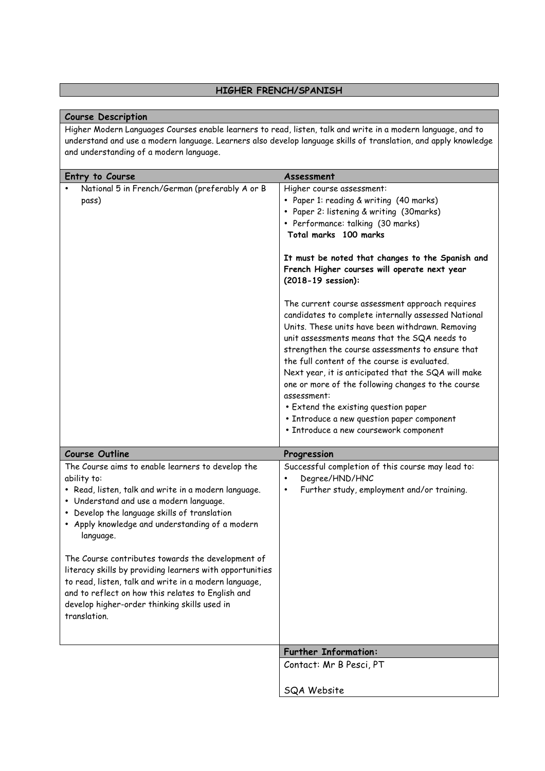# HIGHER FRENCH/SPANISH

## Course Description

Higher Modern Languages Courses enable learners to read, listen, talk and write in a modern language, and to understand and use a modern language. Learners also develop language skills of translation, and apply knowledge and understanding of a modern language.

## Entry to Course

- National 5 in French/German (preferably A or B pass)

## Assessment

Higher course assessment:

- Paper 1: reading & writing (40 marks)
- Paper 2: listening & writing (30marks)
- Performance: talking (30 marks)

**Total marks 100 marks**

**It must be noted that changes to the Spanish and French Higher courses will operate next year (2018-19 session):**

The current course assessment approach requires candidates to complete internally assessed National Units. These units have been withdrawn. Removing unit assessments means that the SQA needs to strengthen the course assessments to ensure that the full content of the course is evaluated.
Next year, it is anticipated that the SQA will make one or more of the following changes to the course assessment:

- Extend the existing question paper
- Introduce a new question paper component
- Introduce a new coursework component

## Course Outline

The Course aims to enable learners to develop the ability to:

- Read, listen, talk and write in a modern language.
- Understand and use a modern language.
- Develop the language skills of translation
- Apply knowledge and understanding of a modern language.

The Course contributes towards the development of literacy skills by providing learners with opportunities to read, listen, talk and write in a modern language, and to reflect on how this relates to English and develop higher-order thinking skills used in translation.

## Progression

Successful completion of this course may lead to:

- Degree/HND/HNC
- Further study, employment and/or training.

## Further Information:

Contact: Mr B Pesci, PT

SQA Website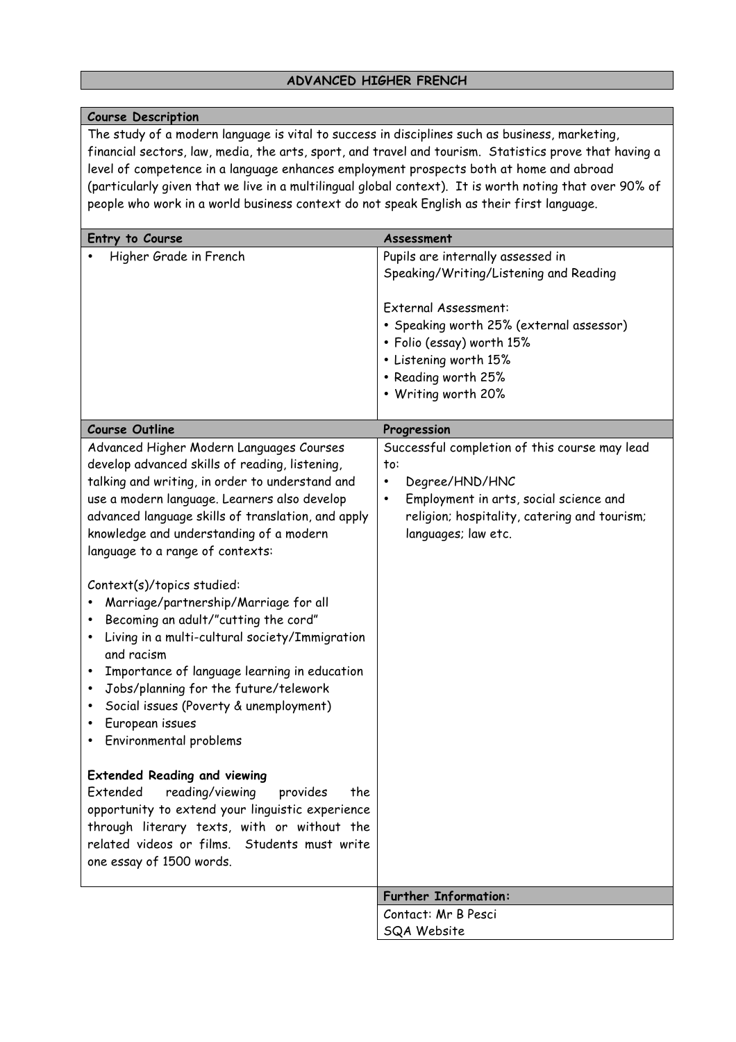# ADVANCED HIGHER FRENCH

## Course Description

The study of a modern language is vital to success in disciplines such as business, marketing, financial sectors, law, media, the arts, sport, and travel and tourism. Statistics prove that having a level of competence in a language enhances employment prospects both at home and abroad (particularly given that we live in a multilingual global context). It is worth noting that over 90% of people who work in a world business context do not speak English as their first language.

| Entry to Course | Assessment |
| --- | --- |
| • Higher Grade in French | Pupils are internally assessed in Speaking/Writing/Listening and Reading<br><br>External Assessment:<br>• Speaking worth 25% (external assessor)<br>• Folio (essay) worth 15%<br>• Listening worth 15%<br>• Reading worth 25%<br>• Writing worth 20% |

| Course Outline | Progression |
| --- | --- |
| Advanced Higher Modern Languages Courses develop advanced skills of reading, listening, talking and writing, in order to understand and use a modern language. Learners also develop advanced language skills of translation, and apply knowledge and understanding of a modern language to a range of contexts:<br><br>Context(s)/topics studied:<br>• Marriage/partnership/Marriage for all<br>• Becoming an adult/"cutting the cord"<br>• Living in a multi-cultural society/Immigration and racism<br>• Importance of language learning in education<br>• Jobs/planning for the future/telework<br>• Social issues (Poverty & unemployment)<br>• European issues<br>• Environmental problems<br><br>**Extended Reading and viewing**<br>Extended reading/viewing provides the opportunity to extend your linguistic experience through literary texts, with or without the related videos or films. Students must write one essay of 1500 words. | Successful completion of this course may lead to:<br>• Degree/HND/HNC<br>• Employment in arts, social science and religion; hospitality, catering and tourism; languages; law etc. |

| Further Information: |
| --- |
| Contact: Mr B Pesci<br>SQA Website |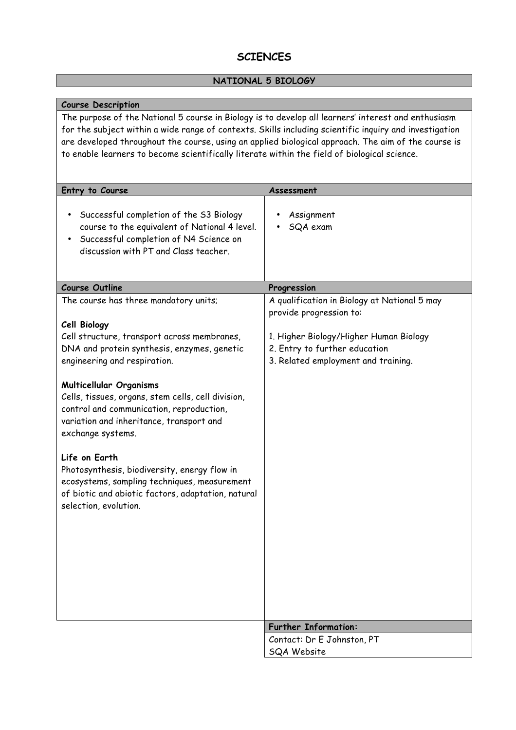# SCIENCES

## NATIONAL 5 BIOLOGY

### Course Description

The purpose of the National 5 course in Biology is to develop all learners' interest and enthusiasm for the subject within a wide range of contexts. Skills including scientific inquiry and investigation are developed throughout the course, using an applied biological approach. The aim of the course is to enable learners to become scientifically literate within the field of biological science.

### Entry to Course

- Successful completion of the S3 Biology course to the equivalent of National 4 level.
- Successful completion of N4 Science on discussion with PT and Class teacher.

### Assessment

- Assignment
- SQA exam

### Course Outline

The course has three mandatory units;

**Cell Biology**
Cell structure, transport across membranes, DNA and protein synthesis, enzymes, genetic engineering and respiration.

**Multicellular Organisms**
Cells, tissues, organs, stem cells, cell division, control and communication, reproduction, variation and inheritance, transport and exchange systems.

**Life on Earth**
Photosynthesis, biodiversity, energy flow in ecosystems, sampling techniques, measurement of biotic and abiotic factors, adaptation, natural selection, evolution.

### Progression

A qualification in Biology at National 5 may provide progression to:

1. Higher Biology/Higher Human Biology
2. Entry to further education
3. Related employment and training.

### Further Information:

Contact: Dr E Johnston, PT
SQA Website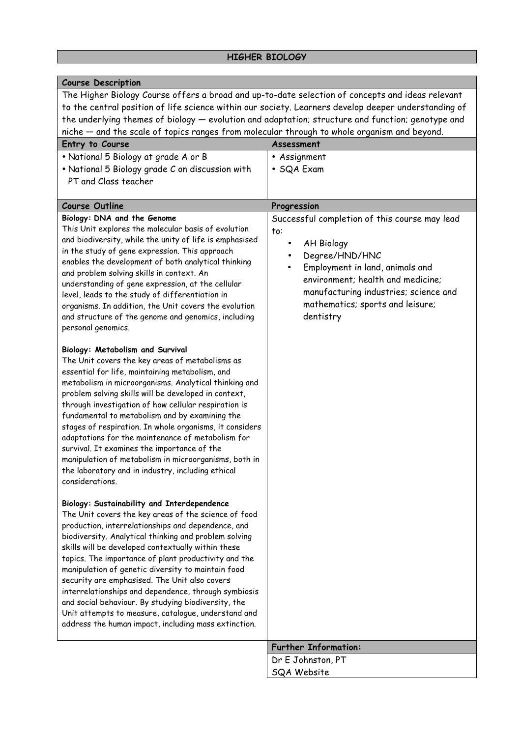# HIGHER BIOLOGY

## Course Description

The Higher Biology Course offers a broad and up-to-date selection of concepts and ideas relevant to the central position of life science within our society. Learners develop deeper understanding of the underlying themes of biology — evolution and adaptation; structure and function; genotype and niche — and the scale of topics ranges from molecular through to whole organism and beyond.

## Entry to Course

- National 5 Biology at grade A or B
- National 5 Biology grade C on discussion with PT and Class teacher

## Assessment

- Assignment
- SQA Exam

## Course Outline

**Biology: DNA and the Genome**

This Unit explores the molecular basis of evolution and biodiversity, while the unity of life is emphasised in the study of gene expression. This approach enables the development of both analytical thinking and problem solving skills in context. An understanding of gene expression, at the cellular level, leads to the study of differentiation in organisms. In addition, the Unit covers the evolution and structure of the genome and genomics, including personal genomics.

**Biology: Metabolism and Survival**

The Unit covers the key areas of metabolisms as essential for life, maintaining metabolism, and metabolism in microorganisms. Analytical thinking and problem solving skills will be developed in context, through investigation of how cellular respiration is fundamental to metabolism and by examining the stages of respiration. In whole organisms, it considers adaptations for the maintenance of metabolism for survival. It examines the importance of the manipulation of metabolism in microorganisms, both in the laboratory and in industry, including ethical considerations.

**Biology: Sustainability and Interdependence**

The Unit covers the key areas of the science of food production, interrelationships and dependence, and biodiversity. Analytical thinking and problem solving skills will be developed contextually within these topics. The importance of plant productivity and the manipulation of genetic diversity to maintain food security are emphasised. The Unit also covers interrelationships and dependence, through symbiosis and social behaviour. By studying biodiversity, the Unit attempts to measure, catalogue, understand and address the human impact, including mass extinction.

## Progression

Successful completion of this course may lead to:

- AH Biology
- Degree/HND/HNC
- Employment in land, animals and environment; health and medicine; manufacturing industries; science and mathematics; sports and leisure; dentistry

## Further Information:

Dr E Johnston, PT
SQA Website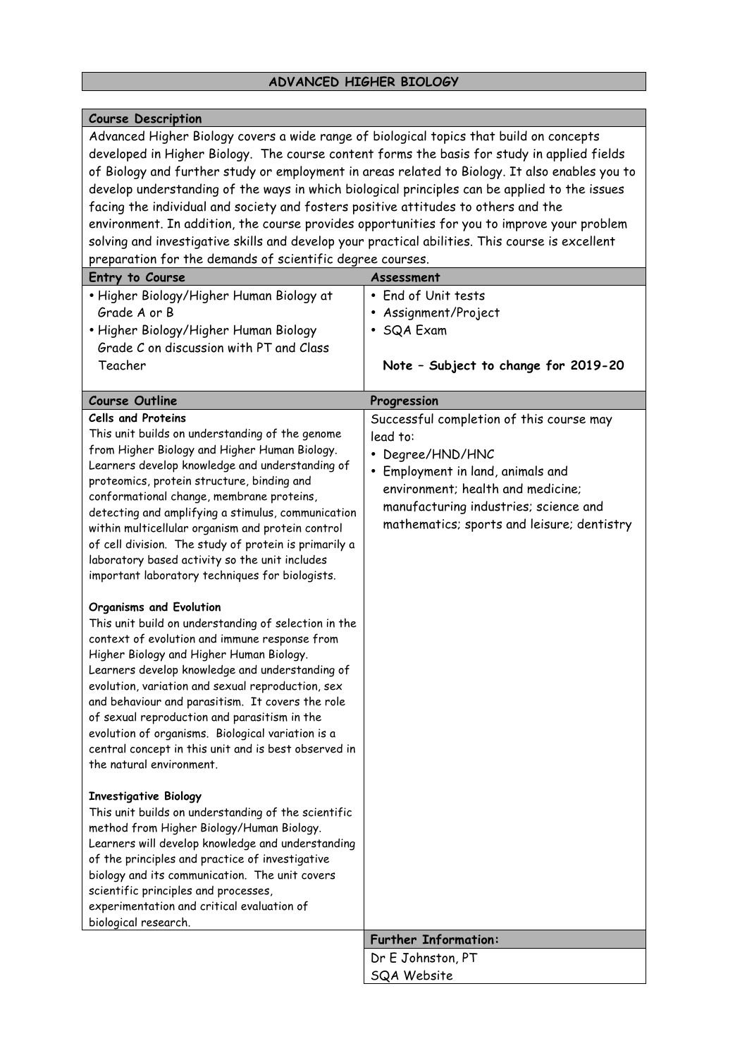# ADVANCED HIGHER BIOLOGY

## Course Description

Advanced Higher Biology covers a wide range of biological topics that build on concepts developed in Higher Biology. The course content forms the basis for study in applied fields of Biology and further study or employment in areas related to Biology. It also enables you to develop understanding of the ways in which biological principles can be applied to the issues facing the individual and society and fosters positive attitudes to others and the environment. In addition, the course provides opportunities for you to improve your problem solving and investigative skills and develop your practical abilities. This course is excellent preparation for the demands of scientific degree courses.

## Entry to Course

- Higher Biology/Higher Human Biology at Grade A or B
- Higher Biology/Higher Human Biology Grade C on discussion with PT and Class Teacher

## Assessment

- End of Unit tests
- Assignment/Project
- SQA Exam

**Note – Subject to change for 2019-20**

## Course Outline

**Cells and Proteins**

This unit builds on understanding of the genome from Higher Biology and Higher Human Biology. Learners develop knowledge and understanding of proteomics, protein structure, binding and conformational change, membrane proteins, detecting and amplifying a stimulus, communication within multicellular organism and protein control of cell division. The study of protein is primarily a laboratory based activity so the unit includes important laboratory techniques for biologists.

**Organisms and Evolution**

This unit build on understanding of selection in the context of evolution and immune response from Higher Biology and Higher Human Biology. Learners develop knowledge and understanding of evolution, variation and sexual reproduction, sex and behaviour and parasitism. It covers the role of sexual reproduction and parasitism in the evolution of organisms. Biological variation is a central concept in this unit and is best observed in the natural environment.

**Investigative Biology**

This unit builds on understanding of the scientific method from Higher Biology/Human Biology. Learners will develop knowledge and understanding of the principles and practice of investigative biology and its communication. The unit covers scientific principles and processes, experimentation and critical evaluation of biological research.

## Progression

Successful completion of this course may lead to:

- Degree/HND/HNC
- Employment in land, animals and environment; health and medicine; manufacturing industries; science and mathematics; sports and leisure; dentistry

## Further Information:

Dr E Johnston, PT
SQA Website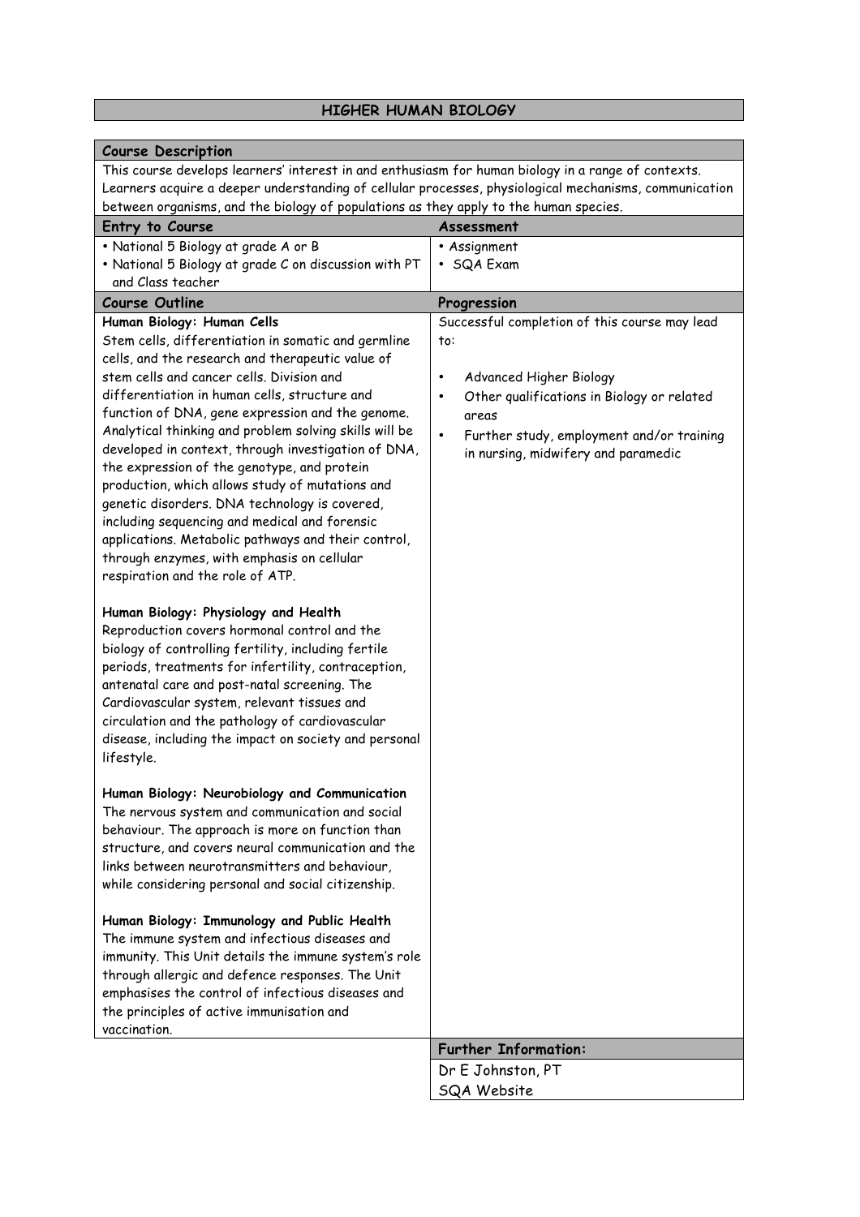# HIGHER HUMAN BIOLOGY

## Course Description

This course develops learners' interest in and enthusiasm for human biology in a range of contexts. Learners acquire a deeper understanding of cellular processes, physiological mechanisms, communication between organisms, and the biology of populations as they apply to the human species.

## Entry to Course

- National 5 Biology at grade A or B
- National 5 Biology at grade C on discussion with PT and Class teacher

## Assessment

- Assignment
- SQA Exam

## Course Outline

**Human Biology: Human Cells**

Stem cells, differentiation in somatic and germline cells, and the research and therapeutic value of stem cells and cancer cells. Division and differentiation in human cells, structure and function of DNA, gene expression and the genome. Analytical thinking and problem solving skills will be developed in context, through investigation of DNA, the expression of the genotype, and protein production, which allows study of mutations and genetic disorders. DNA technology is covered, including sequencing and medical and forensic applications. Metabolic pathways and their control, through enzymes, with emphasis on cellular respiration and the role of ATP.

**Human Biology: Physiology and Health**

Reproduction covers hormonal control and the biology of controlling fertility, including fertile periods, treatments for infertility, contraception, antenatal care and post-natal screening. The Cardiovascular system, relevant tissues and circulation and the pathology of cardiovascular disease, including the impact on society and personal lifestyle.

**Human Biology: Neurobiology and Communication**

The nervous system and communication and social behaviour. The approach is more on function than structure, and covers neural communication and the links between neurotransmitters and behaviour, while considering personal and social citizenship.

**Human Biology: Immunology and Public Health**

The immune system and infectious diseases and immunity. This Unit details the immune system's role through allergic and defence responses. The Unit emphasises the control of infectious diseases and the principles of active immunisation and vaccination.

## Progression

Successful completion of this course may lead to:

- Advanced Higher Biology
- Other qualifications in Biology or related areas
- Further study, employment and/or training in nursing, midwifery and paramedic

## Further Information:

Dr E Johnston, PT

SQA Website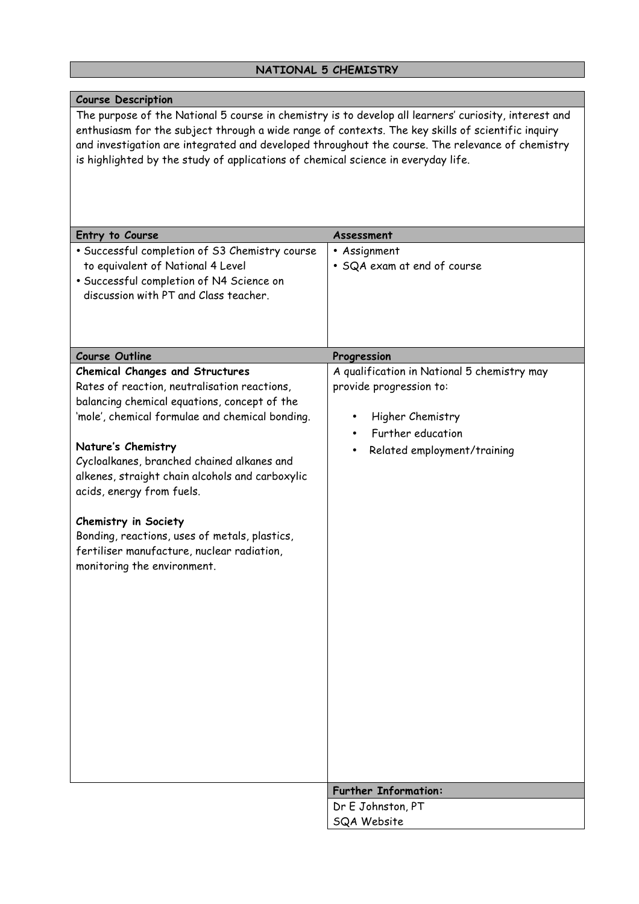# NATIONAL 5 CHEMISTRY

## Course Description

The purpose of the National 5 course in chemistry is to develop all learners' curiosity, interest and enthusiasm for the subject through a wide range of contexts. The key skills of scientific inquiry and investigation are integrated and developed throughout the course. The relevance of chemistry is highlighted by the study of applications of chemical science in everyday life.

## Entry to Course

- Successful completion of S3 Chemistry course to equivalent of National 4 Level
- Successful completion of N4 Science on discussion with PT and Class teacher.

## Assessment

- Assignment
- SQA exam at end of course

## Course Outline

**Chemical Changes and Structures**
Rates of reaction, neutralisation reactions, balancing chemical equations, concept of the 'mole', chemical formulae and chemical bonding.

**Nature's Chemistry**
Cycloalkanes, branched chained alkanes and alkenes, straight chain alcohols and carboxylic acids, energy from fuels.

**Chemistry in Society**
Bonding, reactions, uses of metals, plastics, fertiliser manufacture, nuclear radiation, monitoring the environment.

## Progression

A qualification in National 5 chemistry may provide progression to:

- Higher Chemistry
- Further education
- Related employment/training

## Further Information:

Dr E Johnston, PT
SQA Website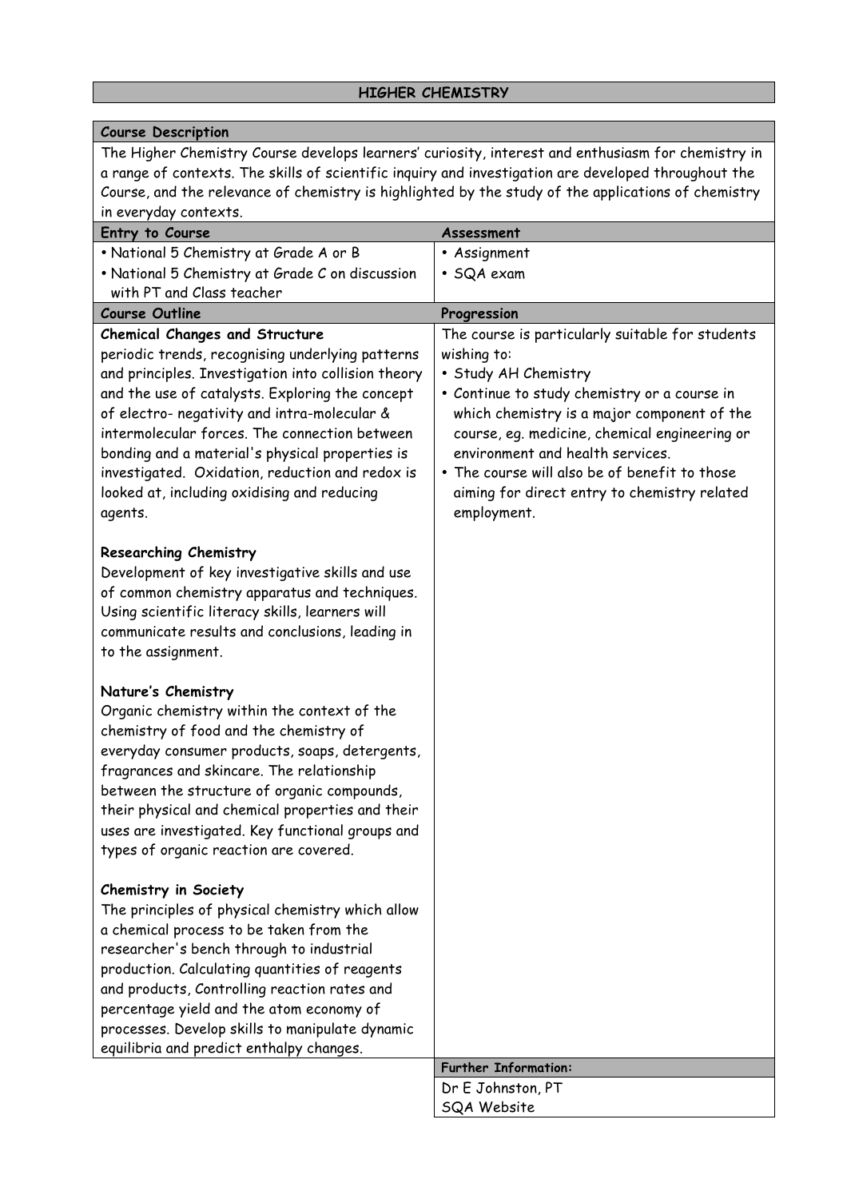# HIGHER CHEMISTRY

## Course Description

The Higher Chemistry Course develops learners' curiosity, interest and enthusiasm for chemistry in a range of contexts. The skills of scientific inquiry and investigation are developed throughout the Course, and the relevance of chemistry is highlighted by the study of the applications of chemistry in everyday contexts.

| Entry to Course | Assessment |
|---|---|
| • National 5 Chemistry at Grade A or B<br>• National 5 Chemistry at Grade C on discussion with PT and Class teacher | • Assignment<br>• SQA exam |

## Course Outline

**Chemical Changes and Structure**

periodic trends, recognising underlying patterns and principles. Investigation into collision theory and the use of catalysts. Exploring the concept of electro- negativity and intra-molecular & intermolecular forces. The connection between bonding and a material's physical properties is investigated. Oxidation, reduction and redox is looked at, including oxidising and reducing agents.

**Researching Chemistry**

Development of key investigative skills and use of common chemistry apparatus and techniques. Using scientific literacy skills, learners will communicate results and conclusions, leading in to the assignment.

**Nature's Chemistry**

Organic chemistry within the context of the chemistry of food and the chemistry of everyday consumer products, soaps, detergents, fragrances and skincare. The relationship between the structure of organic compounds, their physical and chemical properties and their uses are investigated. Key functional groups and types of organic reaction are covered.

**Chemistry in Society**

The principles of physical chemistry which allow a chemical process to be taken from the researcher's bench through to industrial production. Calculating quantities of reagents and products, Controlling reaction rates and percentage yield and the atom economy of processes. Develop skills to manipulate dynamic equilibria and predict enthalpy changes.

## Progression

The course is particularly suitable for students wishing to:

- Study AH Chemistry
- Continue to study chemistry or a course in which chemistry is a major component of the course, eg. medicine, chemical engineering or environment and health services.
- The course will also be of benefit to those aiming for direct entry to chemistry related employment.

**Further Information:**

Dr E Johnston, PT
SQA Website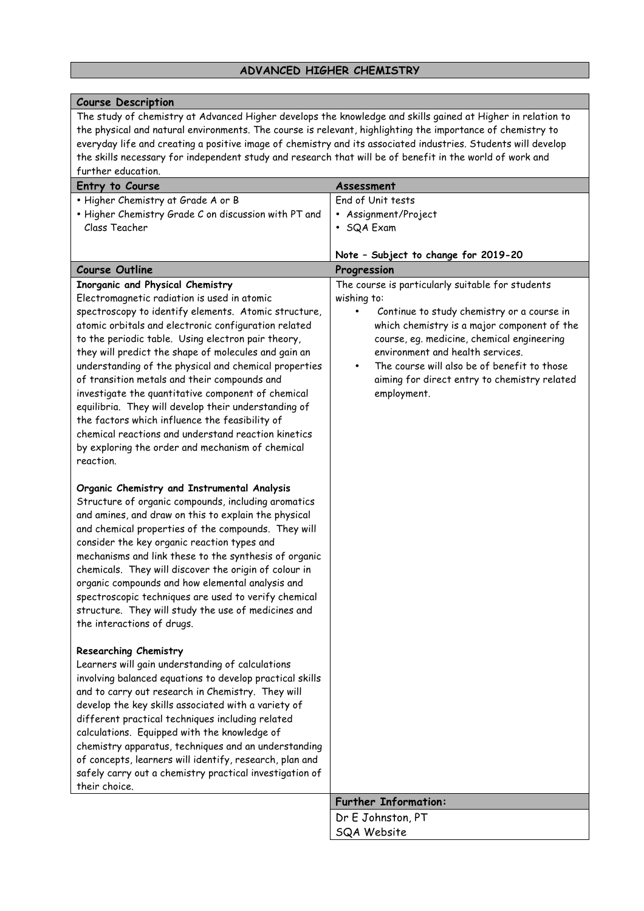# ADVANCED HIGHER CHEMISTRY

## Course Description

The study of chemistry at Advanced Higher develops the knowledge and skills gained at Higher in relation to the physical and natural environments. The course is relevant, highlighting the importance of chemistry to everyday life and creating a positive image of chemistry and its associated industries. Students will develop the skills necessary for independent study and research that will be of benefit in the world of work and further education.

## Entry to Course

- Higher Chemistry at Grade A or B
- Higher Chemistry Grade C on discussion with PT and Class Teacher

## Assessment

End of Unit tests

- Assignment/Project
- SQA Exam

**Note – Subject to change for 2019-20**

## Course Outline

**Inorganic and Physical Chemistry**

Electromagnetic radiation is used in atomic spectroscopy to identify elements. Atomic structure, atomic orbitals and electronic configuration related to the periodic table. Using electron pair theory, they will predict the shape of molecules and gain an understanding of the physical and chemical properties of transition metals and their compounds and investigate the quantitative component of chemical equilibria. They will develop their understanding of the factors which influence the feasibility of chemical reactions and understand reaction kinetics by exploring the order and mechanism of chemical reaction.

**Organic Chemistry and Instrumental Analysis**

Structure of organic compounds, including aromatics and amines, and draw on this to explain the physical and chemical properties of the compounds. They will consider the key organic reaction types and mechanisms and link these to the synthesis of organic chemicals. They will discover the origin of colour in organic compounds and how elemental analysis and spectroscopic techniques are used to verify chemical structure. They will study the use of medicines and the interactions of drugs.

**Researching Chemistry**

Learners will gain understanding of calculations involving balanced equations to develop practical skills and to carry out research in Chemistry. They will develop the key skills associated with a variety of different practical techniques including related calculations. Equipped with the knowledge of chemistry apparatus, techniques and an understanding of concepts, learners will identify, research, plan and safely carry out a chemistry practical investigation of their choice.

## Progression

The course is particularly suitable for students wishing to:

- Continue to study chemistry or a course in which chemistry is a major component of the course, eg. medicine, chemical engineering environment and health services.
- The course will also be of benefit to those aiming for direct entry to chemistry related employment.

## Further Information:

Dr E Johnston, PT
SQA Website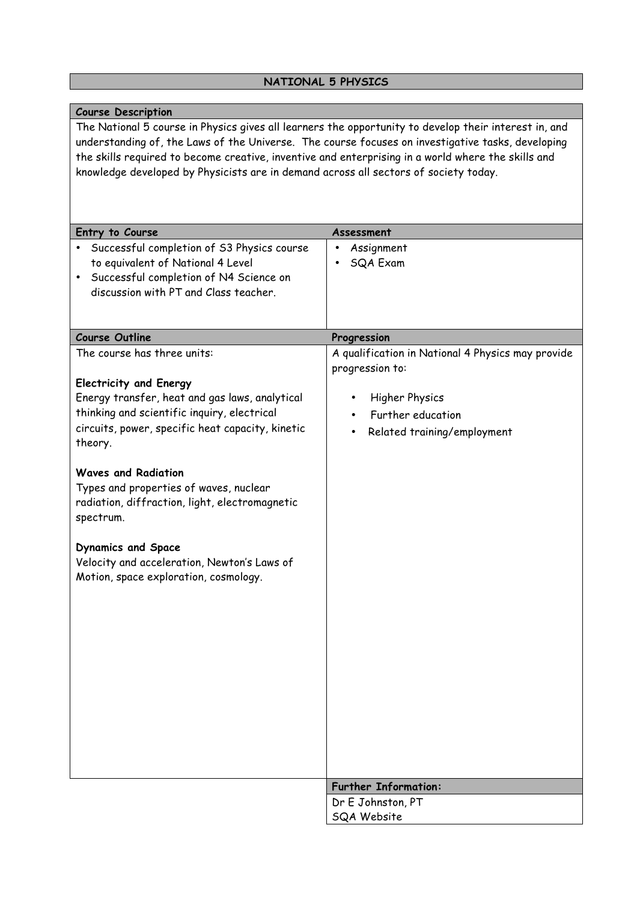# NATIONAL 5 PHYSICS

## Course Description

The National 5 course in Physics gives all learners the opportunity to develop their interest in, and understanding of, the Laws of the Universe. The course focuses on investigative tasks, developing the skills required to become creative, inventive and enterprising in a world where the skills and knowledge developed by Physicists are in demand across all sectors of society today.

## Entry to Course

- Successful completion of S3 Physics course to equivalent of National 4 Level
- Successful completion of N4 Science on discussion with PT and Class teacher.

## Assessment

- Assignment
- SQA Exam

## Course Outline

The course has three units:

**Electricity and Energy**
Energy transfer, heat and gas laws, analytical thinking and scientific inquiry, electrical circuits, power, specific heat capacity, kinetic theory.

**Waves and Radiation**
Types and properties of waves, nuclear radiation, diffraction, light, electromagnetic spectrum.

**Dynamics and Space**
Velocity and acceleration, Newton's Laws of Motion, space exploration, cosmology.

## Progression

A qualification in National 4 Physics may provide progression to:

- Higher Physics
- Further education
- Related training/employment

## Further Information:

Dr E Johnston, PT
SQA Website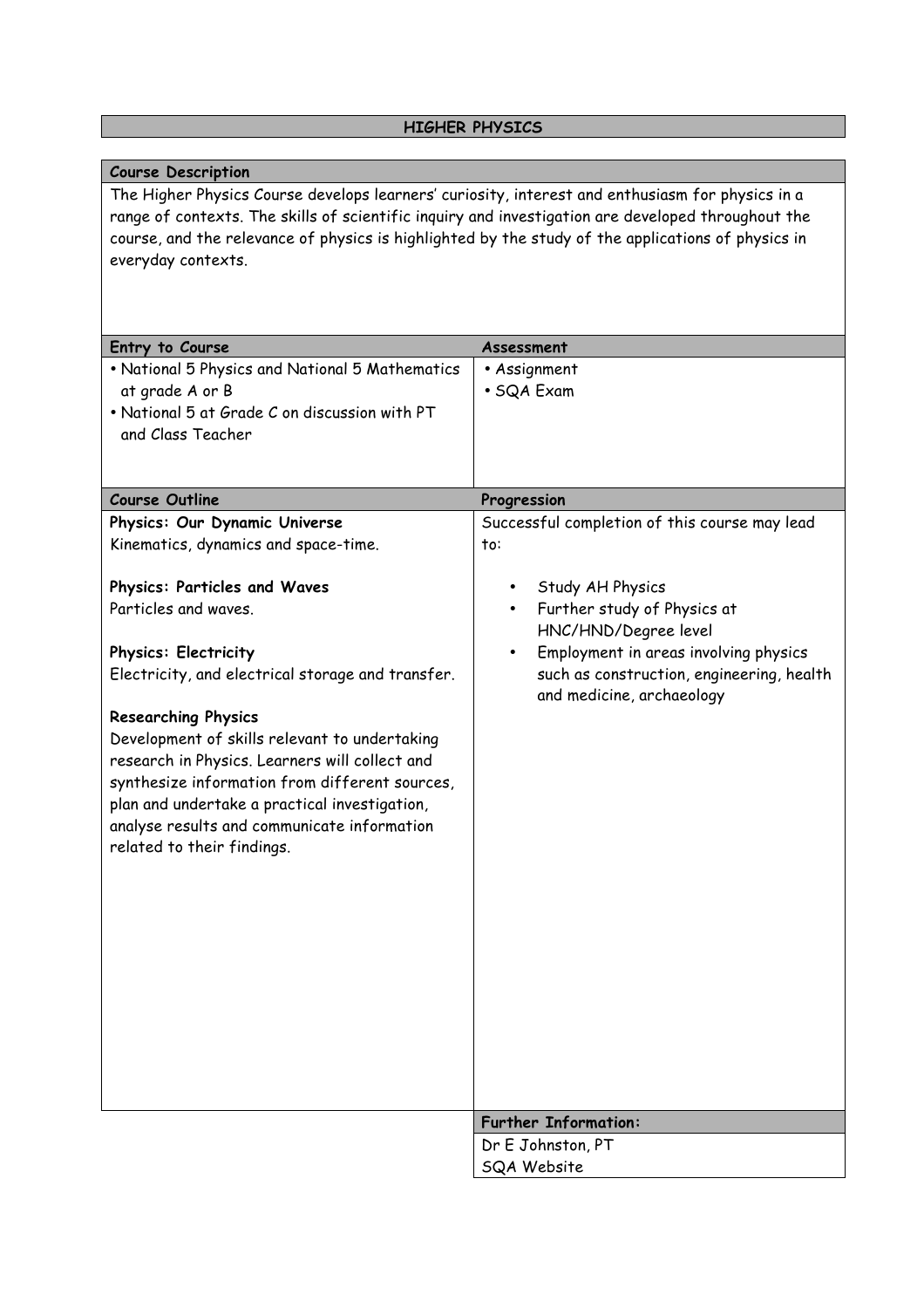# HIGHER PHYSICS

## Course Description

The Higher Physics Course develops learners' curiosity, interest and enthusiasm for physics in a range of contexts. The skills of scientific inquiry and investigation are developed throughout the course, and the relevance of physics is highlighted by the study of the applications of physics in everyday contexts.

| Entry to Course | Assessment |
|---|---|
| • National 5 Physics and National 5 Mathematics at grade A or B<br>• National 5 at Grade C on discussion with PT and Class Teacher | • Assignment<br>• SQA Exam |

| Course Outline | Progression |
|---|---|
| **Physics: Our Dynamic Universe**<br>Kinematics, dynamics and space-time.<br><br>**Physics: Particles and Waves**<br>Particles and waves.<br><br>**Physics: Electricity**<br>Electricity, and electrical storage and transfer.<br><br>**Researching Physics**<br>Development of skills relevant to undertaking research in Physics. Learners will collect and synthesize information from different sources, plan and undertake a practical investigation, analyse results and communicate information related to their findings. | Successful completion of this course may lead to:<br><br>• Study AH Physics<br>• Further study of Physics at HNC/HND/Degree level<br>• Employment in areas involving physics such as construction, engineering, health and medicine, archaeology |

**Further Information:**

Dr E Johnston, PT
SQA Website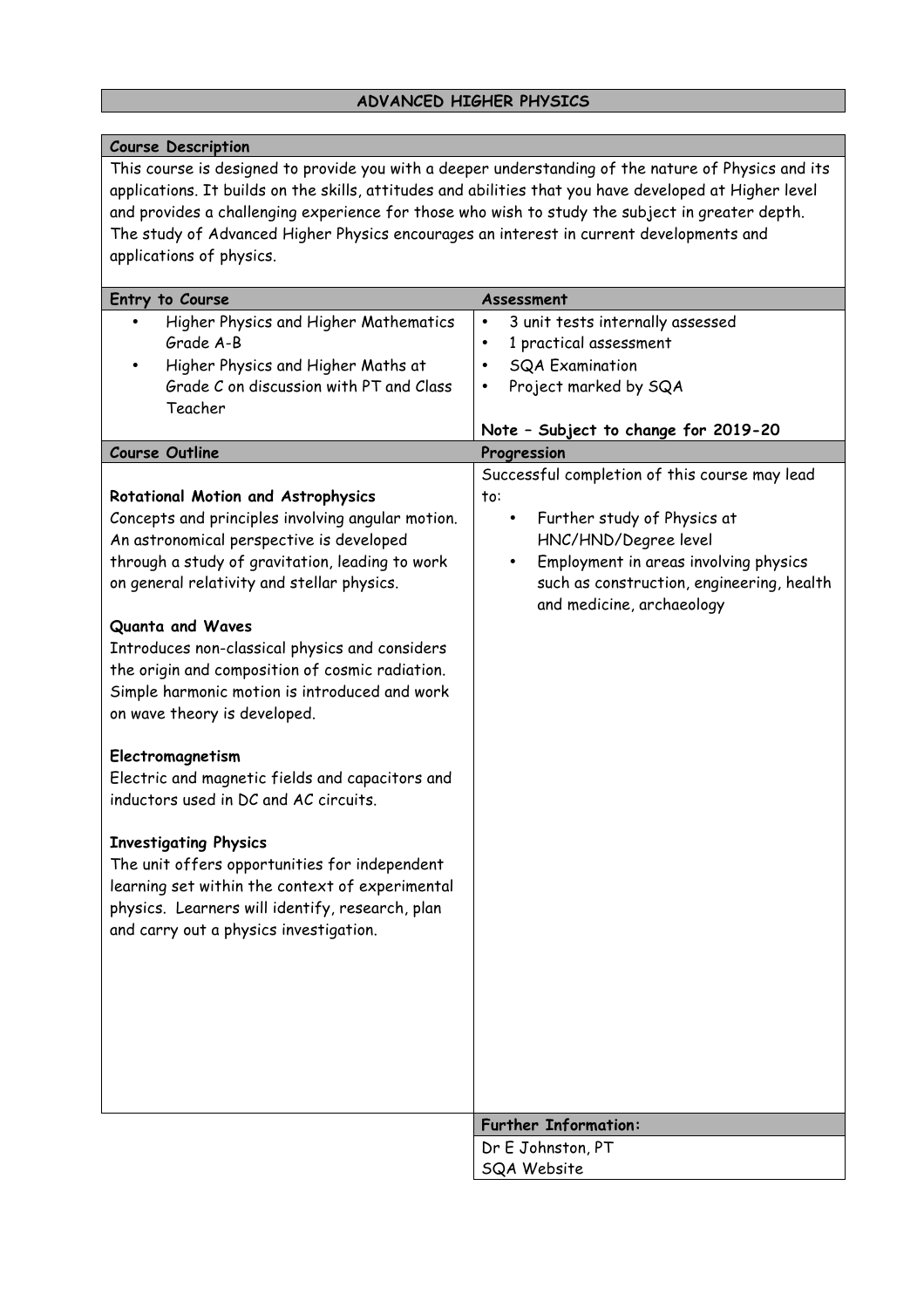# ADVANCED HIGHER PHYSICS

## Course Description

This course is designed to provide you with a deeper understanding of the nature of Physics and its applications. It builds on the skills, attitudes and abilities that you have developed at Higher level and provides a challenging experience for those who wish to study the subject in greater depth. The study of Advanced Higher Physics encourages an interest in current developments and applications of physics.

## Entry to Course

- Higher Physics and Higher Mathematics Grade A-B
- Higher Physics and Higher Maths at Grade C on discussion with PT and Class Teacher

## Assessment

- 3 unit tests internally assessed
- 1 practical assessment
- SQA Examination
- Project marked by SQA

**Note – Subject to change for 2019-20**

## Course Outline

**Rotational Motion and Astrophysics**
Concepts and principles involving angular motion. An astronomical perspective is developed through a study of gravitation, leading to work on general relativity and stellar physics.

**Quanta and Waves**
Introduces non-classical physics and considers the origin and composition of cosmic radiation. Simple harmonic motion is introduced and work on wave theory is developed.

**Electromagnetism**
Electric and magnetic fields and capacitors and inductors used in DC and AC circuits.

**Investigating Physics**
The unit offers opportunities for independent learning set within the context of experimental physics. Learners will identify, research, plan and carry out a physics investigation.

## Progression

Successful completion of this course may lead to:

- Further study of Physics at HNC/HND/Degree level
- Employment in areas involving physics such as construction, engineering, health and medicine, archaeology

## Further Information:

Dr E Johnston, PT
SQA Website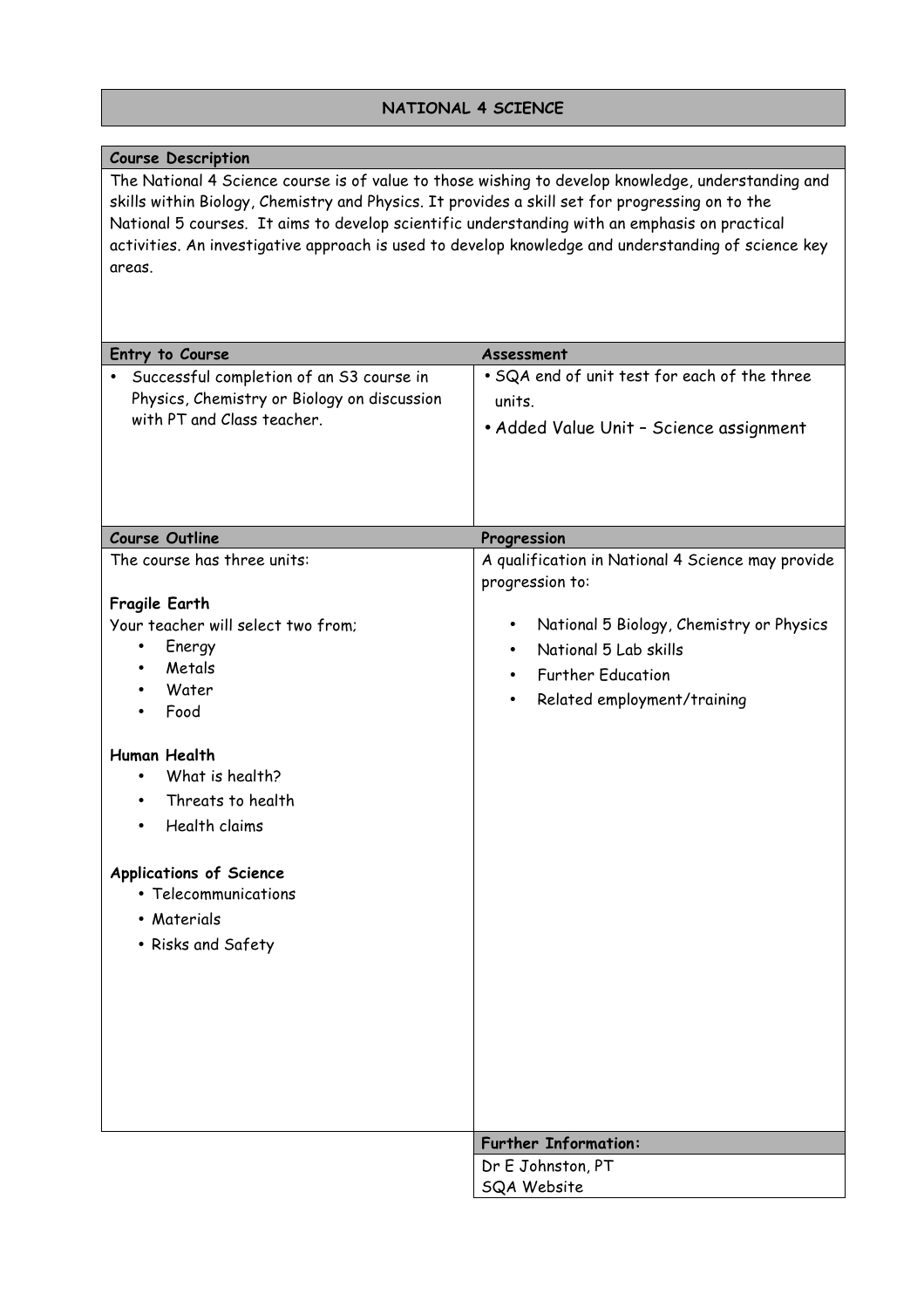# NATIONAL 4 SCIENCE

## Course Description

The National 4 Science course is of value to those wishing to develop knowledge, understanding and skills within Biology, Chemistry and Physics. It provides a skill set for progressing on to the National 5 courses. It aims to develop scientific understanding with an emphasis on practical activities. An investigative approach is used to develop knowledge and understanding of science key areas.

## Entry to Course

- Successful completion of an S3 course in Physics, Chemistry or Biology on discussion with PT and Class teacher.

## Assessment

- SQA end of unit test for each of the three units.
- Added Value Unit – Science assignment

## Course Outline

The course has three units:

**Fragile Earth**

Your teacher will select two from;

- Energy
- Metals
- Water
- Food

**Human Health**

- What is health?
- Threats to health
- Health claims

**Applications of Science**

- Telecommunications
- Materials
- Risks and Safety

## Progression

A qualification in National 4 Science may provide progression to:

- National 5 Biology, Chemistry or Physics
- National 5 Lab skills
- Further Education
- Related employment/training

## Further Information:

Dr E Johnston, PT
SQA Website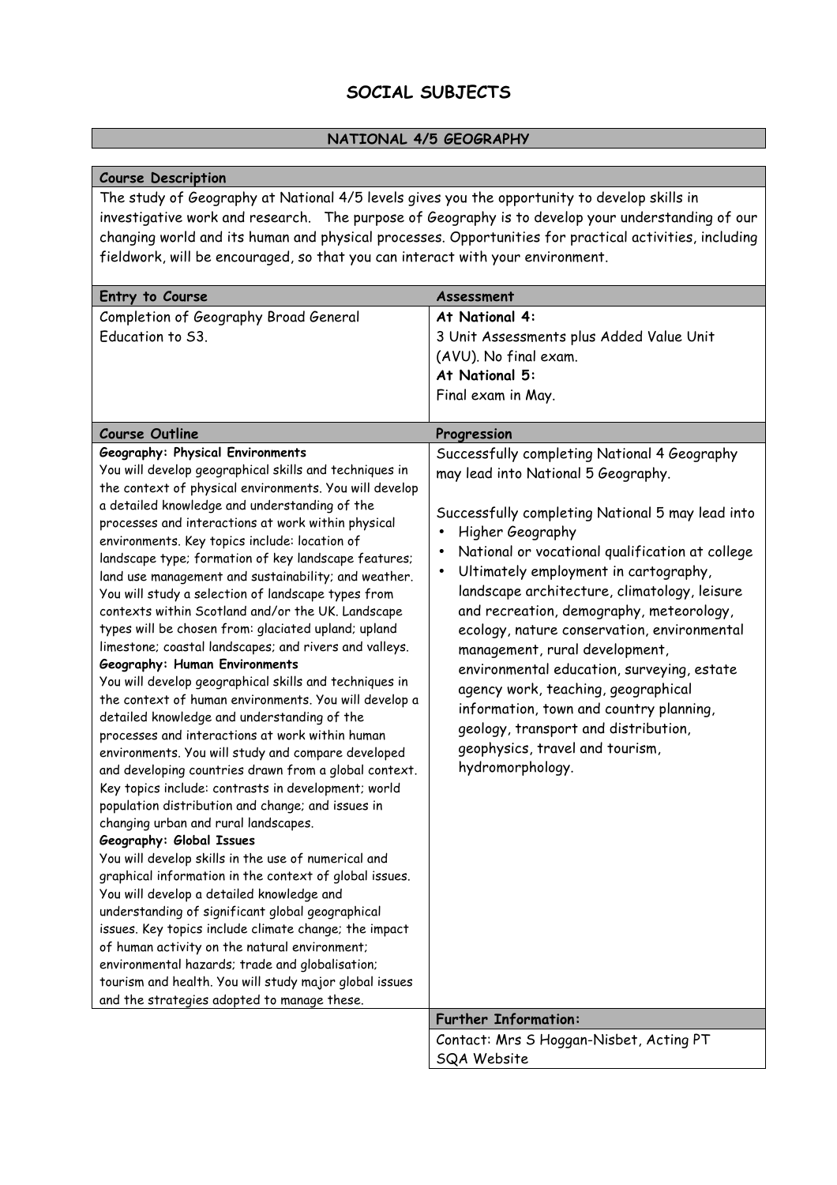# SOCIAL SUBJECTS

## NATIONAL 4/5 GEOGRAPHY

**Course Description**

The study of Geography at National 4/5 levels gives you the opportunity to develop skills in investigative work and research. The purpose of Geography is to develop your understanding of our changing world and its human and physical processes. Opportunities for practical activities, including fieldwork, will be encouraged, so that you can interact with your environment.

| Entry to Course | Assessment |
|---|---|
| Completion of Geography Broad General Education to S3. | **At National 4:** 3 Unit Assessments plus Added Value Unit (AVU). No final exam. **At National 5:** Final exam in May. |

| Course Outline | Progression |
|---|---|
| **Geography: Physical Environments** You will develop geographical skills and techniques in the context of physical environments. You will develop a detailed knowledge and understanding of the processes and interactions at work within physical environments. Key topics include: location of landscape type; formation of key landscape features; land use management and sustainability; and weather. You will study a selection of landscape types from contexts within Scotland and/or the UK. Landscape types will be chosen from: glaciated upland; upland limestone; coastal landscapes; and rivers and valleys. **Geography: Human Environments** You will develop geographical skills and techniques in the context of human environments. You will develop a detailed knowledge and understanding of the processes and interactions at work within human environments. You will study and compare developed and developing countries drawn from a global context. Key topics include: contrasts in development; world population distribution and change; and issues in changing urban and rural landscapes. **Geography: Global Issues** You will develop skills in the use of numerical and graphical information in the context of global issues. You will develop a detailed knowledge and understanding of significant global geographical issues. Key topics include climate change; the impact of human activity on the natural environment; environmental hazards; trade and globalisation; tourism and health. You will study major global issues and the strategies adopted to manage these. | Successfully completing National 4 Geography may lead into National 5 Geography. Successfully completing National 5 may lead into: • Higher Geography • National or vocational qualification at college • Ultimately employment in cartography, landscape architecture, climatology, leisure and recreation, demography, meteorology, ecology, nature conservation, environmental management, rural development, environmental education, surveying, estate agency work, teaching, geographical information, town and country planning, geology, transport and distribution, geophysics, travel and tourism, hydromorphology. |
| | **Further Information:** |
| | Contact: Mrs S Hoggan-Nisbet, Acting PT SQA Website |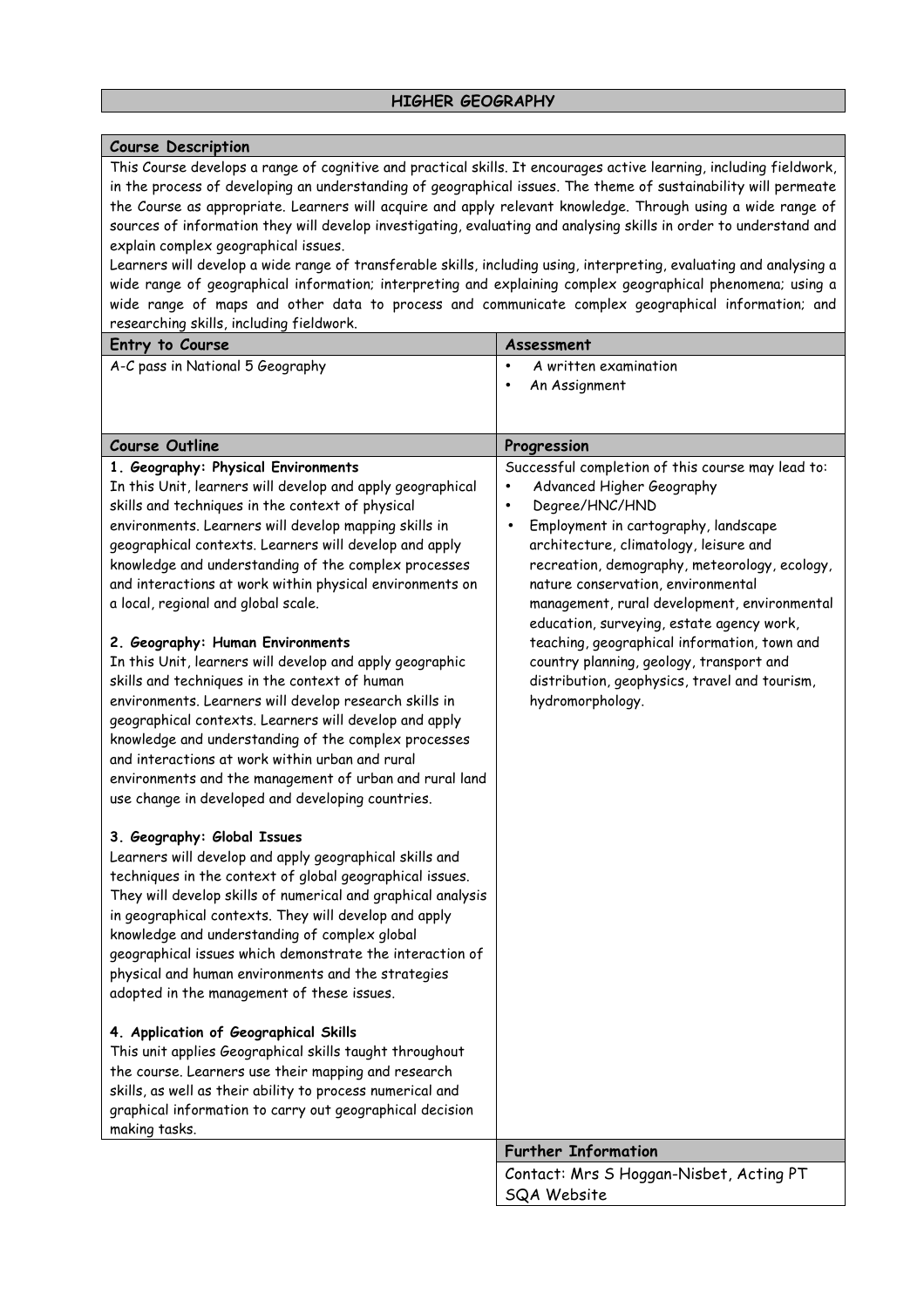# HIGHER GEOGRAPHY

## Course Description

This Course develops a range of cognitive and practical skills. It encourages active learning, including fieldwork, in the process of developing an understanding of geographical issues. The theme of sustainability will permeate the Course as appropriate. Learners will acquire and apply relevant knowledge. Through using a wide range of sources of information they will develop investigating, evaluating and analysing skills in order to understand and explain complex geographical issues.

Learners will develop a wide range of transferable skills, including using, interpreting, evaluating and analysing a wide range of geographical information; interpreting and explaining complex geographical phenomena; using a wide range of maps and other data to process and communicate complex geographical information; and researching skills, including fieldwork.

## Entry to Course

A-C pass in National 5 Geography

## Assessment

- A written examination
- An Assignment

## Course Outline

**1. Geography: Physical Environments**

In this Unit, learners will develop and apply geographical skills and techniques in the context of physical environments. Learners will develop mapping skills in geographical contexts. Learners will develop and apply knowledge and understanding of the complex processes and interactions at work within physical environments on a local, regional and global scale.

**2. Geography: Human Environments**

In this Unit, learners will develop and apply geographic skills and techniques in the context of human environments. Learners will develop research skills in geographical contexts. Learners will develop and apply knowledge and understanding of the complex processes and interactions at work within urban and rural environments and the management of urban and rural land use change in developed and developing countries.

**3. Geography: Global Issues**

Learners will develop and apply geographical skills and techniques in the context of global geographical issues. They will develop skills of numerical and graphical analysis in geographical contexts. They will develop and apply knowledge and understanding of complex global geographical issues which demonstrate the interaction of physical and human environments and the strategies adopted in the management of these issues.

**4. Application of Geographical Skills**

This unit applies Geographical skills taught throughout the course. Learners use their mapping and research skills, as well as their ability to process numerical and graphical information to carry out geographical decision making tasks.

## Progression

Successful completion of this course may lead to:

- Advanced Higher Geography
- Degree/HNC/HND
- Employment in cartography, landscape architecture, climatology, leisure and recreation, demography, meteorology, ecology, nature conservation, environmental management, rural development, environmental education, surveying, estate agency work, teaching, geographical information, town and country planning, geology, transport and distribution, geophysics, travel and tourism, hydromorphology.

## Further Information

Contact: Mrs S Hoggan-Nisbet, Acting PT

SQA Website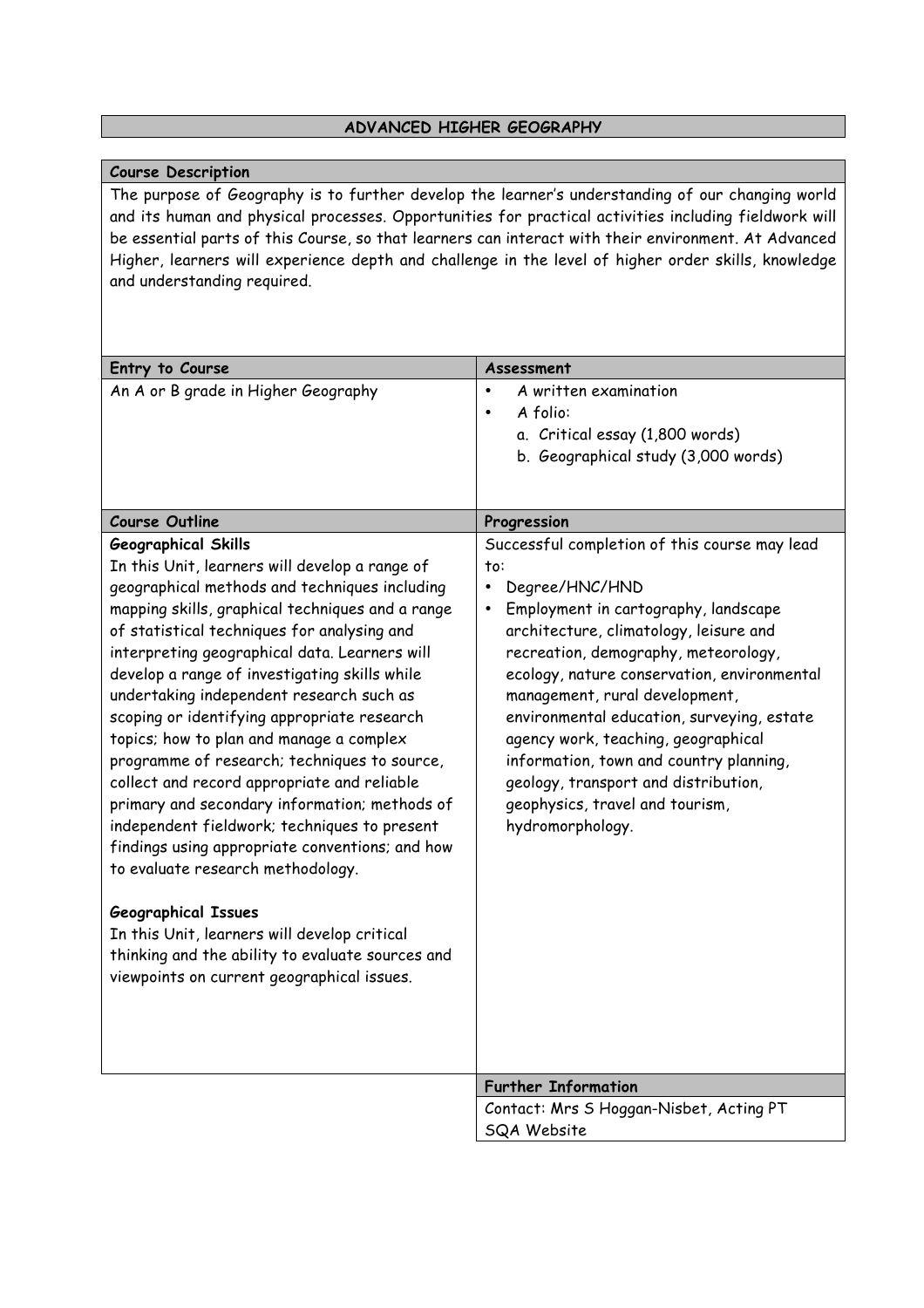# ADVANCED HIGHER GEOGRAPHY

## Course Description

The purpose of Geography is to further develop the learner's understanding of our changing world and its human and physical processes. Opportunities for practical activities including fieldwork will be essential parts of this Course, so that learners can interact with their environment. At Advanced Higher, learners will experience depth and challenge in the level of higher order skills, knowledge and understanding required.

## Entry to Course

An A or B grade in Higher Geography

## Assessment

- A written examination
- A folio:
  a. Critical essay (1,800 words)
  b. Geographical study (3,000 words)

## Course Outline

**Geographical Skills**

In this Unit, learners will develop a range of geographical methods and techniques including mapping skills, graphical techniques and a range of statistical techniques for analysing and interpreting geographical data. Learners will develop a range of investigating skills while undertaking independent research such as scoping or identifying appropriate research topics; how to plan and manage a complex programme of research; techniques to source, collect and record appropriate and reliable primary and secondary information; methods of independent fieldwork; techniques to present findings using appropriate conventions; and how to evaluate research methodology.

**Geographical Issues**

In this Unit, learners will develop critical thinking and the ability to evaluate sources and viewpoints on current geographical issues.

## Progression

Successful completion of this course may lead to:

- Degree/HNC/HND
- Employment in cartography, landscape architecture, climatology, leisure and recreation, demography, meteorology, ecology, nature conservation, environmental management, rural development, environmental education, surveying, estate agency work, teaching, geographical information, town and country planning, geology, transport and distribution, geophysics, travel and tourism, hydromorphology.

## Further Information

Contact: Mrs S Hoggan-Nisbet, Acting PT
SQA Website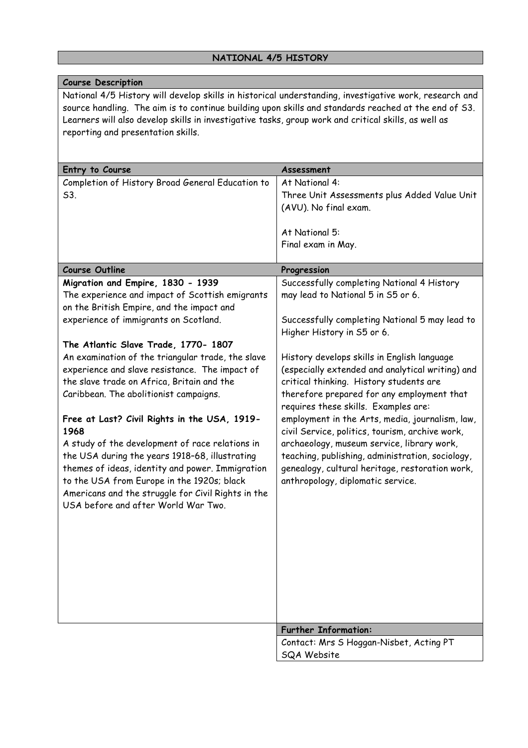# NATIONAL 4/5 HISTORY

## Course Description

National 4/5 History will develop skills in historical understanding, investigative work, research and source handling. The aim is to continue building upon skills and standards reached at the end of S3. Learners will also develop skills in investigative tasks, group work and critical skills, as well as reporting and presentation skills.

## Entry to Course

Completion of History Broad General Education to S3.

## Assessment

At National 4:
Three Unit Assessments plus Added Value Unit (AVU). No final exam.

At National 5:
Final exam in May.

## Course Outline

**Migration and Empire, 1830 - 1939**
The experience and impact of Scottish emigrants on the British Empire, and the impact and experience of immigrants on Scotland.

**The Atlantic Slave Trade, 1770- 1807**
An examination of the triangular trade, the slave experience and slave resistance. The impact of the slave trade on Africa, Britain and the Caribbean. The abolitionist campaigns.

**Free at Last? Civil Rights in the USA, 1919-1968**
A study of the development of race relations in the USA during the years 1918–68, illustrating themes of ideas, identity and power. Immigration to the USA from Europe in the 1920s; black Americans and the struggle for Civil Rights in the USA before and after World War Two.

## Progression

Successfully completing National 4 History may lead to National 5 in S5 or 6.

Successfully completing National 5 may lead to Higher History in S5 or 6.

History develops skills in English language (especially extended and analytical writing) and critical thinking. History students are therefore prepared for any employment that requires these skills. Examples are: employment in the Arts, media, journalism, law, civil Service, politics, tourism, archive work, archaeology, museum service, library work, teaching, publishing, administration, sociology, genealogy, cultural heritage, restoration work, anthropology, diplomatic service.

## Further Information:

Contact: Mrs S Hoggan-Nisbet, Acting PT
SQA Website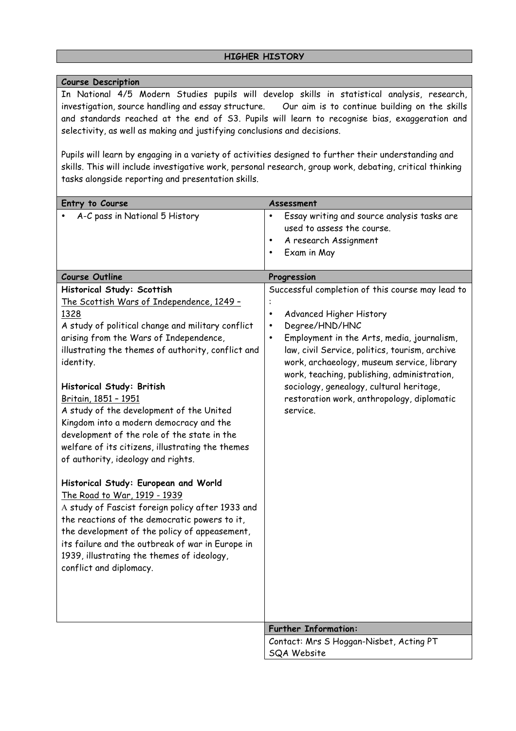# HIGHER HISTORY

## Course Description

In National 4/5 Modern Studies pupils will develop skills in statistical analysis, research, investigation, source handling and essay structure. Our aim is to continue building on the skills and standards reached at the end of S3. Pupils will learn to recognise bias, exaggeration and selectivity, as well as making and justifying conclusions and decisions.

Pupils will learn by engaging in a variety of activities designed to further their understanding and skills. This will include investigative work, personal research, group work, debating, critical thinking tasks alongside reporting and presentation skills.

| Entry to Course | Assessment |
|---|---|
| • A-C pass in National 5 History | • Essay writing and source analysis tasks are used to assess the course.<br>• A research Assignment<br>• Exam in May |

| Course Outline | Progression |
|---|---|
| **Historical Study: Scottish**<br>The Scottish Wars of Independence, 1249 – 1328<br>A study of political change and military conflict arising from the Wars of Independence, illustrating the themes of authority, conflict and identity.<br><br>**Historical Study: British**<br>Britain, 1851 – 1951<br>A study of the development of the United Kingdom into a modern democracy and the development of the role of the state in the welfare of its citizens, illustrating the themes of authority, ideology and rights.<br><br>**Historical Study: European and World**<br>The Road to War, 1919 - 1939<br>A study of Fascist foreign policy after 1933 and the reactions of the democratic powers to it, the development of the policy of appeasement, its failure and the outbreak of war in Europe in 1939, illustrating the themes of ideology, conflict and diplomacy. | Successful completion of this course may lead to :<br>• Advanced Higher History<br>• Degree/HND/HNC<br>• Employment in the Arts, media, journalism, law, civil Service, politics, tourism, archive work, archaeology, museum service, library work, teaching, publishing, administration, sociology, genealogy, cultural heritage, restoration work, anthropology, diplomatic service. |

| Further Information: |
|---|
| Contact: Mrs S Hoggan-Nisbet, Acting PT<br>SQA Website |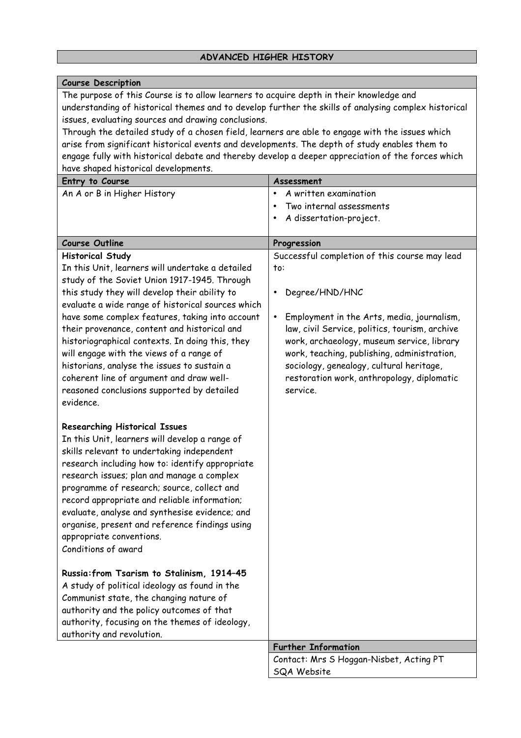## ADVANCED HIGHER HISTORY

### Course Description

The purpose of this Course is to allow learners to acquire depth in their knowledge and understanding of historical themes and to develop further the skills of analysing complex historical issues, evaluating sources and drawing conclusions.

Through the detailed study of a chosen field, learners are able to engage with the issues which arise from significant historical events and developments. The depth of study enables them to engage fully with historical debate and thereby develop a deeper appreciation of the forces which have shaped historical developments.

| Entry to Course | Assessment |
| --- | --- |
| An A or B in Higher History | • A written examination<br>• Two internal assessments<br>• A dissertation-project. |

| Course Outline | Progression |
| --- | --- |
| **Historical Study**<br>In this Unit, learners will undertake a detailed study of the Soviet Union 1917-1945. Through this study they will develop their ability to evaluate a wide range of historical sources which have some complex features, taking into account their provenance, content and historical and historiographical contexts. In doing this, they will engage with the views of a range of historians, analyse the issues to sustain a coherent line of argument and draw well-reasoned conclusions supported by detailed evidence.<br><br>**Researching Historical Issues**<br>In this Unit, learners will develop a range of skills relevant to undertaking independent research including how to: identify appropriate research issues; plan and manage a complex programme of research; source, collect and record appropriate and reliable information; evaluate, analyse and synthesise evidence; and organise, present and reference findings using appropriate conventions.<br>Conditions of award<br><br>**Russia:from Tsarism to Stalinism, 1914–45**<br>A study of political ideology as found in the Communist state, the changing nature of authority and the policy outcomes of that authority, focusing on the themes of ideology, authority and revolution. | Successful completion of this course may lead to:<br><br>• Degree/HND/HNC<br><br>• Employment in the Arts, media, journalism, law, civil Service, politics, tourism, archive work, archaeology, museum service, library work, teaching, publishing, administration, sociology, genealogy, cultural heritage, restoration work, anthropology, diplomatic service. |

| Further Information |
| --- |
| Contact: Mrs S Hoggan-Nisbet, Acting PT<br>SQA Website |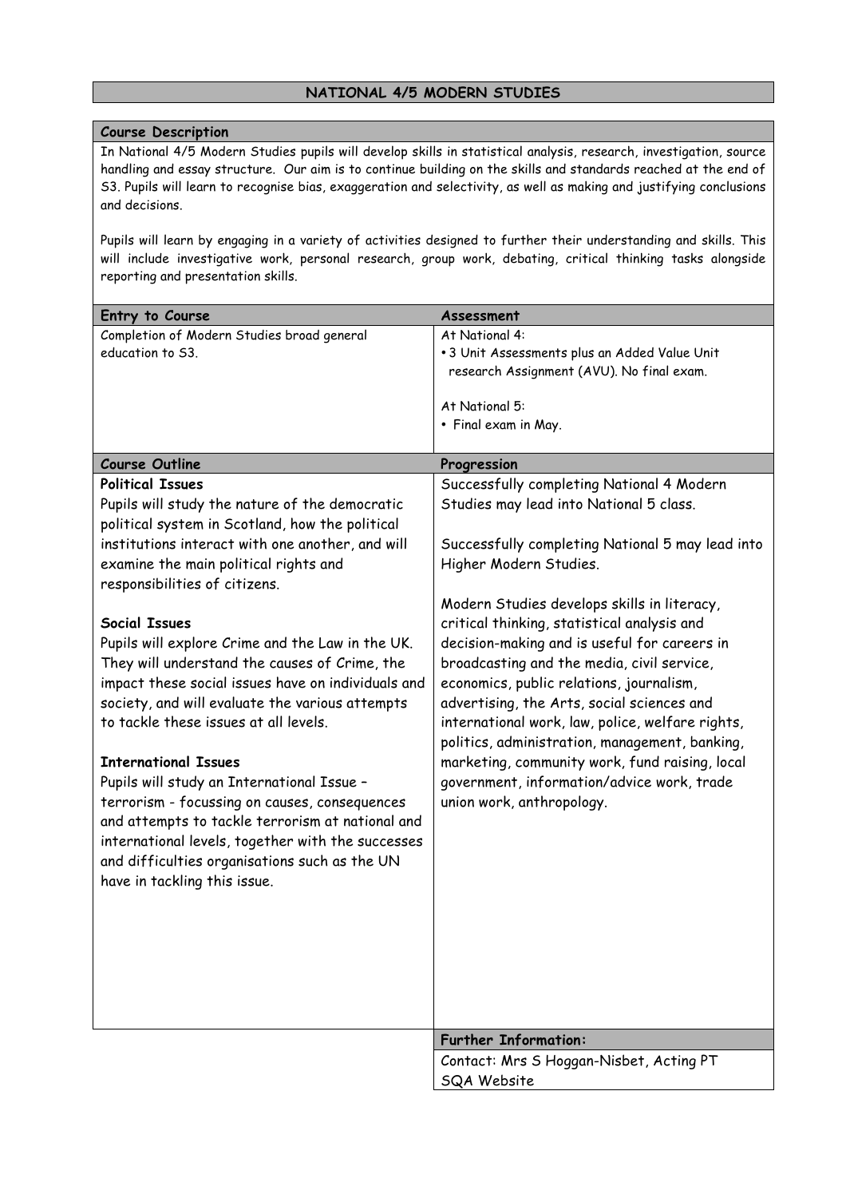# NATIONAL 4/5 MODERN STUDIES

## Course Description

In National 4/5 Modern Studies pupils will develop skills in statistical analysis, research, investigation, source handling and essay structure. Our aim is to continue building on the skills and standards reached at the end of S3. Pupils will learn to recognise bias, exaggeration and selectivity, as well as making and justifying conclusions and decisions.

Pupils will learn by engaging in a variety of activities designed to further their understanding and skills. This will include investigative work, personal research, group work, debating, critical thinking tasks alongside reporting and presentation skills.

## Entry to Course

Completion of Modern Studies broad general education to S3.

## Assessment

At National 4:

- 3 Unit Assessments plus an Added Value Unit research Assignment (AVU). No final exam.

At National 5:

- Final exam in May.

## Course Outline

**Political Issues**

Pupils will study the nature of the democratic political system in Scotland, how the political institutions interact with one another, and will examine the main political rights and responsibilities of citizens.

**Social Issues**

Pupils will explore Crime and the Law in the UK. They will understand the causes of Crime, the impact these social issues have on individuals and society, and will evaluate the various attempts to tackle these issues at all levels.

**International Issues**

Pupils will study an International Issue – terrorism - focussing on causes, consequences and attempts to tackle terrorism at national and international levels, together with the successes and difficulties organisations such as the UN have in tackling this issue.

## Progression

Successfully completing National 4 Modern Studies may lead into National 5 class.

Successfully completing National 5 may lead into Higher Modern Studies.

Modern Studies develops skills in literacy, critical thinking, statistical analysis and decision-making and is useful for careers in broadcasting and the media, civil service, economics, public relations, journalism, advertising, the Arts, social sciences and international work, law, police, welfare rights, politics, administration, management, banking, marketing, community work, fund raising, local government, information/advice work, trade union work, anthropology.

## Further Information:

Contact: Mrs S Hoggan-Nisbet, Acting PT

SQA Website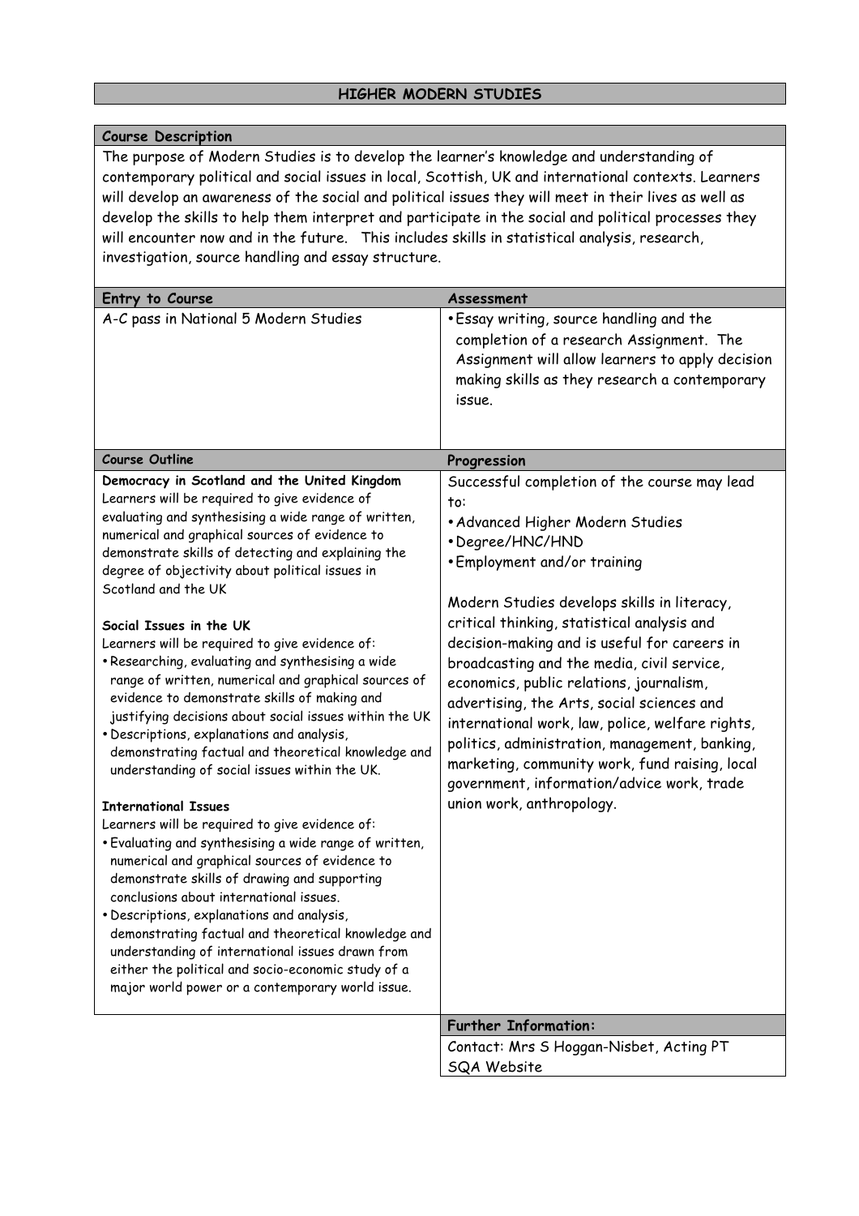# HIGHER MODERN STUDIES

## Course Description

The purpose of Modern Studies is to develop the learner's knowledge and understanding of contemporary political and social issues in local, Scottish, UK and international contexts. Learners will develop an awareness of the social and political issues they will meet in their lives as well as develop the skills to help them interpret and participate in the social and political processes they will encounter now and in the future. This includes skills in statistical analysis, research, investigation, source handling and essay structure.

## Entry to Course

A-C pass in National 5 Modern Studies

## Assessment

- Essay writing, source handling and the completion of a research Assignment. The Assignment will allow learners to apply decision making skills as they research a contemporary issue.

## Course Outline

**Democracy in Scotland and the United Kingdom**

Learners will be required to give evidence of evaluating and synthesising a wide range of written, numerical and graphical sources of evidence to demonstrate skills of detecting and explaining the degree of objectivity about political issues in Scotland and the UK

**Social Issues in the UK**

Learners will be required to give evidence of:

- Researching, evaluating and synthesising a wide range of written, numerical and graphical sources of evidence to demonstrate skills of making and justifying decisions about social issues within the UK
- Descriptions, explanations and analysis, demonstrating factual and theoretical knowledge and understanding of social issues within the UK.

**International Issues**

Learners will be required to give evidence of:

- Evaluating and synthesising a wide range of written, numerical and graphical sources of evidence to demonstrate skills of drawing and supporting conclusions about international issues.
- Descriptions, explanations and analysis, demonstrating factual and theoretical knowledge and understanding of international issues drawn from either the political and socio-economic study of a major world power or a contemporary world issue.

## Progression

Successful completion of the course may lead to:

- Advanced Higher Modern Studies
- Degree/HNC/HND
- Employment and/or training

Modern Studies develops skills in literacy, critical thinking, statistical analysis and decision-making and is useful for careers in broadcasting and the media, civil service, economics, public relations, journalism, advertising, the Arts, social sciences and international work, law, police, welfare rights, politics, administration, management, banking, marketing, community work, fund raising, local government, information/advice work, trade union work, anthropology.

## Further Information:

Contact: Mrs S Hoggan-Nisbet, Acting PT

SQA Website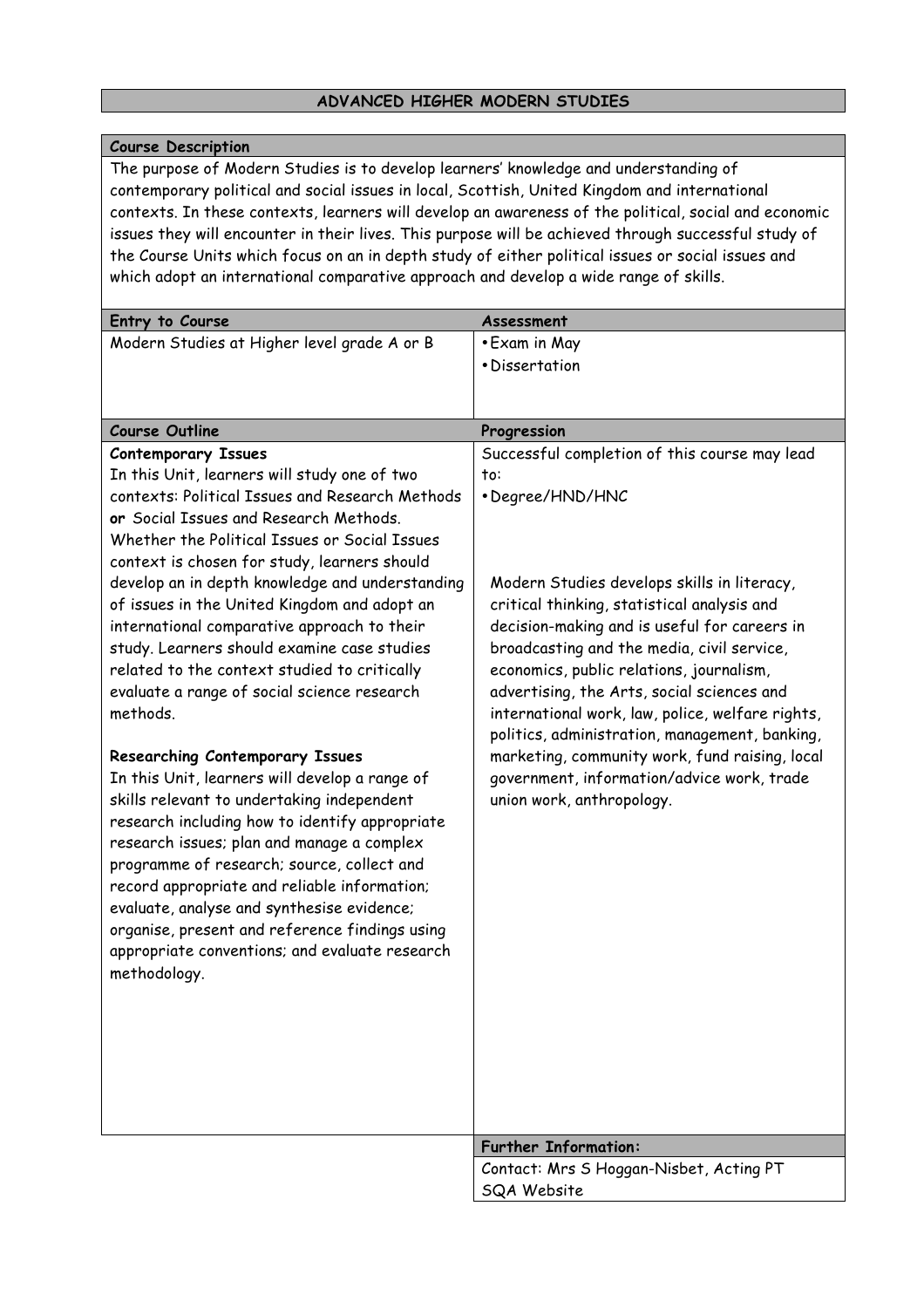# ADVANCED HIGHER MODERN STUDIES

## Course Description

The purpose of Modern Studies is to develop learners' knowledge and understanding of contemporary political and social issues in local, Scottish, United Kingdom and international contexts. In these contexts, learners will develop an awareness of the political, social and economic issues they will encounter in their lives. This purpose will be achieved through successful study of the Course Units which focus on an in depth study of either political issues or social issues and which adopt an international comparative approach and develop a wide range of skills.

## Entry to Course

Modern Studies at Higher level grade A or B

## Assessment

- Exam in May
- Dissertation

## Course Outline

**Contemporary Issues**

In this Unit, learners will study one of two contexts: Political Issues and Research Methods **or** Social Issues and Research Methods. Whether the Political Issues or Social Issues context is chosen for study, learners should develop an in depth knowledge and understanding of issues in the United Kingdom and adopt an international comparative approach to their study. Learners should examine case studies related to the context studied to critically evaluate a range of social science research methods.

**Researching Contemporary Issues**

In this Unit, learners will develop a range of skills relevant to undertaking independent research including how to identify appropriate research issues; plan and manage a complex programme of research; source, collect and record appropriate and reliable information; evaluate, analyse and synthesise evidence; organise, present and reference findings using appropriate conventions; and evaluate research methodology.

## Progression

Successful completion of this course may lead to:

- Degree/HND/HNC

Modern Studies develops skills in literacy, critical thinking, statistical analysis and decision-making and is useful for careers in broadcasting and the media, civil service, economics, public relations, journalism, advertising, the Arts, social sciences and international work, law, police, welfare rights, politics, administration, management, banking, marketing, community work, fund raising, local government, information/advice work, trade union work, anthropology.

## Further Information:

Contact: Mrs S Hoggan-Nisbet, Acting PT

SQA Website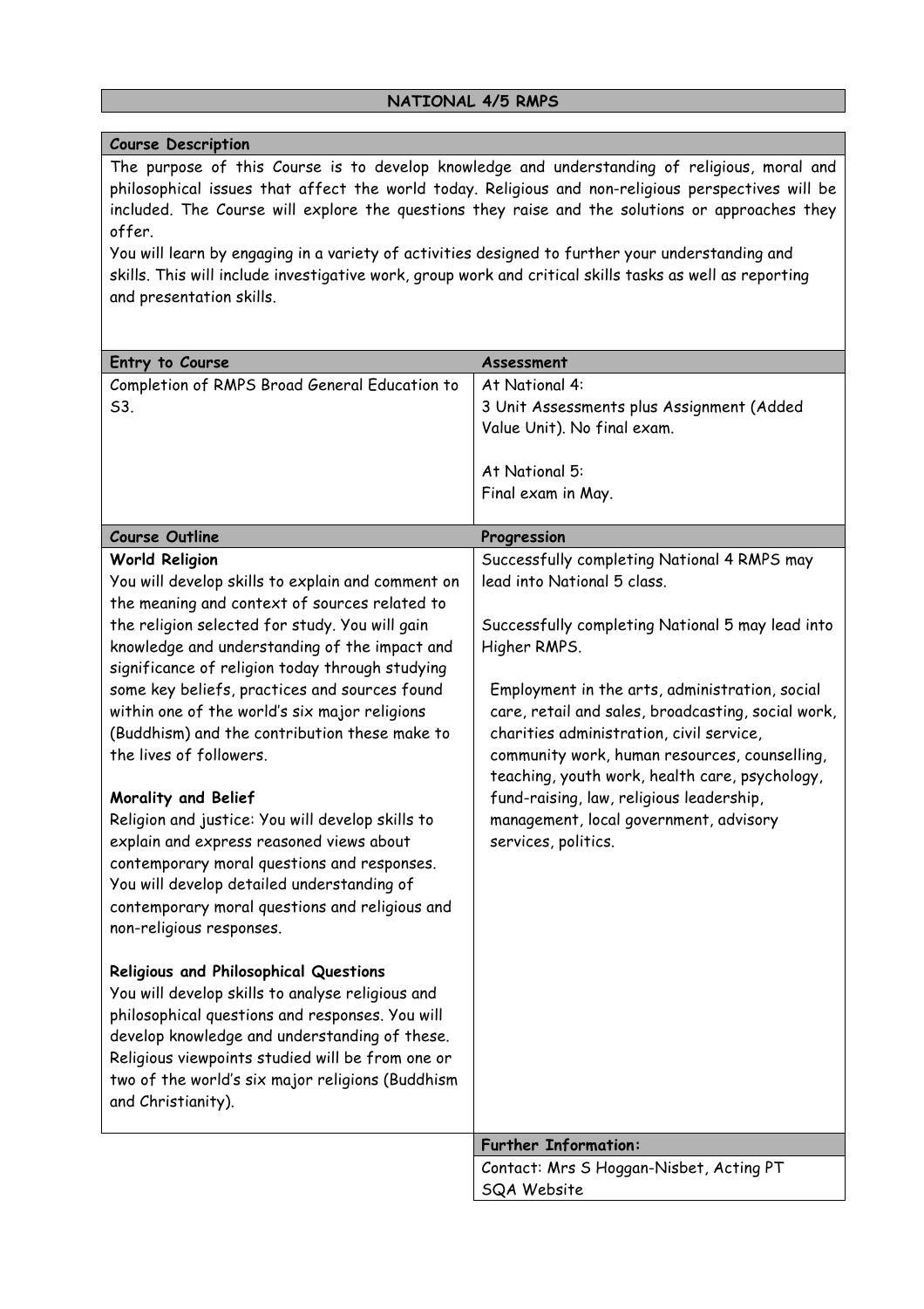## NATIONAL 4/5 RMPS

### Course Description

The purpose of this Course is to develop knowledge and understanding of religious, moral and philosophical issues that affect the world today. Religious and non-religious perspectives will be included. The Course will explore the questions they raise and the solutions or approaches they offer.

You will learn by engaging in a variety of activities designed to further your understanding and skills. This will include investigative work, group work and critical skills tasks as well as reporting and presentation skills.

| Entry to Course | Assessment |
|---|---|
| Completion of RMPS Broad General Education to S3. | At National 4:<br>3 Unit Assessments plus Assignment (Added Value Unit). No final exam.<br><br>At National 5:<br>Final exam in May. |

| Course Outline | Progression |
|---|---|
| **World Religion**<br>You will develop skills to explain and comment on the meaning and context of sources related to the religion selected for study. You will gain knowledge and understanding of the impact and significance of religion today through studying some key beliefs, practices and sources found within one of the world's six major religions (Buddhism) and the contribution these make to the lives of followers.<br><br>**Morality and Belief**<br>Religion and justice: You will develop skills to explain and express reasoned views about contemporary moral questions and responses. You will develop detailed understanding of contemporary moral questions and religious and non-religious responses.<br><br>**Religious and Philosophical Questions**<br>You will develop skills to analyse religious and philosophical questions and responses. You will develop knowledge and understanding of these. Religious viewpoints studied will be from one or two of the world's six major religions (Buddhism and Christianity). | Successfully completing National 4 RMPS may lead into National 5 class.<br><br>Successfully completing National 5 may lead into Higher RMPS.<br><br>Employment in the arts, administration, social care, retail and sales, broadcasting, social work, charities administration, civil service, community work, human resources, counselling, teaching, youth work, health care, psychology, fund-raising, law, religious leadership, management, local government, advisory services, politics. |

| Further Information: |
|---|
| Contact: Mrs S Hoggan-Nisbet, Acting PT<br>SQA Website |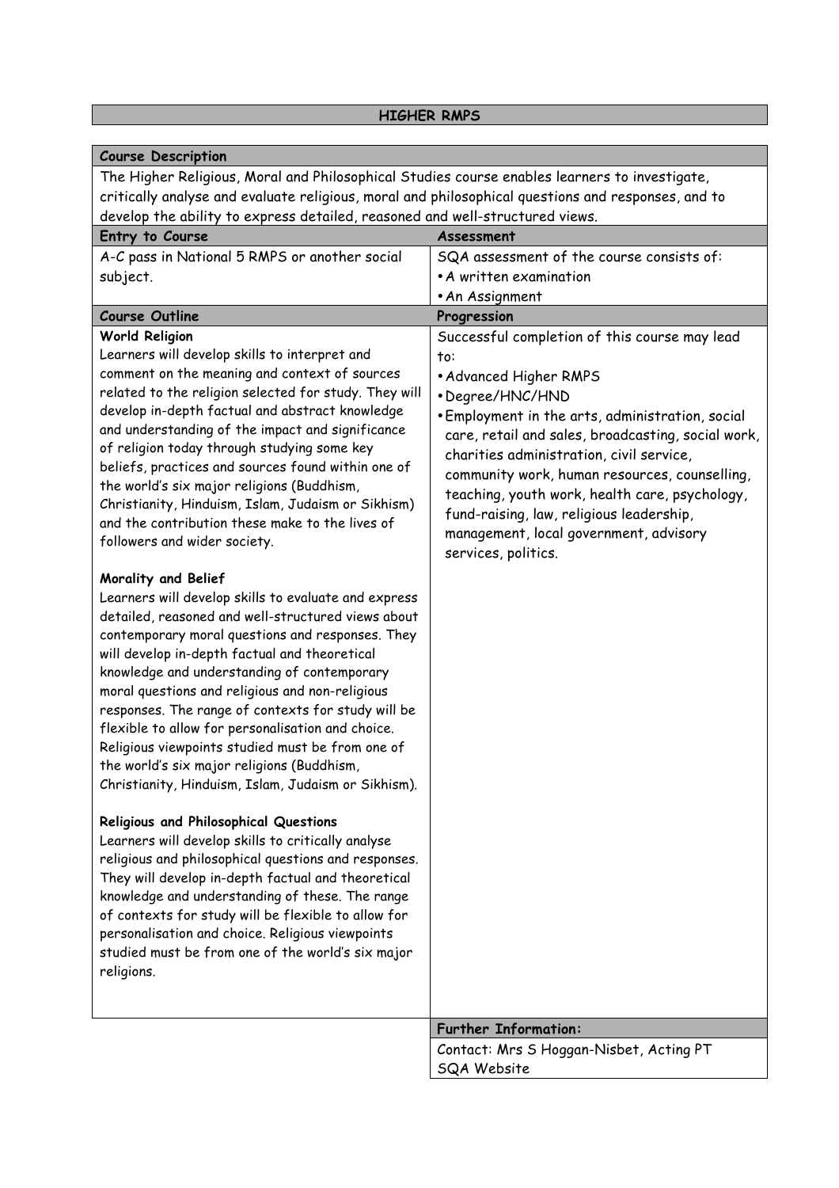# HIGHER RMPS

## Course Description

The Higher Religious, Moral and Philosophical Studies course enables learners to investigate, critically analyse and evaluate religious, moral and philosophical questions and responses, and to develop the ability to express detailed, reasoned and well-structured views.

## Entry to Course

A-C pass in National 5 RMPS or another social subject.

## Assessment

SQA assessment of the course consists of:

- A written examination
- An Assignment

## Course Outline

**World Religion**

Learners will develop skills to interpret and comment on the meaning and context of sources related to the religion selected for study. They will develop in-depth factual and abstract knowledge and understanding of the impact and significance of religion today through studying some key beliefs, practices and sources found within one of the world's six major religions (Buddhism, Christianity, Hinduism, Islam, Judaism or Sikhism) and the contribution these make to the lives of followers and wider society.

**Morality and Belief**

Learners will develop skills to evaluate and express detailed, reasoned and well-structured views about contemporary moral questions and responses. They will develop in-depth factual and theoretical knowledge and understanding of contemporary moral questions and religious and non-religious responses. The range of contexts for study will be flexible to allow for personalisation and choice. Religious viewpoints studied must be from one of the world's six major religions (Buddhism, Christianity, Hinduism, Islam, Judaism or Sikhism).

**Religious and Philosophical Questions**

Learners will develop skills to critically analyse religious and philosophical questions and responses. They will develop in-depth factual and theoretical knowledge and understanding of these. The range of contexts for study will be flexible to allow for personalisation and choice. Religious viewpoints studied must be from one of the world's six major religions.

## Progression

Successful completion of this course may lead to:

- Advanced Higher RMPS
- Degree/HNC/HND
- Employment in the arts, administration, social care, retail and sales, broadcasting, social work, charities administration, civil service, community work, human resources, counselling, teaching, youth work, health care, psychology, fund-raising, law, religious leadership, management, local government, advisory services, politics.

## Further Information:

Contact: Mrs S Hoggan-Nisbet, Acting PT
SQA Website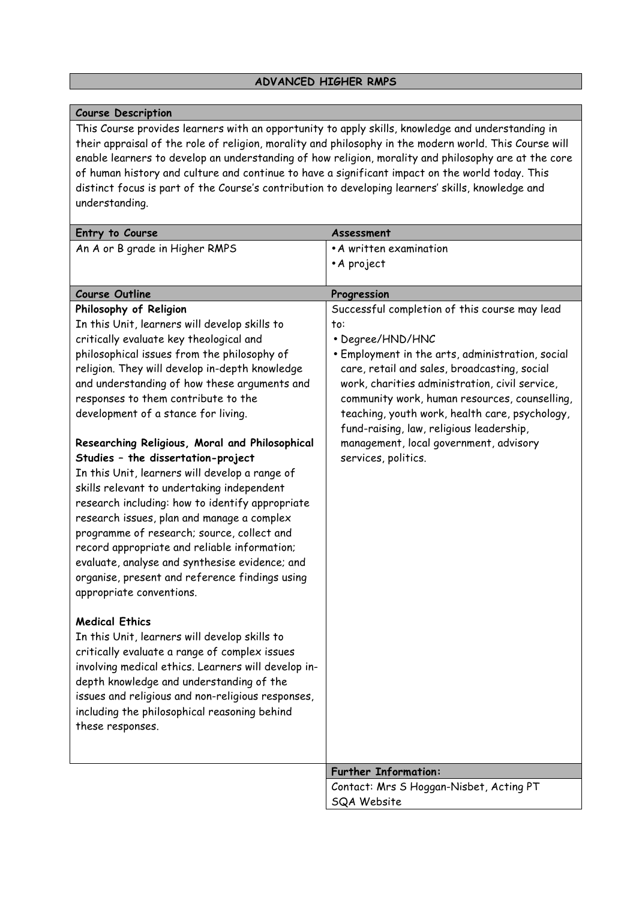## ADVANCED HIGHER RMPS

**Course Description**

This Course provides learners with an opportunity to apply skills, knowledge and understanding in their appraisal of the role of religion, morality and philosophy in the modern world. This Course will enable learners to develop an understanding of how religion, morality and philosophy are at the core of human history and culture and continue to have a significant impact on the world today. This distinct focus is part of the Course's contribution to developing learners' skills, knowledge and understanding.

| Entry to Course | Assessment |
|---|---|
| An A or B grade in Higher RMPS | • A written examination<br>• A project |

**Course Outline**

**Philosophy of Religion**

In this Unit, learners will develop skills to critically evaluate key theological and philosophical issues from the philosophy of religion. They will develop in-depth knowledge and understanding of how these arguments and responses to them contribute to the development of a stance for living.

**Researching Religious, Moral and Philosophical Studies – the dissertation-project**

In this Unit, learners will develop a range of skills relevant to undertaking independent research including: how to identify appropriate research issues, plan and manage a complex programme of research; source, collect and record appropriate and reliable information; evaluate, analyse and synthesise evidence; and organise, present and reference findings using appropriate conventions.

**Medical Ethics**

In this Unit, learners will develop skills to critically evaluate a range of complex issues involving medical ethics. Learners will develop in-depth knowledge and understanding of the issues and religious and non-religious responses, including the philosophical reasoning behind these responses.

**Progression**

Successful completion of this course may lead to:

- Degree/HND/HNC
- Employment in the arts, administration, social care, retail and sales, broadcasting, social work, charities administration, civil service, community work, human resources, counselling, teaching, youth work, health care, psychology, fund-raising, law, religious leadership, management, local government, advisory services, politics.

**Further Information:**

Contact: Mrs S Hoggan-Nisbet, Acting PT
SQA Website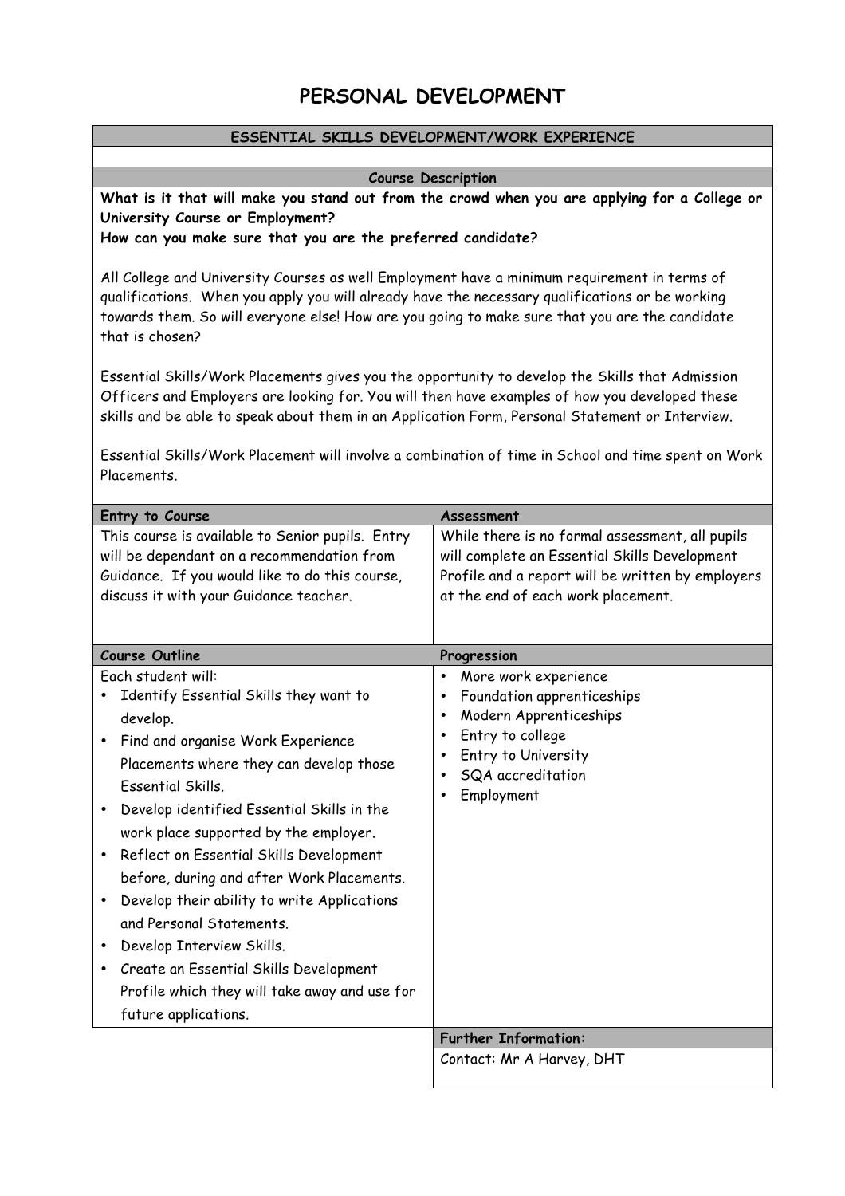# PERSONAL DEVELOPMENT

## ESSENTIAL SKILLS DEVELOPMENT/WORK EXPERIENCE

### Course Description

**What is it that will make you stand out from the crowd when you are applying for a College or University Course or Employment?**
**How can you make sure that you are the preferred candidate?**

All College and University Courses as well Employment have a minimum requirement in terms of qualifications. When you apply you will already have the necessary qualifications or be working towards them. So will everyone else! How are you going to make sure that you are the candidate that is chosen?

Essential Skills/Work Placements gives you the opportunity to develop the Skills that Admission Officers and Employers are looking for. You will then have examples of how you developed these skills and be able to speak about them in an Application Form, Personal Statement or Interview.

Essential Skills/Work Placement will involve a combination of time in School and time spent on Work Placements.

### Entry to Course

This course is available to Senior pupils. Entry will be dependant on a recommendation from Guidance. If you would like to do this course, discuss it with your Guidance teacher.

### Assessment

While there is no formal assessment, all pupils will complete an Essential Skills Development Profile and a report will be written by employers at the end of each work placement.

### Course Outline

Each student will:

- Identify Essential Skills they want to develop.
- Find and organise Work Experience Placements where they can develop those Essential Skills.
- Develop identified Essential Skills in the work place supported by the employer.
- Reflect on Essential Skills Development before, during and after Work Placements.
- Develop their ability to write Applications and Personal Statements.
- Develop Interview Skills.
- Create an Essential Skills Development Profile which they will take away and use for future applications.

### Progression

- More work experience
- Foundation apprenticeships
- Modern Apprenticeships
- Entry to college
- Entry to University
- SQA accreditation
- Employment

### Further Information:

Contact: Mr A Harvey, DHT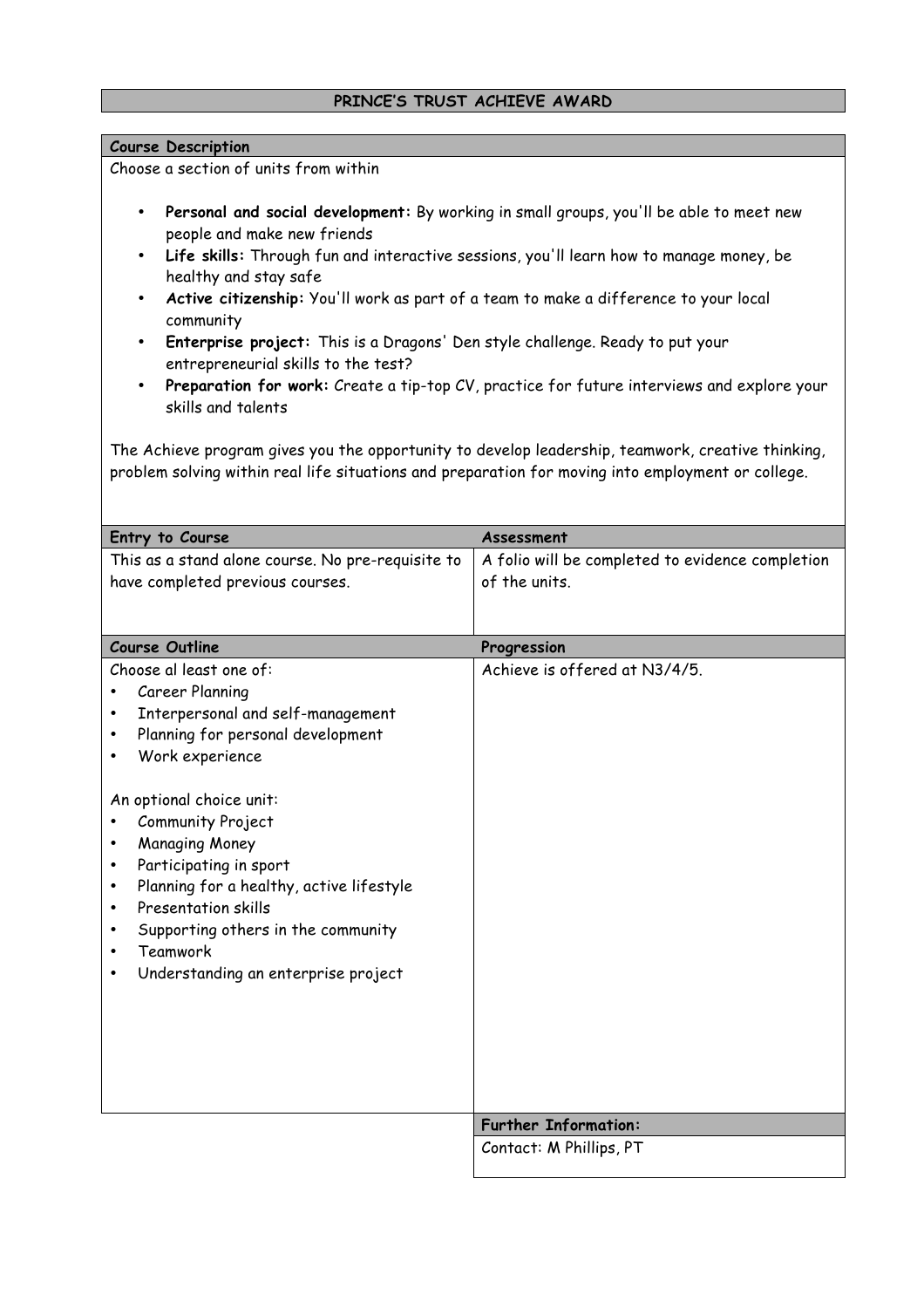# PRINCE'S TRUST ACHIEVE AWARD

## Course Description

Choose a section of units from within

- **Personal and social development:** By working in small groups, you'll be able to meet new people and make new friends
- **Life skills:** Through fun and interactive sessions, you'll learn how to manage money, be healthy and stay safe
- **Active citizenship:** You'll work as part of a team to make a difference to your local community
- **Enterprise project:** This is a Dragons' Den style challenge. Ready to put your entrepreneurial skills to the test?
- **Preparation for work:** Create a tip-top CV, practice for future interviews and explore your skills and talents

The Achieve program gives you the opportunity to develop leadership, teamwork, creative thinking, problem solving within real life situations and preparation for moving into employment or college.

## Entry to Course

This as a stand alone course. No pre-requisite to have completed previous courses.

## Assessment

A folio will be completed to evidence completion of the units.

## Course Outline

Choose al least one of:

- Career Planning
- Interpersonal and self-management
- Planning for personal development
- Work experience

An optional choice unit:

- Community Project
- Managing Money
- Participating in sport
- Planning for a healthy, active lifestyle
- Presentation skills
- Supporting others in the community
- Teamwork
- Understanding an enterprise project

## Progression

Achieve is offered at N3/4/5.

## Further Information:

Contact: M Phillips, PT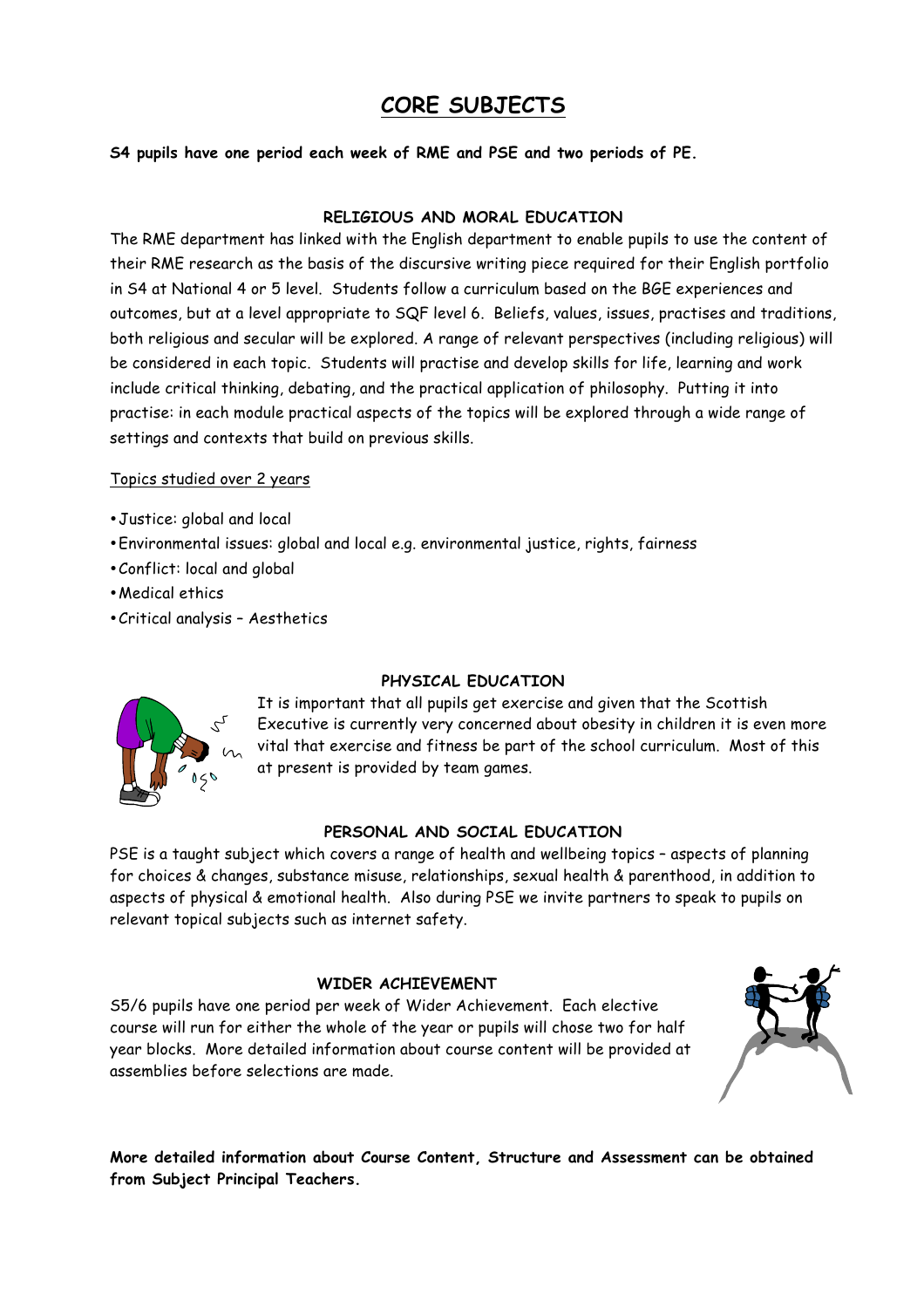# CORE SUBJECTS

**S4 pupils have one period each week of RME and PSE and two periods of PE.**

### RELIGIOUS AND MORAL EDUCATION

The RME department has linked with the English department to enable pupils to use the content of their RME research as the basis of the discursive writing piece required for their English portfolio in S4 at National 4 or 5 level. Students follow a curriculum based on the BGE experiences and outcomes, but at a level appropriate to SQF level 6. Beliefs, values, issues, practises and traditions, both religious and secular will be explored. A range of relevant perspectives (including religious) will be considered in each topic. Students will practise and develop skills for life, learning and work include critical thinking, debating, and the practical application of philosophy. Putting it into practise: in each module practical aspects of the topics will be explored through a wide range of settings and contexts that build on previous skills.

Topics studied over 2 years

- Justice: global and local
- Environmental issues: global and local e.g. environmental justice, rights, fairness
- Conflict: local and global
- Medical ethics
- Critical analysis – Aesthetics

### PHYSICAL EDUCATION

It is important that all pupils get exercise and given that the Scottish Executive is currently very concerned about obesity in children it is even more vital that exercise and fitness be part of the school curriculum. Most of this at present is provided by team games.

### PERSONAL AND SOCIAL EDUCATION

PSE is a taught subject which covers a range of health and wellbeing topics – aspects of planning for choices & changes, substance misuse, relationships, sexual health & parenthood, in addition to aspects of physical & emotional health. Also during PSE we invite partners to speak to pupils on relevant topical subjects such as internet safety.

### WIDER ACHIEVEMENT

S5/6 pupils have one period per week of Wider Achievement. Each elective course will run for either the whole of the year or pupils will chose two for half year blocks. More detailed information about course content will be provided at assemblies before selections are made.

**More detailed information about Course Content, Structure and Assessment can be obtained from Subject Principal Teachers.**